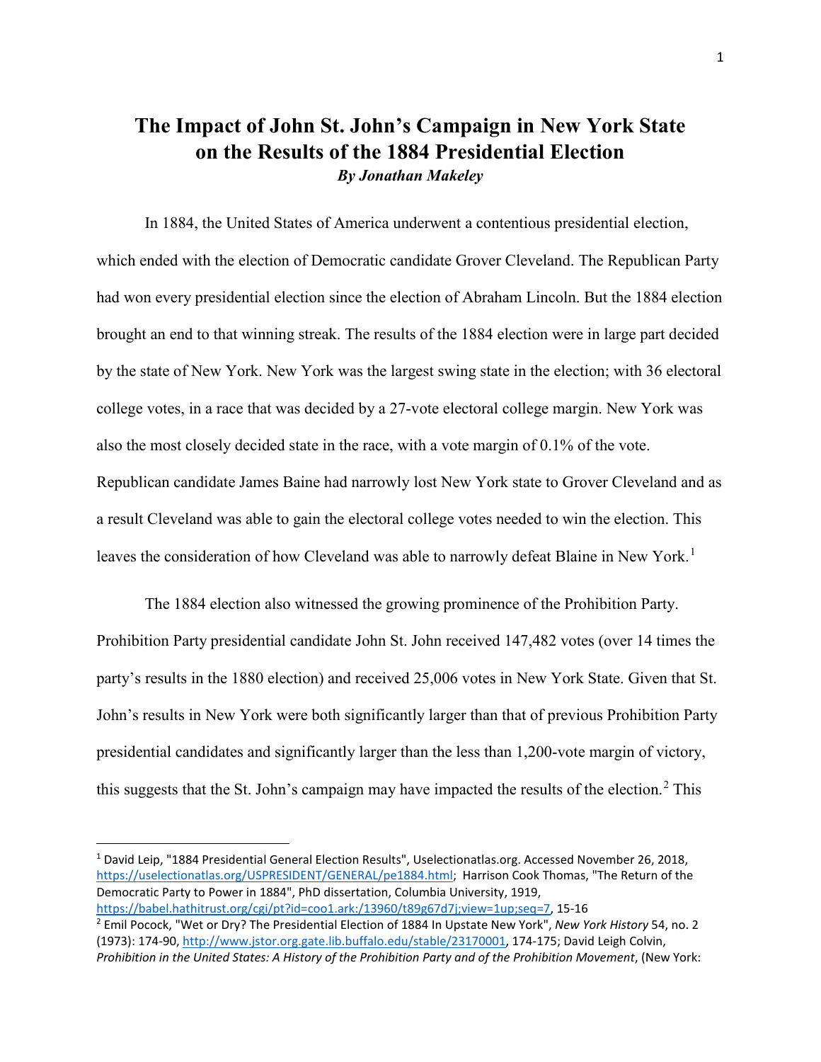# The Impact of John St. John's Campaign in New York State on the Results of the 1884 Presidential Election

***By Jonathan Makeley***

In 1884, the United States of America underwent a contentious presidential election, which ended with the election of Democratic candidate Grover Cleveland. The Republican Party had won every presidential election since the election of Abraham Lincoln. But the 1884 election brought an end to that winning streak. The results of the 1884 election were in large part decided by the state of New York. New York was the largest swing state in the election; with 36 electoral college votes, in a race that was decided by a 27-vote electoral college margin. New York was also the most closely decided state in the race, with a vote margin of 0.1% of the vote. Republican candidate James Baine had narrowly lost New York state to Grover Cleveland and as a result Cleveland was able to gain the electoral college votes needed to win the election. This leaves the consideration of how Cleveland was able to narrowly defeat Blaine in New York.[1]

The 1884 election also witnessed the growing prominence of the Prohibition Party. Prohibition Party presidential candidate John St. John received 147,482 votes (over 14 times the party's results in the 1880 election) and received 25,006 votes in New York State. Given that St. John's results in New York were both significantly larger than that of previous Prohibition Party presidential candidates and significantly larger than the less than 1,200-vote margin of victory, this suggests that the St. John's campaign may have impacted the results of the election.[2] This

---

[1] David Leip, "1884 Presidential General Election Results", Uselectionatlas.org. Accessed November 26, 2018, https://uselectionatlas.org/USPRESIDENT/GENERAL/pe1884.html; Harrison Cook Thomas, "The Return of the Democratic Party to Power in 1884", PhD dissertation, Columbia University, 1919, https://babel.hathitrust.org/cgi/pt?id=coo1.ark:/13960/t89g67d7j;view=1up;seq=7, 15-16

[2] Emil Pocock, "Wet or Dry? The Presidential Election of 1884 In Upstate New York", *New York History* 54, no. 2 (1973): 174-90, http://www.jstor.org.gate.lib.buffalo.edu/stable/23170001, 174-175; David Leigh Colvin, *Prohibition in the United States: A History of the Prohibition Party and of the Prohibition Movement*, (New York: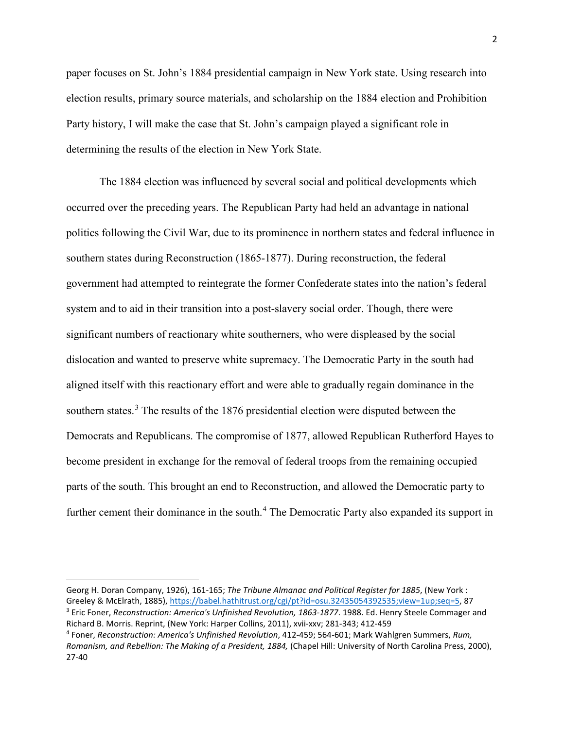paper focuses on St. John's 1884 presidential campaign in New York state. Using research into election results, primary source materials, and scholarship on the 1884 election and Prohibition Party history, I will make the case that St. John's campaign played a significant role in determining the results of the election in New York State.

The 1884 election was influenced by several social and political developments which occurred over the preceding years. The Republican Party had held an advantage in national politics following the Civil War, due to its prominence in northern states and federal influence in southern states during Reconstruction (1865-1877). During reconstruction, the federal government had attempted to reintegrate the former Confederate states into the nation's federal system and to aid in their transition into a post-slavery social order. Though, there were significant numbers of reactionary white southerners, who were displeased by the social dislocation and wanted to preserve white supremacy. The Democratic Party in the south had aligned itself with this reactionary effort and were able to gradually regain dominance in the southern states.[3] The results of the 1876 presidential election were disputed between the Democrats and Republicans. The compromise of 1877, allowed Republican Rutherford Hayes to become president in exchange for the removal of federal troops from the remaining occupied parts of the south. This brought an end to Reconstruction, and allowed the Democratic party to further cement their dominance in the south.[4] The Democratic Party also expanded its support in

---

Georg H. Doran Company, 1926), 161-165; *The Tribune Almanac and Political Register for 1885*, (New York : Greeley & McElrath, 1885), https://babel.hathitrust.org/cgi/pt?id=osu.32435054392535;view=1up;seq=5, 87

[3] Eric Foner, *Reconstruction: America's Unfinished Revolution, 1863-1877*. 1988. Ed. Henry Steele Commager and Richard B. Morris. Reprint, (New York: Harper Collins, 2011), xvii-xxv; 281-343; 412-459

[4] Foner, *Reconstruction: America's Unfinished Revolution*, 412-459; 564-601; Mark Wahlgren Summers, *Rum, Romanism, and Rebellion: The Making of a President, 1884,* (Chapel Hill: University of North Carolina Press, 2000), 27-40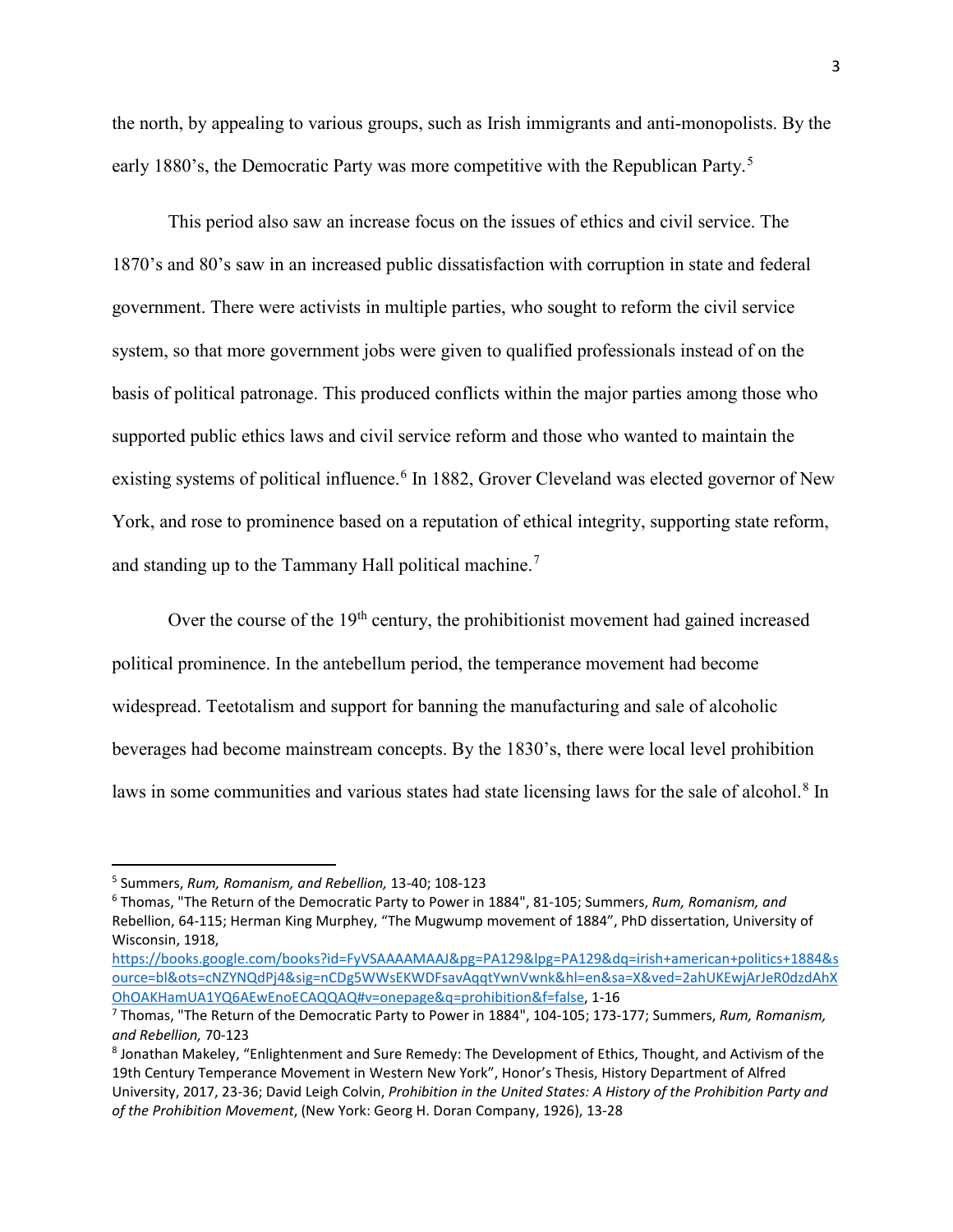the north, by appealing to various groups, such as Irish immigrants and anti-monopolists. By the early 1880's, the Democratic Party was more competitive with the Republican Party.[5]

This period also saw an increase focus on the issues of ethics and civil service. The 1870's and 80's saw in an increased public dissatisfaction with corruption in state and federal government. There were activists in multiple parties, who sought to reform the civil service system, so that more government jobs were given to qualified professionals instead of on the basis of political patronage. This produced conflicts within the major parties among those who supported public ethics laws and civil service reform and those who wanted to maintain the existing systems of political influence.[6] In 1882, Grover Cleveland was elected governor of New York, and rose to prominence based on a reputation of ethical integrity, supporting state reform, and standing up to the Tammany Hall political machine.[7]

Over the course of the 19th century, the prohibitionist movement had gained increased political prominence. In the antebellum period, the temperance movement had become widespread. Teetotalism and support for banning the manufacturing and sale of alcoholic beverages had become mainstream concepts. By the 1830's, there were local level prohibition laws in some communities and various states had state licensing laws for the sale of alcohol.[8] In

---

[5] Summers, *Rum, Romanism, and Rebellion,* 13-40; 108-123

[6] Thomas, "The Return of the Democratic Party to Power in 1884", 81-105; Summers, *Rum, Romanism, and* Rebellion, 64-115; Herman King Murphey, "The Mugwump movement of 1884", PhD dissertation, University of Wisconsin, 1918, https://books.google.com/books?id=FyVSAAAAMAAJ&pg=PA129&lpg=PA129&dq=irish+american+politics+1884&source=bl&ots=cNZYNQdPj4&sig=nCDg5WWsEKWDFsavAqqtYwnVwnk&hl=en&sa=X&ved=2ahUKEwjArJeR0dzdAhXOhOAKHamUA1YQ6AEwEnoECAQQAQ#v=onepage&q=prohibition&f=false, 1-16

[7] Thomas, "The Return of the Democratic Party to Power in 1884", 104-105; 173-177; Summers, *Rum, Romanism, and Rebellion,* 70-123

[8] Jonathan Makeley, "Enlightenment and Sure Remedy: The Development of Ethics, Thought, and Activism of the 19th Century Temperance Movement in Western New York", Honor's Thesis, History Department of Alfred University, 2017, 23-36; David Leigh Colvin, *Prohibition in the United States: A History of the Prohibition Party and of the Prohibition Movement*, (New York: Georg H. Doran Company, 1926), 13-28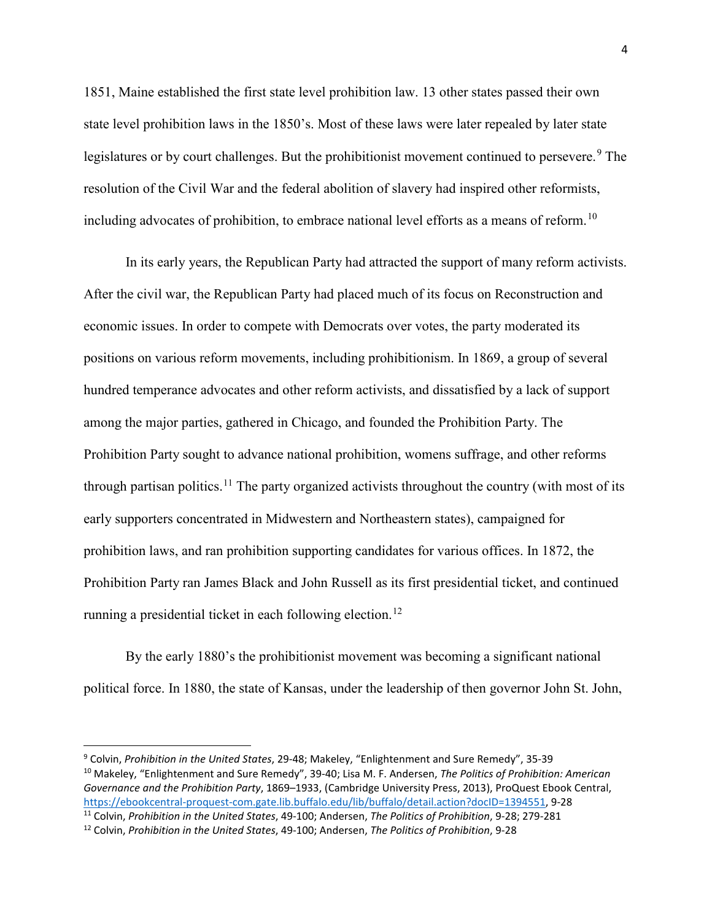1851, Maine established the first state level prohibition law. 13 other states passed their own state level prohibition laws in the 1850's. Most of these laws were later repealed by later state legislatures or by court challenges. But the prohibitionist movement continued to persevere.[9] The resolution of the Civil War and the federal abolition of slavery had inspired other reformists, including advocates of prohibition, to embrace national level efforts as a means of reform.[10]

In its early years, the Republican Party had attracted the support of many reform activists. After the civil war, the Republican Party had placed much of its focus on Reconstruction and economic issues. In order to compete with Democrats over votes, the party moderated its positions on various reform movements, including prohibitionism. In 1869, a group of several hundred temperance advocates and other reform activists, and dissatisfied by a lack of support among the major parties, gathered in Chicago, and founded the Prohibition Party. The Prohibition Party sought to advance national prohibition, womens suffrage, and other reforms through partisan politics.[11] The party organized activists throughout the country (with most of its early supporters concentrated in Midwestern and Northeastern states), campaigned for prohibition laws, and ran prohibition supporting candidates for various offices. In 1872, the Prohibition Party ran James Black and John Russell as its first presidential ticket, and continued running a presidential ticket in each following election.[12]

By the early 1880's the prohibitionist movement was becoming a significant national political force. In 1880, the state of Kansas, under the leadership of then governor John St. John,

---

[9] Colvin, *Prohibition in the United States*, 29-48; Makeley, "Enlightenment and Sure Remedy", 35-39

[10] Makeley, "Enlightenment and Sure Remedy", 39-40; Lisa M. F. Andersen, *The Politics of Prohibition: American Governance and the Prohibition Party*, 1869–1933, (Cambridge University Press, 2013), ProQuest Ebook Central, https://ebookcentral-proquest-com.gate.lib.buffalo.edu/lib/buffalo/detail.action?docID=1394551, 9-28

[11] Colvin, *Prohibition in the United States*, 49-100; Andersen, *The Politics of Prohibition*, 9-28; 279-281

[12] Colvin, *Prohibition in the United States*, 49-100; Andersen, *The Politics of Prohibition*, 9-28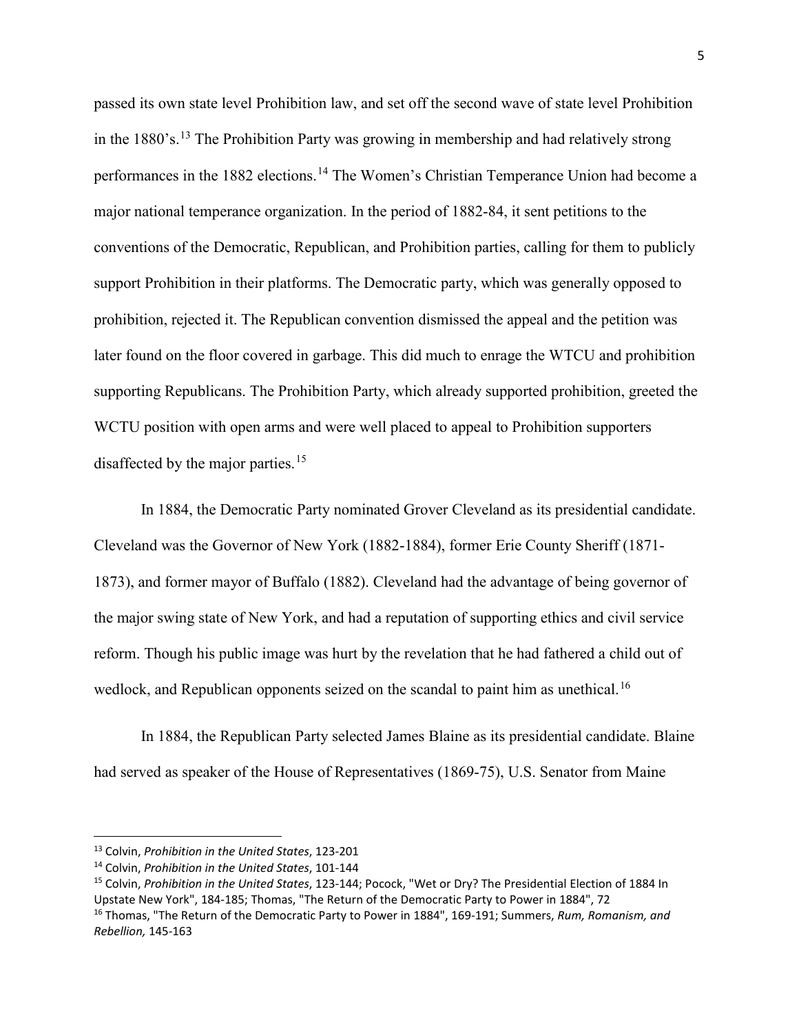passed its own state level Prohibition law, and set off the second wave of state level Prohibition in the 1880's.[13] The Prohibition Party was growing in membership and had relatively strong performances in the 1882 elections.[14] The Women's Christian Temperance Union had become a major national temperance organization. In the period of 1882-84, it sent petitions to the conventions of the Democratic, Republican, and Prohibition parties, calling for them to publicly support Prohibition in their platforms. The Democratic party, which was generally opposed to prohibition, rejected it. The Republican convention dismissed the appeal and the petition was later found on the floor covered in garbage. This did much to enrage the WTCU and prohibition supporting Republicans. The Prohibition Party, which already supported prohibition, greeted the WCTU position with open arms and were well placed to appeal to Prohibition supporters disaffected by the major parties.[15]

In 1884, the Democratic Party nominated Grover Cleveland as its presidential candidate. Cleveland was the Governor of New York (1882-1884), former Erie County Sheriff (1871-1873), and former mayor of Buffalo (1882). Cleveland had the advantage of being governor of the major swing state of New York, and had a reputation of supporting ethics and civil service reform. Though his public image was hurt by the revelation that he had fathered a child out of wedlock, and Republican opponents seized on the scandal to paint him as unethical.[16]

In 1884, the Republican Party selected James Blaine as its presidential candidate. Blaine had served as speaker of the House of Representatives (1869-75), U.S. Senator from Maine

---

[13] Colvin, *Prohibition in the United States*, 123-201

[14] Colvin, *Prohibition in the United States*, 101-144

[15] Colvin, *Prohibition in the United States*, 123-144; Pocock, "Wet or Dry? The Presidential Election of 1884 In Upstate New York", 184-185; Thomas, "The Return of the Democratic Party to Power in 1884", 72

[16] Thomas, "The Return of the Democratic Party to Power in 1884", 169-191; Summers, *Rum, Romanism, and Rebellion,* 145-163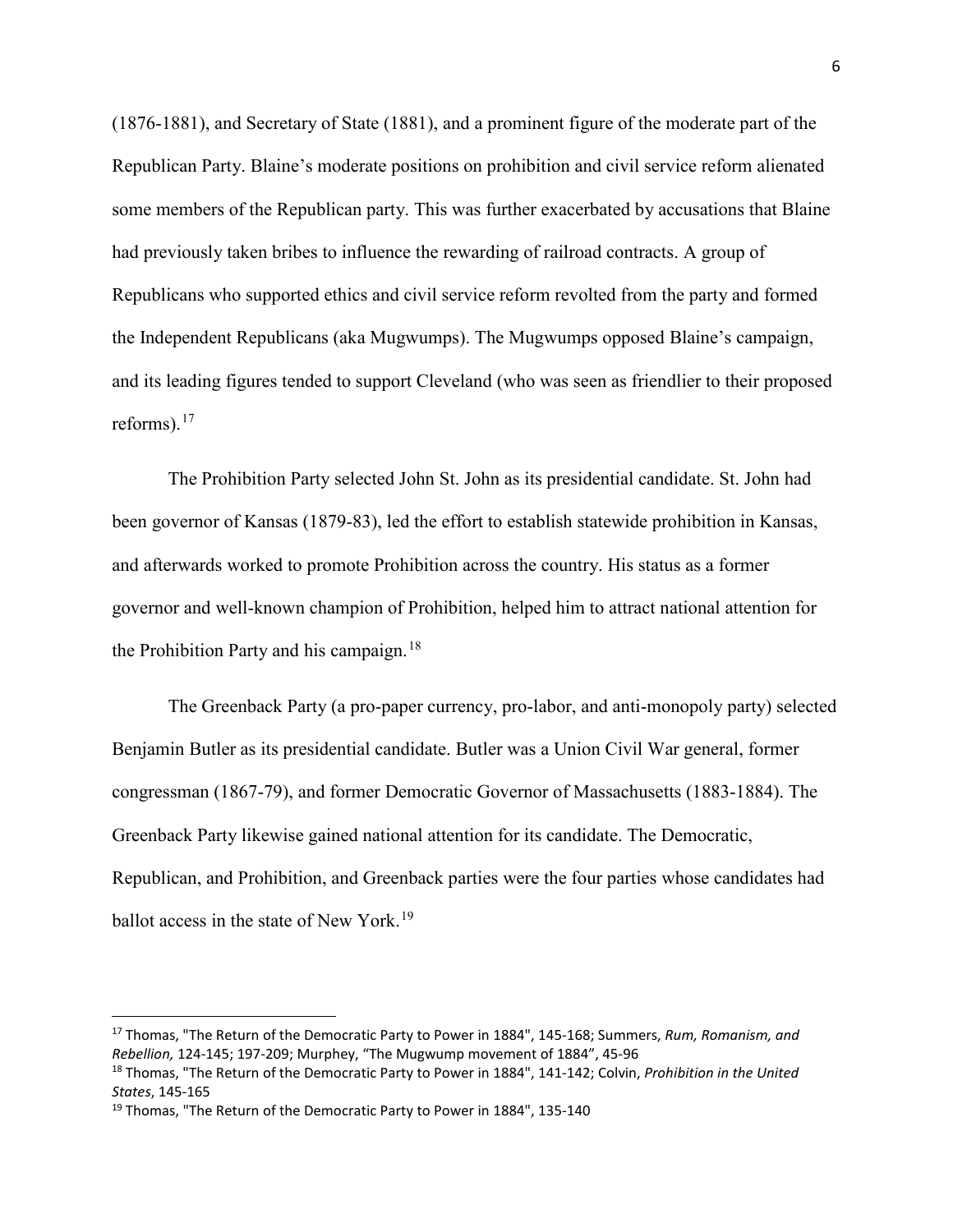(1876-1881), and Secretary of State (1881), and a prominent figure of the moderate part of the Republican Party. Blaine's moderate positions on prohibition and civil service reform alienated some members of the Republican party. This was further exacerbated by accusations that Blaine had previously taken bribes to influence the rewarding of railroad contracts. A group of Republicans who supported ethics and civil service reform revolted from the party and formed the Independent Republicans (aka Mugwumps). The Mugwumps opposed Blaine's campaign, and its leading figures tended to support Cleveland (who was seen as friendlier to their proposed reforms).[17]

The Prohibition Party selected John St. John as its presidential candidate. St. John had been governor of Kansas (1879-83), led the effort to establish statewide prohibition in Kansas, and afterwards worked to promote Prohibition across the country. His status as a former governor and well-known champion of Prohibition, helped him to attract national attention for the Prohibition Party and his campaign.[18]

The Greenback Party (a pro-paper currency, pro-labor, and anti-monopoly party) selected Benjamin Butler as its presidential candidate. Butler was a Union Civil War general, former congressman (1867-79), and former Democratic Governor of Massachusetts (1883-1884). The Greenback Party likewise gained national attention for its candidate. The Democratic, Republican, and Prohibition, and Greenback parties were the four parties whose candidates had ballot access in the state of New York.[19]

---

[17] Thomas, "The Return of the Democratic Party to Power in 1884", 145-168; Summers, *Rum, Romanism, and Rebellion,* 124-145; 197-209; Murphey, "The Mugwump movement of 1884", 45-96

[18] Thomas, "The Return of the Democratic Party to Power in 1884", 141-142; Colvin, *Prohibition in the United States*, 145-165

[19] Thomas, "The Return of the Democratic Party to Power in 1884", 135-140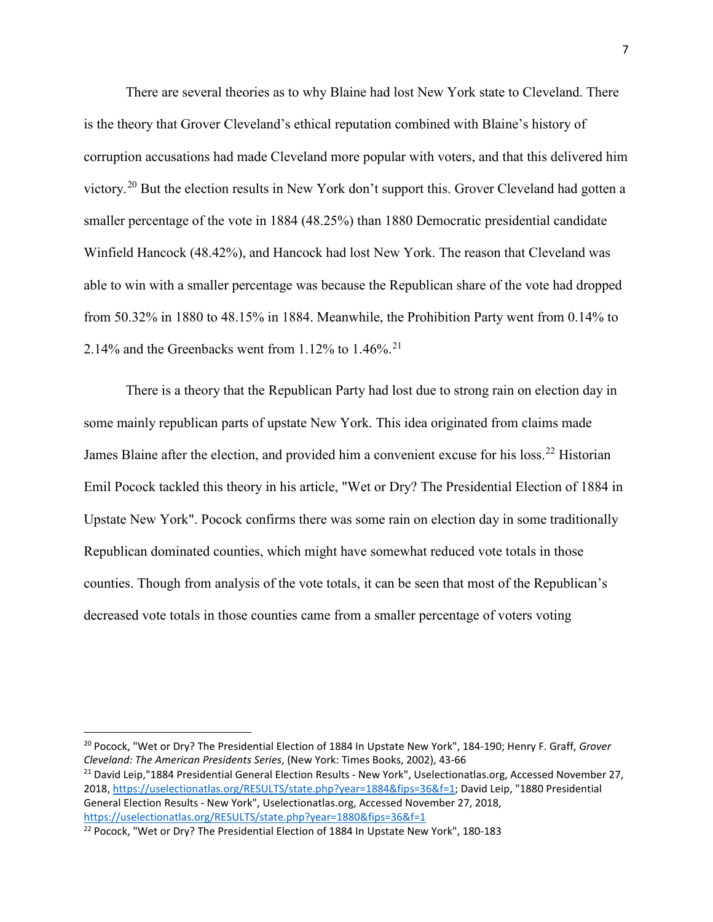There are several theories as to why Blaine had lost New York state to Cleveland. There is the theory that Grover Cleveland's ethical reputation combined with Blaine's history of corruption accusations had made Cleveland more popular with voters, and that this delivered him victory.[20] But the election results in New York don't support this. Grover Cleveland had gotten a smaller percentage of the vote in 1884 (48.25%) than 1880 Democratic presidential candidate Winfield Hancock (48.42%), and Hancock had lost New York. The reason that Cleveland was able to win with a smaller percentage was because the Republican share of the vote had dropped from 50.32% in 1880 to 48.15% in 1884. Meanwhile, the Prohibition Party went from 0.14% to 2.14% and the Greenbacks went from 1.12% to 1.46%.[21]

There is a theory that the Republican Party had lost due to strong rain on election day in some mainly republican parts of upstate New York. This idea originated from claims made James Blaine after the election, and provided him a convenient excuse for his loss.[22] Historian Emil Pocock tackled this theory in his article, "Wet or Dry? The Presidential Election of 1884 in Upstate New York". Pocock confirms there was some rain on election day in some traditionally Republican dominated counties, which might have somewhat reduced vote totals in those counties. Though from analysis of the vote totals, it can be seen that most of the Republican's decreased vote totals in those counties came from a smaller percentage of voters voting

---

[20] Pocock, "Wet or Dry? The Presidential Election of 1884 In Upstate New York", 184-190; Henry F. Graff, *Grover Cleveland: The American Presidents Series*, (New York: Times Books, 2002), 43-66

[21] David Leip,"1884 Presidential General Election Results - New York", Uselectionatlas.org, Accessed November 27, 2018, https://uselectionatlas.org/RESULTS/state.php?year=1884&fips=36&f=1; David Leip, "1880 Presidential General Election Results - New York", Uselectionatlas.org, Accessed November 27, 2018, https://uselectionatlas.org/RESULTS/state.php?year=1880&fips=36&f=1

[22] Pocock, "Wet or Dry? The Presidential Election of 1884 In Upstate New York", 180-183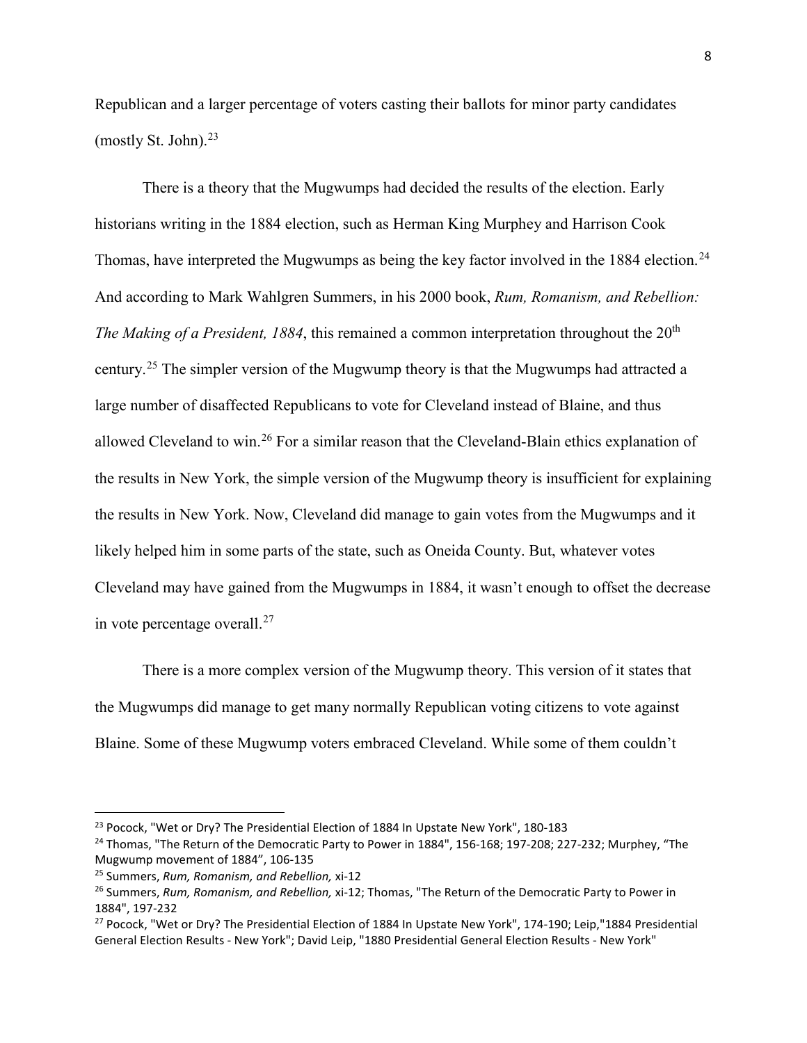Republican and a larger percentage of voters casting their ballots for minor party candidates (mostly St. John).[23]

There is a theory that the Mugwumps had decided the results of the election. Early historians writing in the 1884 election, such as Herman King Murphey and Harrison Cook Thomas, have interpreted the Mugwumps as being the key factor involved in the 1884 election.[24] And according to Mark Wahlgren Summers, in his 2000 book, *Rum, Romanism, and Rebellion: The Making of a President, 1884*, this remained a common interpretation throughout the 20th century.[25] The simpler version of the Mugwump theory is that the Mugwumps had attracted a large number of disaffected Republicans to vote for Cleveland instead of Blaine, and thus allowed Cleveland to win.[26] For a similar reason that the Cleveland-Blain ethics explanation of the results in New York, the simple version of the Mugwump theory is insufficient for explaining the results in New York. Now, Cleveland did manage to gain votes from the Mugwumps and it likely helped him in some parts of the state, such as Oneida County. But, whatever votes Cleveland may have gained from the Mugwumps in 1884, it wasn't enough to offset the decrease in vote percentage overall.[27]

There is a more complex version of the Mugwump theory. This version of it states that the Mugwumps did manage to get many normally Republican voting citizens to vote against Blaine. Some of these Mugwump voters embraced Cleveland. While some of them couldn't

---

[23] Pocock, "Wet or Dry? The Presidential Election of 1884 In Upstate New York", 180-183

[24] Thomas, "The Return of the Democratic Party to Power in 1884", 156-168; 197-208; 227-232; Murphey, "The Mugwump movement of 1884", 106-135

[25] Summers, *Rum, Romanism, and Rebellion,* xi-12

[26] Summers, *Rum, Romanism, and Rebellion,* xi-12; Thomas, "The Return of the Democratic Party to Power in 1884", 197-232

[27] Pocock, "Wet or Dry? The Presidential Election of 1884 In Upstate New York", 174-190; Leip,"1884 Presidential General Election Results - New York"; David Leip, "1880 Presidential General Election Results - New York"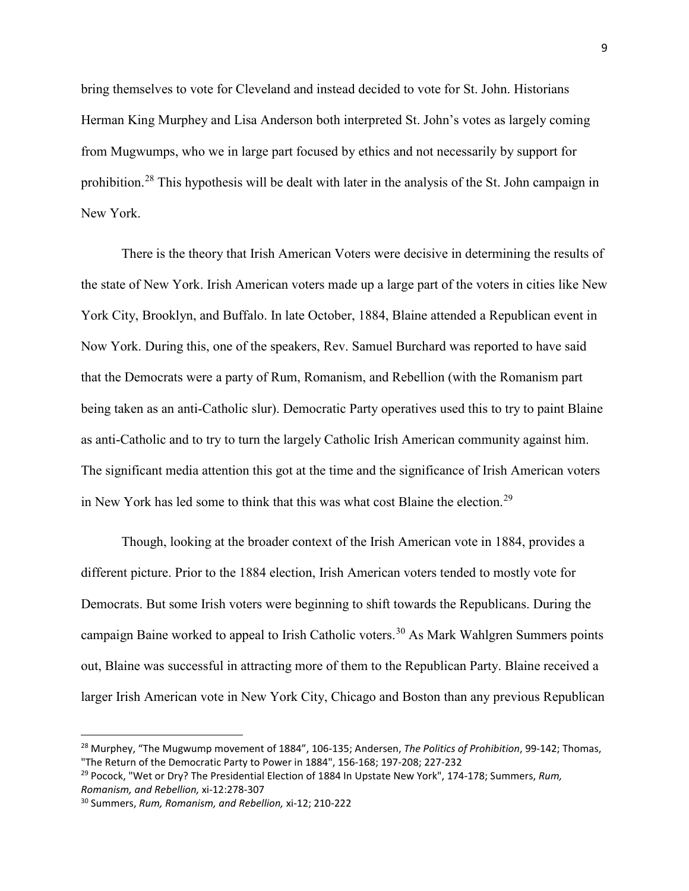bring themselves to vote for Cleveland and instead decided to vote for St. John. Historians Herman King Murphey and Lisa Anderson both interpreted St. John's votes as largely coming from Mugwumps, who we in large part focused by ethics and not necessarily by support for prohibition.[28] This hypothesis will be dealt with later in the analysis of the St. John campaign in New York.

There is the theory that Irish American Voters were decisive in determining the results of the state of New York. Irish American voters made up a large part of the voters in cities like New York City, Brooklyn, and Buffalo. In late October, 1884, Blaine attended a Republican event in Now York. During this, one of the speakers, Rev. Samuel Burchard was reported to have said that the Democrats were a party of Rum, Romanism, and Rebellion (with the Romanism part being taken as an anti-Catholic slur). Democratic Party operatives used this to try to paint Blaine as anti-Catholic and to try to turn the largely Catholic Irish American community against him. The significant media attention this got at the time and the significance of Irish American voters in New York has led some to think that this was what cost Blaine the election.[29]

Though, looking at the broader context of the Irish American vote in 1884, provides a different picture. Prior to the 1884 election, Irish American voters tended to mostly vote for Democrats. But some Irish voters were beginning to shift towards the Republicans. During the campaign Baine worked to appeal to Irish Catholic voters.[30] As Mark Wahlgren Summers points out, Blaine was successful in attracting more of them to the Republican Party. Blaine received a larger Irish American vote in New York City, Chicago and Boston than any previous Republican

---

[28] Murphey, "The Mugwump movement of 1884", 106-135; Andersen, *The Politics of Prohibition*, 99-142; Thomas, "The Return of the Democratic Party to Power in 1884", 156-168; 197-208; 227-232

[29] Pocock, "Wet or Dry? The Presidential Election of 1884 In Upstate New York", 174-178; Summers, *Rum, Romanism, and Rebellion,* xi-12:278-307

[30] Summers, *Rum, Romanism, and Rebellion,* xi-12; 210-222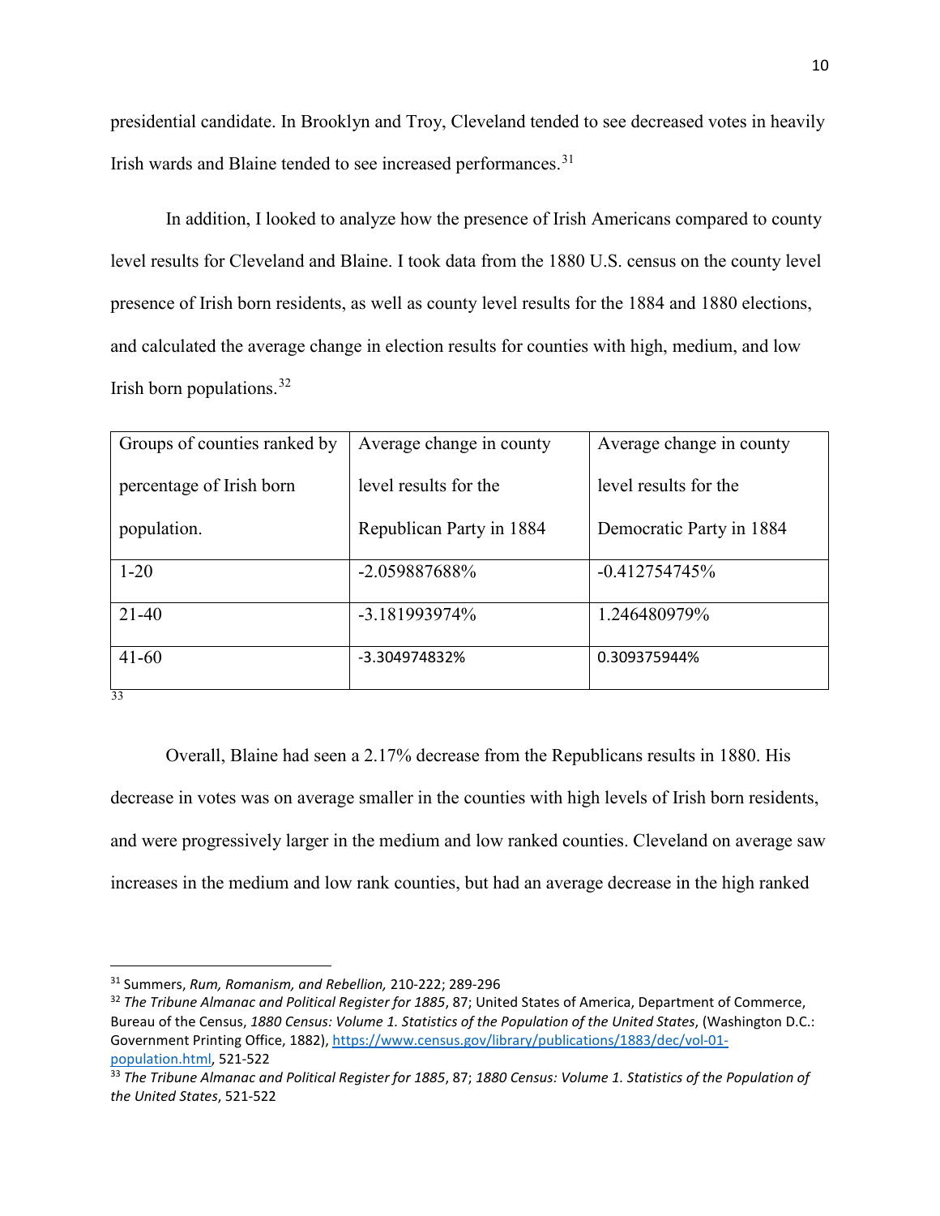presidential candidate. In Brooklyn and Troy, Cleveland tended to see decreased votes in heavily Irish wards and Blaine tended to see increased performances.[31]

In addition, I looked to analyze how the presence of Irish Americans compared to county level results for Cleveland and Blaine. I took data from the 1880 U.S. census on the county level presence of Irish born residents, as well as county level results for the 1884 and 1880 elections, and calculated the average change in election results for counties with high, medium, and low Irish born populations.[32]

| Groups of counties ranked by percentage of Irish born population. | Average change in county level results for the Republican Party in 1884 | Average change in county level results for the Democratic Party in 1884 |
|---|---|---|
| 1-20 | -2.059887688% | -0.412754745% |
| 21-40 | -3.181993974% | 1.246480979% |
| 41-60 | -3.304974832% | 0.309375944% |

[33]

Overall, Blaine had seen a 2.17% decrease from the Republicans results in 1880. His decrease in votes was on average smaller in the counties with high levels of Irish born residents, and were progressively larger in the medium and low ranked counties. Cleveland on average saw increases in the medium and low rank counties, but had an average decrease in the high ranked

---

[31] Summers, *Rum, Romanism, and Rebellion,* 210-222; 289-296

[32] *The Tribune Almanac and Political Register for 1885*, 87; United States of America, Department of Commerce, Bureau of the Census, *1880 Census: Volume 1. Statistics of the Population of the United States*, (Washington D.C.: Government Printing Office, 1882), https://www.census.gov/library/publications/1883/dec/vol-01-population.html, 521-522

[33] *The Tribune Almanac and Political Register for 1885*, 87; *1880 Census: Volume 1. Statistics of the Population of the United States*, 521-522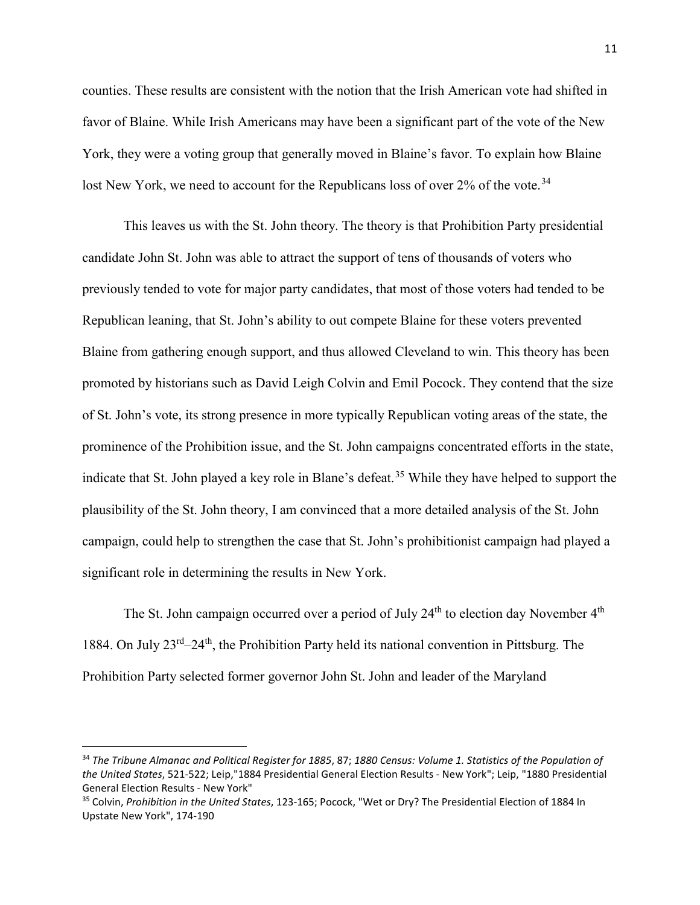counties. These results are consistent with the notion that the Irish American vote had shifted in favor of Blaine. While Irish Americans may have been a significant part of the vote of the New York, they were a voting group that generally moved in Blaine's favor. To explain how Blaine lost New York, we need to account for the Republicans loss of over 2% of the vote.[34]

This leaves us with the St. John theory. The theory is that Prohibition Party presidential candidate John St. John was able to attract the support of tens of thousands of voters who previously tended to vote for major party candidates, that most of those voters had tended to be Republican leaning, that St. John's ability to out compete Blaine for these voters prevented Blaine from gathering enough support, and thus allowed Cleveland to win. This theory has been promoted by historians such as David Leigh Colvin and Emil Pocock. They contend that the size of St. John's vote, its strong presence in more typically Republican voting areas of the state, the prominence of the Prohibition issue, and the St. John campaigns concentrated efforts in the state, indicate that St. John played a key role in Blane's defeat.[35] While they have helped to support the plausibility of the St. John theory, I am convinced that a more detailed analysis of the St. John campaign, could help to strengthen the case that St. John's prohibitionist campaign had played a significant role in determining the results in New York.

The St. John campaign occurred over a period of July 24th to election day November 4th 1884. On July 23rd–24th, the Prohibition Party held its national convention in Pittsburg. The Prohibition Party selected former governor John St. John and leader of the Maryland

---

[34] *The Tribune Almanac and Political Register for 1885*, 87; *1880 Census: Volume 1. Statistics of the Population of the United States*, 521-522; Leip,"1884 Presidential General Election Results - New York"; Leip, "1880 Presidential General Election Results - New York"

[35] Colvin, *Prohibition in the United States*, 123-165; Pocock, "Wet or Dry? The Presidential Election of 1884 In Upstate New York", 174-190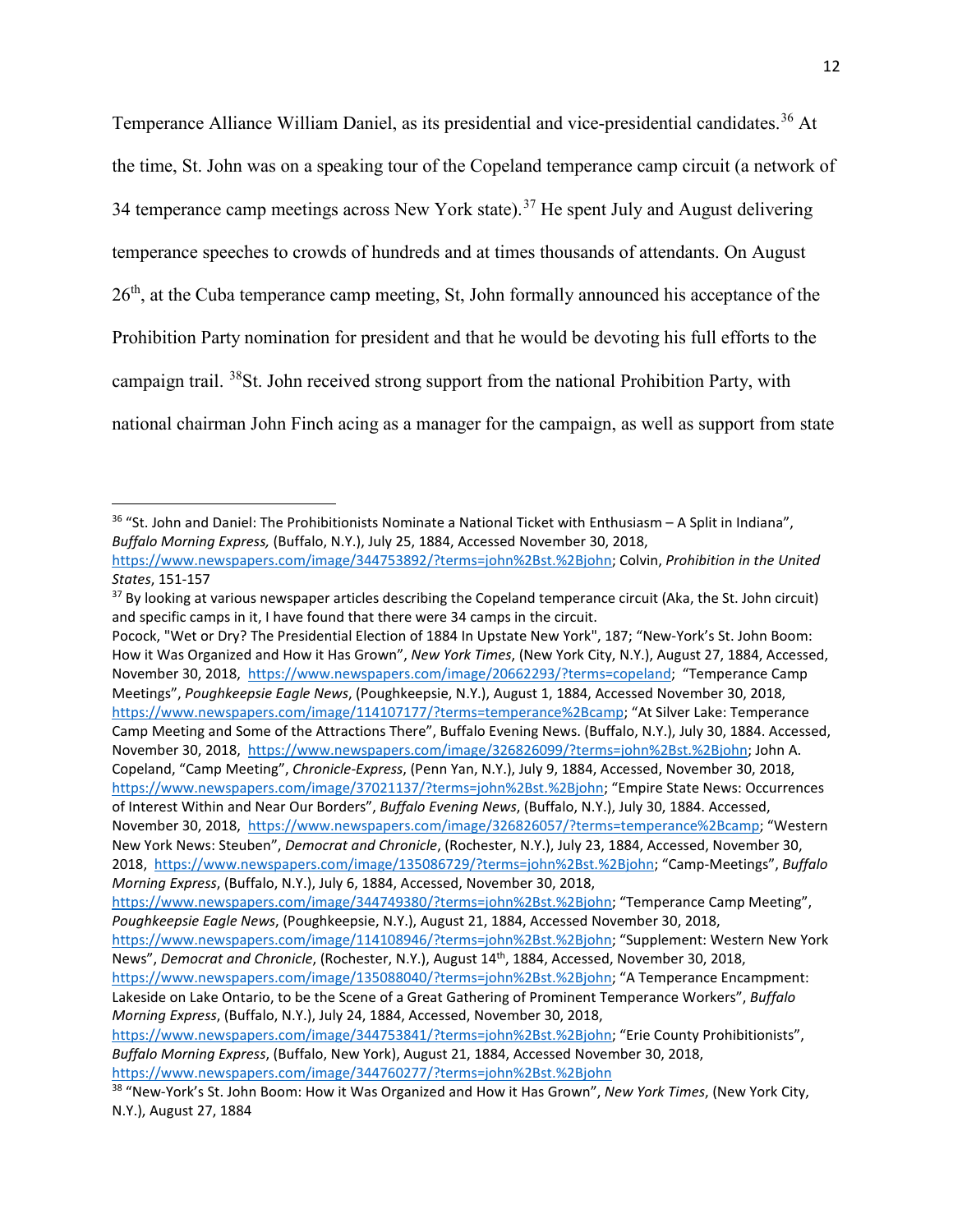Temperance Alliance William Daniel, as its presidential and vice-presidential candidates.[36] At the time, St. John was on a speaking tour of the Copeland temperance camp circuit (a network of 34 temperance camp meetings across New York state).[37] He spent July and August delivering temperance speeches to crowds of hundreds and at times thousands of attendants. On August 26th, at the Cuba temperance camp meeting, St, John formally announced his acceptance of the Prohibition Party nomination for president and that he would be devoting his full efforts to the campaign trail. [38]St. John received strong support from the national Prohibition Party, with national chairman John Finch acing as a manager for the campaign, as well as support from state

---

[36] "St. John and Daniel: The Prohibitionists Nominate a National Ticket with Enthusiasm – A Split in Indiana", *Buffalo Morning Express,* (Buffalo, N.Y.), July 25, 1884, Accessed November 30, 2018, https://www.newspapers.com/image/344753892/?terms=john%2Bst.%2Bjohn; Colvin, *Prohibition in the United States*, 151-157

[37] By looking at various newspaper articles describing the Copeland temperance circuit (Aka, the St. John circuit) and specific camps in it, I have found that there were 34 camps in the circuit.
Pocock, "Wet or Dry? The Presidential Election of 1884 In Upstate New York", 187; "New-York's St. John Boom: How it Was Organized and How it Has Grown", *New York Times*, (New York City, N.Y.), August 27, 1884, Accessed, November 30, 2018, https://www.newspapers.com/image/20662293/?terms=copeland; "Temperance Camp Meetings", *Poughkeepsie Eagle News*, (Poughkeepsie, N.Y.), August 1, 1884, Accessed November 30, 2018, https://www.newspapers.com/image/114107177/?terms=temperance%2Bcamp; "At Silver Lake: Temperance Camp Meeting and Some of the Attractions There", Buffalo Evening News. (Buffalo, N.Y.), July 30, 1884. Accessed, November 30, 2018, https://www.newspapers.com/image/326826099/?terms=john%2Bst.%2Bjohn; John A. Copeland, "Camp Meeting", *Chronicle-Express*, (Penn Yan, N.Y.), July 9, 1884, Accessed, November 30, 2018, https://www.newspapers.com/image/37021137/?terms=john%2Bst.%2Bjohn; "Empire State News: Occurrences of Interest Within and Near Our Borders", *Buffalo Evening News*, (Buffalo, N.Y.), July 30, 1884. Accessed, November 30, 2018, https://www.newspapers.com/image/326826057/?terms=temperance%2Bcamp; "Western New York News: Steuben", *Democrat and Chronicle*, (Rochester, N.Y.), July 23, 1884, Accessed, November 30, 2018, https://www.newspapers.com/image/135086729/?terms=john%2Bst.%2Bjohn; "Camp-Meetings", *Buffalo Morning Express*, (Buffalo, N.Y.), July 6, 1884, Accessed, November 30, 2018, https://www.newspapers.com/image/344749380/?terms=john%2Bst.%2Bjohn; "Temperance Camp Meeting", *Poughkeepsie Eagle News*, (Poughkeepsie, N.Y.), August 21, 1884, Accessed November 30, 2018, https://www.newspapers.com/image/114108946/?terms=john%2Bst.%2Bjohn; "Supplement: Western New York News", *Democrat and Chronicle*, (Rochester, N.Y.), August 14th, 1884, Accessed, November 30, 2018, https://www.newspapers.com/image/135088040/?terms=john%2Bst.%2Bjohn; "A Temperance Encampment: Lakeside on Lake Ontario, to be the Scene of a Great Gathering of Prominent Temperance Workers", *Buffalo Morning Express*, (Buffalo, N.Y.), July 24, 1884, Accessed, November 30, 2018, https://www.newspapers.com/image/344753841/?terms=john%2Bst.%2Bjohn; "Erie County Prohibitionists", *Buffalo Morning Express*, (Buffalo, New York), August 21, 1884, Accessed November 30, 2018, https://www.newspapers.com/image/344760277/?terms=john%2Bst.%2Bjohn

[38] "New-York's St. John Boom: How it Was Organized and How it Has Grown", *New York Times*, (New York City, N.Y.), August 27, 1884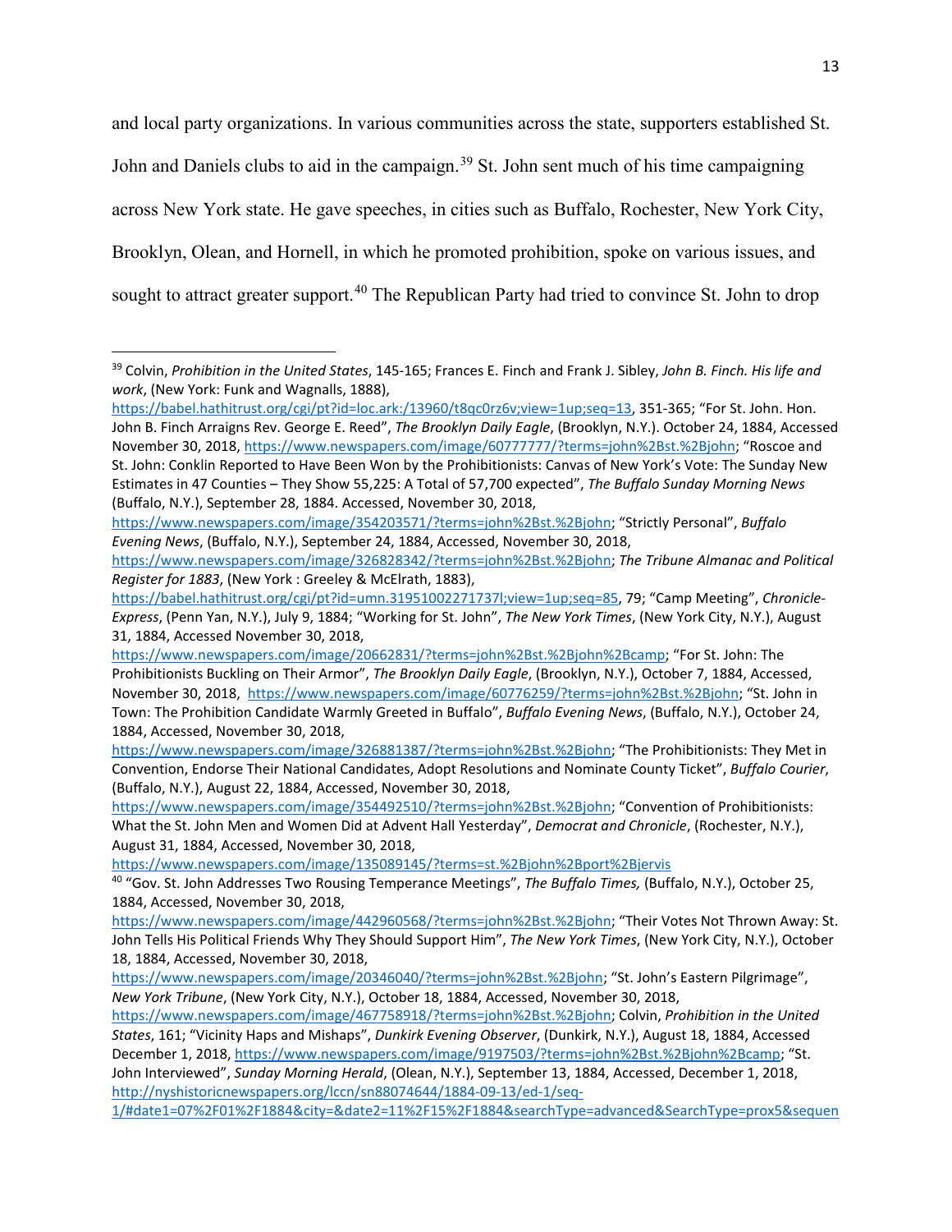and local party organizations. In various communities across the state, supporters established St. John and Daniels clubs to aid in the campaign.[39] St. John sent much of his time campaigning across New York state. He gave speeches, in cities such as Buffalo, Rochester, New York City, Brooklyn, Olean, and Hornell, in which he promoted prohibition, spoke on various issues, and sought to attract greater support.[40] The Republican Party had tried to convince St. John to drop

---

[39] Colvin, *Prohibition in the United States*, 145-165; Frances E. Finch and Frank J. Sibley, *John B. Finch. His life and work*, (New York: Funk and Wagnalls, 1888), https://babel.hathitrust.org/cgi/pt?id=loc.ark:/13960/t8qc0rz6v;view=1up;seq=13, 351-365; "For St. John. Hon. John B. Finch Arraigns Rev. George E. Reed", *The Brooklyn Daily Eagle*, (Brooklyn, N.Y.). October 24, 1884, Accessed November 30, 2018, https://www.newspapers.com/image/60777777/?terms=john%2Bst.%2Bjohn; "Roscoe and St. John: Conklin Reported to Have Been Won by the Prohibitionists: Canvas of New York's Vote: The Sunday New Estimates in 47 Counties – They Show 55,225: A Total of 57,700 expected", *The Buffalo Sunday Morning News* (Buffalo, N.Y.), September 28, 1884. Accessed, November 30, 2018, https://www.newspapers.com/image/354203571/?terms=john%2Bst.%2Bjohn; "Strictly Personal", *Buffalo Evening News*, (Buffalo, N.Y.), September 24, 1884, Accessed, November 30, 2018, https://www.newspapers.com/image/326828342/?terms=john%2Bst.%2Bjohn; *The Tribune Almanac and Political Register for 1883*, (New York : Greeley & McElrath, 1883), https://babel.hathitrust.org/cgi/pt?id=umn.31951002271737l;view=1up;seq=85, 79; "Camp Meeting", *Chronicle-Express*, (Penn Yan, N.Y.), July 9, 1884; "Working for St. John", *The New York Times*, (New York City, N.Y.), August 31, 1884, Accessed November 30, 2018, https://www.newspapers.com/image/20662831/?terms=john%2Bst.%2Bjohn%2Bcamp; "For St. John: The Prohibitionists Buckling on Their Armor", *The Brooklyn Daily Eagle*, (Brooklyn, N.Y.), October 7, 1884, Accessed, November 30, 2018, https://www.newspapers.com/image/60776259/?terms=john%2Bst.%2Bjohn; "St. John in Town: The Prohibition Candidate Warmly Greeted in Buffalo", *Buffalo Evening News*, (Buffalo, N.Y.), October 24, 1884, Accessed, November 30, 2018, https://www.newspapers.com/image/326881387/?terms=john%2Bst.%2Bjohn; "The Prohibitionists: They Met in Convention, Endorse Their National Candidates, Adopt Resolutions and Nominate County Ticket", *Buffalo Courier*, (Buffalo, N.Y.), August 22, 1884, Accessed, November 30, 2018, https://www.newspapers.com/image/354492510/?terms=john%2Bst.%2Bjohn; "Convention of Prohibitionists: What the St. John Men and Women Did at Advent Hall Yesterday", *Democrat and Chronicle*, (Rochester, N.Y.), August 31, 1884, Accessed, November 30, 2018, https://www.newspapers.com/image/135089145/?terms=st.%2Bjohn%2Bport%2Bjervis

[40] "Gov. St. John Addresses Two Rousing Temperance Meetings", *The Buffalo Times,* (Buffalo, N.Y.), October 25, 1884, Accessed, November 30, 2018, https://www.newspapers.com/image/442960568/?terms=john%2Bst.%2Bjohn; "Their Votes Not Thrown Away: St. John Tells His Political Friends Why They Should Support Him", *The New York Times*, (New York City, N.Y.), October 18, 1884, Accessed, November 30, 2018, https://www.newspapers.com/image/20346040/?terms=john%2Bst.%2Bjohn; "St. John's Eastern Pilgrimage", *New York Tribune*, (New York City, N.Y.), October 18, 1884, Accessed, November 30, 2018, https://www.newspapers.com/image/467758918/?terms=john%2Bst.%2Bjohn; Colvin, *Prohibition in the United States*, 161; "Vicinity Haps and Mishaps", *Dunkirk Evening Observer*, (Dunkirk, N.Y.), August 18, 1884, Accessed December 1, 2018, https://www.newspapers.com/image/9197503/?terms=john%2Bst.%2Bjohn%2Bcamp; "St. John Interviewed", *Sunday Morning Herald*, (Olean, N.Y.), September 13, 1884, Accessed, December 1, 2018, http://nyshistoricnewspapers.org/lccn/sn88074644/1884-09-13/ed-1/seq-1/#date1=07%2F01%2F1884&city=&date2=11%2F15%2F1884&searchType=advanced&SearchType=prox5&sequen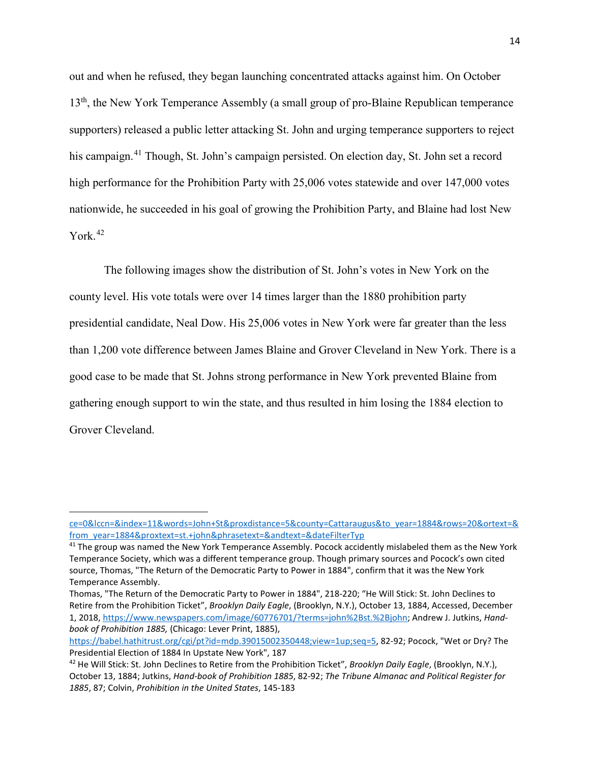out and when he refused, they began launching concentrated attacks against him. On October 13th, the New York Temperance Assembly (a small group of pro-Blaine Republican temperance supporters) released a public letter attacking St. John and urging temperance supporters to reject his campaign.[41] Though, St. John's campaign persisted. On election day, St. John set a record high performance for the Prohibition Party with 25,006 votes statewide and over 147,000 votes nationwide, he succeeded in his goal of growing the Prohibition Party, and Blaine had lost New York.[42]

The following images show the distribution of St. John's votes in New York on the county level. His vote totals were over 14 times larger than the 1880 prohibition party presidential candidate, Neal Dow. His 25,006 votes in New York were far greater than the less than 1,200 vote difference between James Blaine and Grover Cleveland in New York. There is a good case to be made that St. Johns strong performance in New York prevented Blaine from gathering enough support to win the state, and thus resulted in him losing the 1884 election to Grover Cleveland.

---

ce=0&lccn=&index=11&words=John+St&proxdistance=5&county=Cattaraugus&to_year=1884&rows=20&ortext=&from_year=1884&proxtext=st.+john&phrasetext=&andtext=&dateFilterTyp

[41] The group was named the New York Temperance Assembly. Pocock accidently mislabeled them as the New York Temperance Society, which was a different temperance group. Though primary sources and Pocock's own cited source, Thomas, "The Return of the Democratic Party to Power in 1884", confirm that it was the New York Temperance Assembly.

Thomas, "The Return of the Democratic Party to Power in 1884", 218-220; "He Will Stick: St. John Declines to Retire from the Prohibition Ticket", *Brooklyn Daily Eagle*, (Brooklyn, N.Y.), October 13, 1884, Accessed, December 1, 2018, https://www.newspapers.com/image/60776701/?terms=john%2Bst.%2Bjohn; Andrew J. Jutkins, *Hand-book of Prohibition 1885,* (Chicago: Lever Print, 1885), https://babel.hathitrust.org/cgi/pt?id=mdp.39015002350448;view=1up;seq=5, 82-92; Pocock, "Wet or Dry? The Presidential Election of 1884 In Upstate New York", 187

[42] He Will Stick: St. John Declines to Retire from the Prohibition Ticket", *Brooklyn Daily Eagle*, (Brooklyn, N.Y.), October 13, 1884; Jutkins, *Hand-book of Prohibition 1885*, 82-92; *The Tribune Almanac and Political Register for 1885*, 87; Colvin, *Prohibition in the United States*, 145-183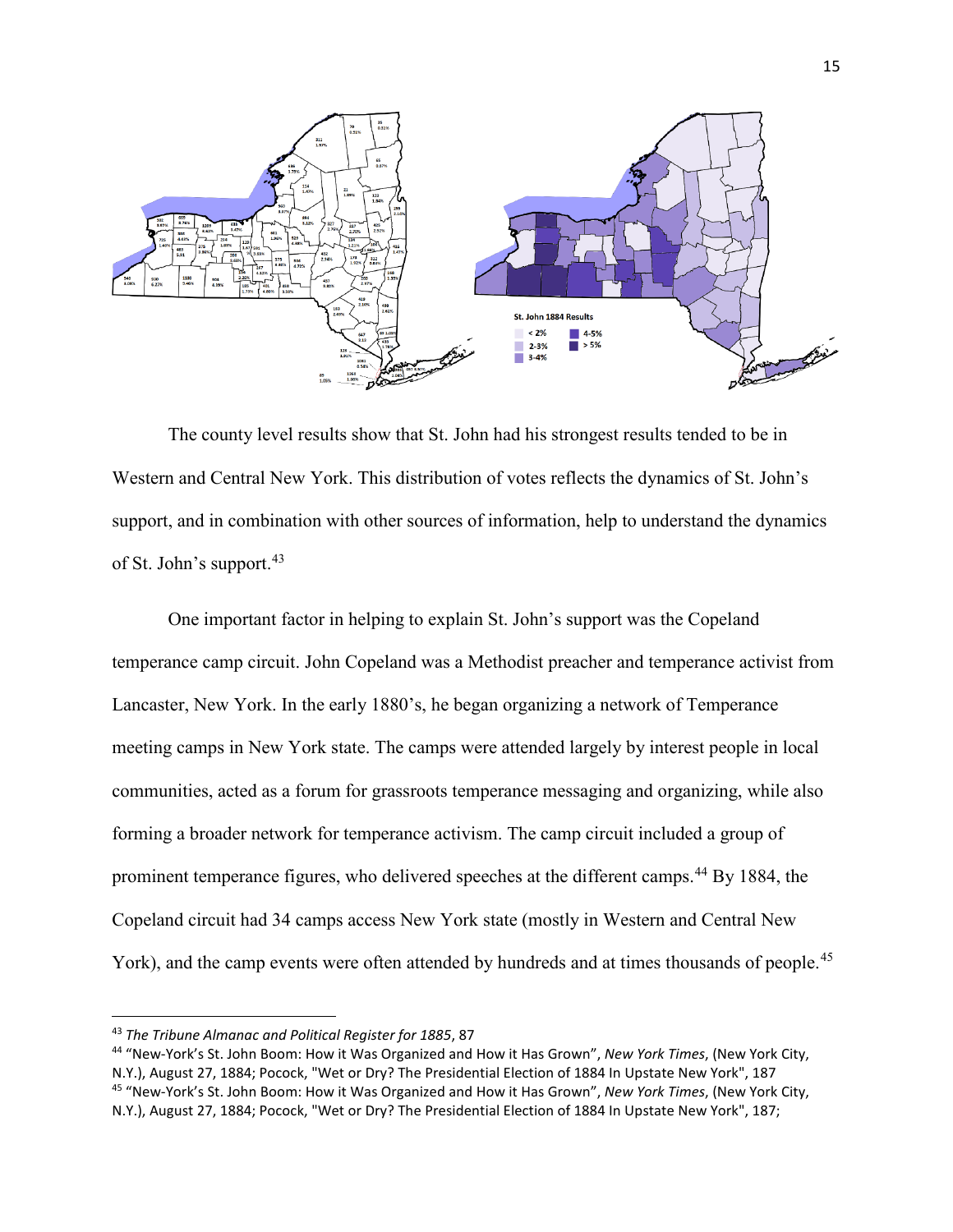The county level results show that St. John had his strongest results tended to be in Western and Central New York. This distribution of votes reflects the dynamics of St. John's support, and in combination with other sources of information, help to understand the dynamics of St. John's support.[43]

One important factor in helping to explain St. John's support was the Copeland temperance camp circuit. John Copeland was a Methodist preacher and temperance activist from Lancaster, New York. In the early 1880's, he began organizing a network of Temperance meeting camps in New York state. The camps were attended largely by interest people in local communities, acted as a forum for grassroots temperance messaging and organizing, while also forming a broader network for temperance activism. The camp circuit included a group of prominent temperance figures, who delivered speeches at the different camps.[44] By 1884, the Copeland circuit had 34 camps access New York state (mostly in Western and Central New York), and the camp events were often attended by hundreds and at times thousands of people.[45]

---

[43] *The Tribune Almanac and Political Register for 1885*, 87

[44] "New-York's St. John Boom: How it Was Organized and How it Has Grown", *New York Times*, (New York City, N.Y.), August 27, 1884; Pocock, "Wet or Dry? The Presidential Election of 1884 In Upstate New York", 187

[45] "New-York's St. John Boom: How it Was Organized and How it Has Grown", *New York Times*, (New York City, N.Y.), August 27, 1884; Pocock, "Wet or Dry? The Presidential Election of 1884 In Upstate New York", 187;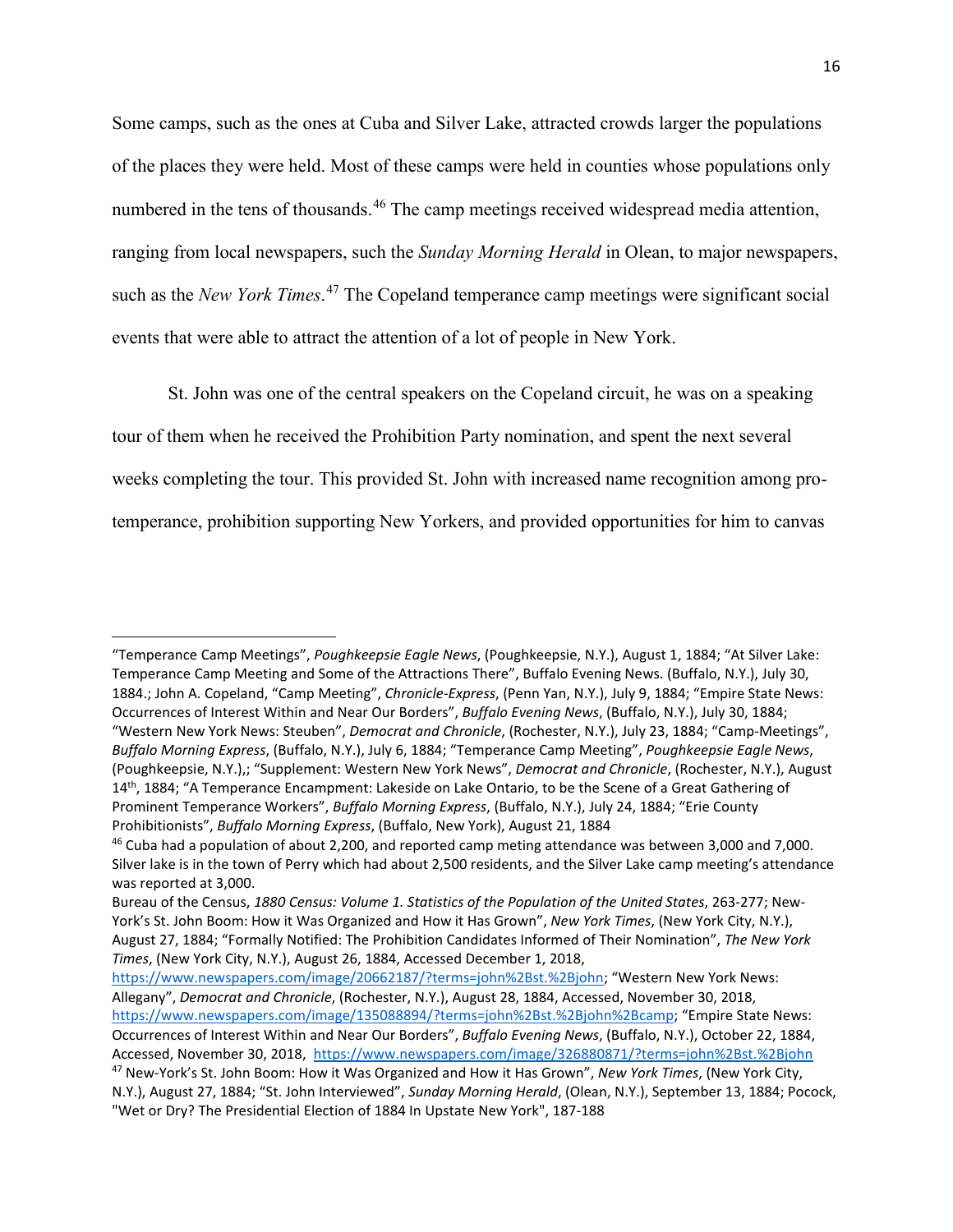Some camps, such as the ones at Cuba and Silver Lake, attracted crowds larger the populations of the places they were held. Most of these camps were held in counties whose populations only numbered in the tens of thousands.[46] The camp meetings received widespread media attention, ranging from local newspapers, such the *Sunday Morning Herald* in Olean, to major newspapers, such as the *New York Times*.[47] The Copeland temperance camp meetings were significant social events that were able to attract the attention of a lot of people in New York.

St. John was one of the central speakers on the Copeland circuit, he was on a speaking tour of them when he received the Prohibition Party nomination, and spent the next several weeks completing the tour. This provided St. John with increased name recognition among pro-temperance, prohibition supporting New Yorkers, and provided opportunities for him to canvas

---

"Temperance Camp Meetings", *Poughkeepsie Eagle News*, (Poughkeepsie, N.Y.), August 1, 1884; "At Silver Lake: Temperance Camp Meeting and Some of the Attractions There", Buffalo Evening News. (Buffalo, N.Y.), July 30, 1884.; John A. Copeland, "Camp Meeting", *Chronicle-Express*, (Penn Yan, N.Y.), July 9, 1884; "Empire State News: Occurrences of Interest Within and Near Our Borders", *Buffalo Evening News*, (Buffalo, N.Y.), July 30, 1884; "Western New York News: Steuben", *Democrat and Chronicle*, (Rochester, N.Y.), July 23, 1884; "Camp-Meetings", *Buffalo Morning Express*, (Buffalo, N.Y.), July 6, 1884; "Temperance Camp Meeting", *Poughkeepsie Eagle News*, (Poughkeepsie, N.Y.),; "Supplement: Western New York News", *Democrat and Chronicle*, (Rochester, N.Y.), August 14th, 1884; "A Temperance Encampment: Lakeside on Lake Ontario, to be the Scene of a Great Gathering of Prominent Temperance Workers", *Buffalo Morning Express*, (Buffalo, N.Y.), July 24, 1884; "Erie County Prohibitionists", *Buffalo Morning Express*, (Buffalo, New York), August 21, 1884

[46] Cuba had a population of about 2,200, and reported camp meting attendance was between 3,000 and 7,000. Silver lake is in the town of Perry which had about 2,500 residents, and the Silver Lake camp meeting's attendance was reported at 3,000.

Bureau of the Census, *1880 Census: Volume 1. Statistics of the Population of the United States*, 263-277; New-York's St. John Boom: How it Was Organized and How it Has Grown", *New York Times*, (New York City, N.Y.), August 27, 1884; "Formally Notified: The Prohibition Candidates Informed of Their Nomination", *The New York Times*, (New York City, N.Y.), August 26, 1884, Accessed December 1, 2018, https://www.newspapers.com/image/20662187/?terms=john%2Bst.%2Bjohn; "Western New York News: Allegany", *Democrat and Chronicle*, (Rochester, N.Y.), August 28, 1884, Accessed, November 30, 2018, https://www.newspapers.com/image/135088894/?terms=john%2Bst.%2Bjohn%2Bcamp; "Empire State News: Occurrences of Interest Within and Near Our Borders", *Buffalo Evening News*, (Buffalo, N.Y.), October 22, 1884, Accessed, November 30, 2018, https://www.newspapers.com/image/326880871/?terms=john%2Bst.%2Bjohn

[47] New-York's St. John Boom: How it Was Organized and How it Has Grown", *New York Times*, (New York City, N.Y.), August 27, 1884; "St. John Interviewed", *Sunday Morning Herald*, (Olean, N.Y.), September 13, 1884; Pocock, "Wet or Dry? The Presidential Election of 1884 In Upstate New York", 187-188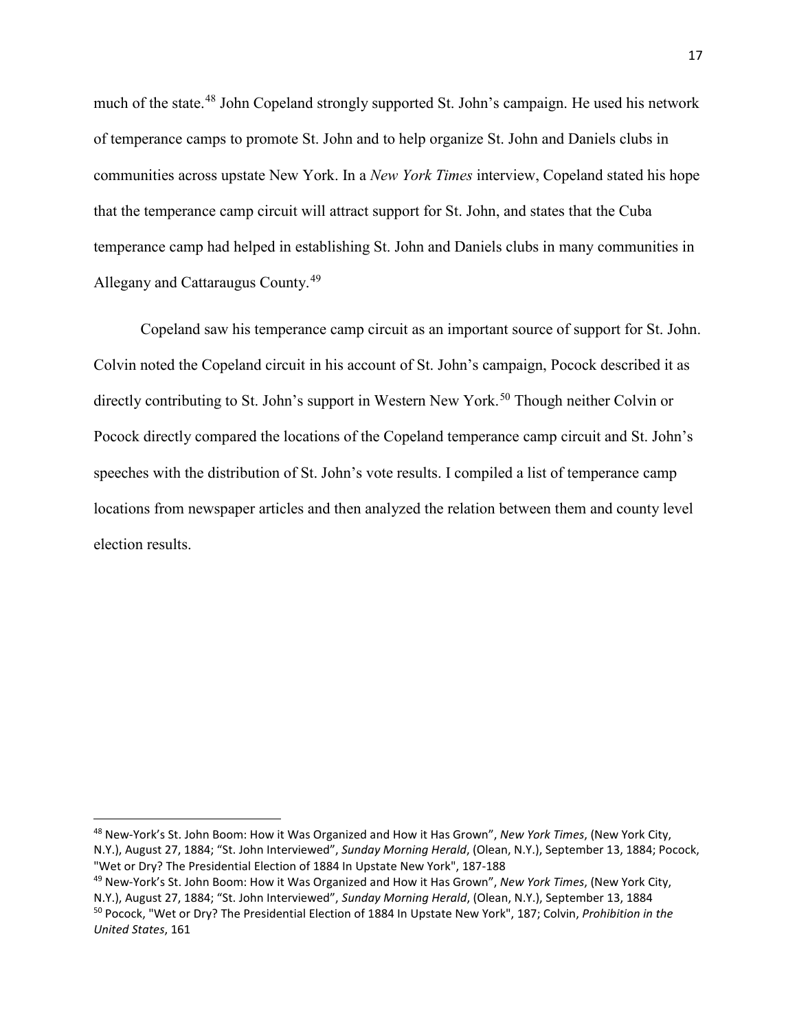much of the state.[48] John Copeland strongly supported St. John's campaign. He used his network of temperance camps to promote St. John and to help organize St. John and Daniels clubs in communities across upstate New York. In a *New York Times* interview, Copeland stated his hope that the temperance camp circuit will attract support for St. John, and states that the Cuba temperance camp had helped in establishing St. John and Daniels clubs in many communities in Allegany and Cattaraugus County.[49]

Copeland saw his temperance camp circuit as an important source of support for St. John. Colvin noted the Copeland circuit in his account of St. John's campaign, Pocock described it as directly contributing to St. John's support in Western New York.[50] Though neither Colvin or Pocock directly compared the locations of the Copeland temperance camp circuit and St. John's speeches with the distribution of St. John's vote results. I compiled a list of temperance camp locations from newspaper articles and then analyzed the relation between them and county level election results.

---

[48] New-York's St. John Boom: How it Was Organized and How it Has Grown", *New York Times*, (New York City, N.Y.), August 27, 1884; "St. John Interviewed", *Sunday Morning Herald*, (Olean, N.Y.), September 13, 1884; Pocock, "Wet or Dry? The Presidential Election of 1884 In Upstate New York", 187-188

[49] New-York's St. John Boom: How it Was Organized and How it Has Grown", *New York Times*, (New York City, N.Y.), August 27, 1884; "St. John Interviewed", *Sunday Morning Herald*, (Olean, N.Y.), September 13, 1884

[50] Pocock, "Wet or Dry? The Presidential Election of 1884 In Upstate New York", 187; Colvin, *Prohibition in the United States*, 161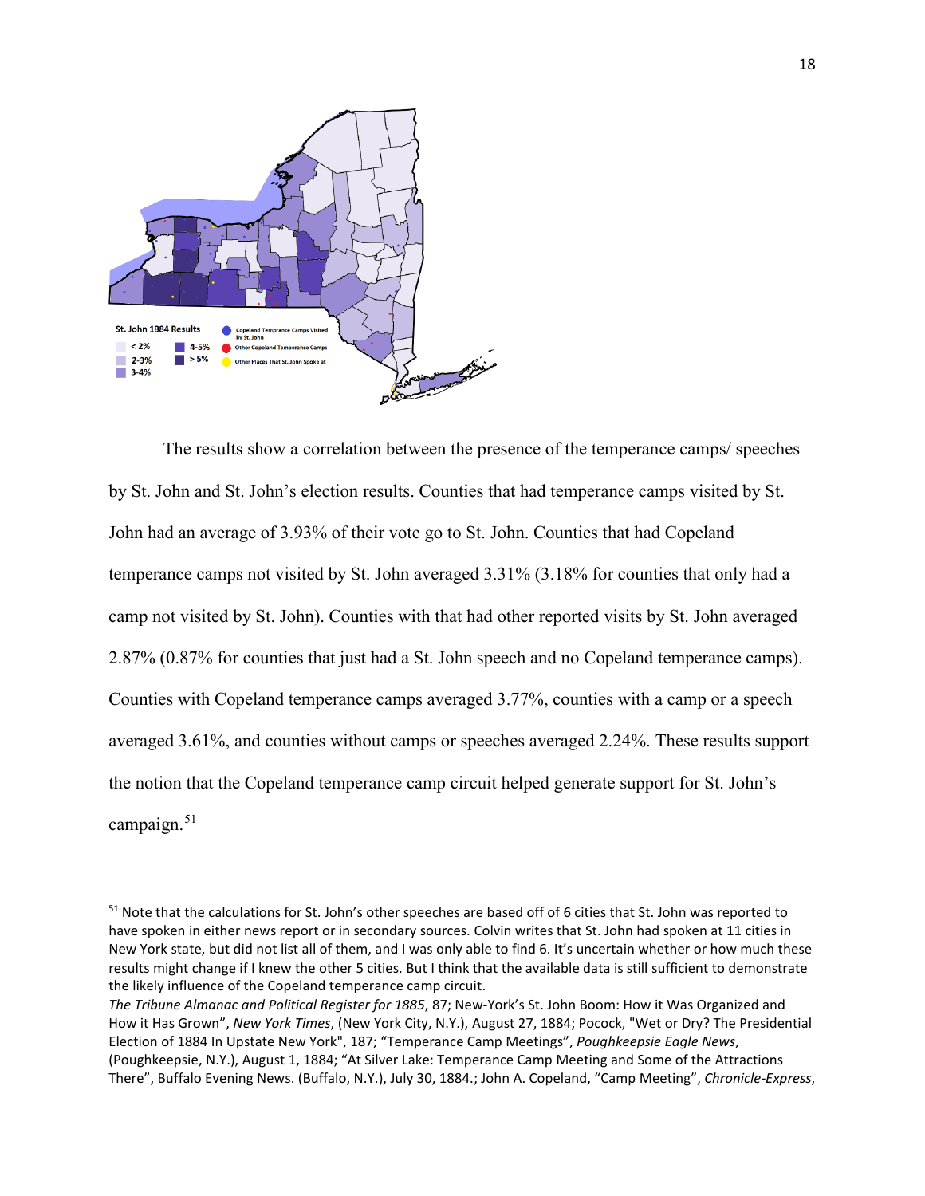St. John 1884 Results

< 2%

2-3%

3-4%

4-5%

> 5%

Copeland Temprance Camps Visited by St. John

Other Copeland Temperance Camps

Other Places That St. John Spoke at

The results show a correlation between the presence of the temperance camps/ speeches by St. John and St. John's election results. Counties that had temperance camps visited by St. John had an average of 3.93% of their vote go to St. John. Counties that had Copeland temperance camps not visited by St. John averaged 3.31% (3.18% for counties that only had a camp not visited by St. John). Counties with that had other reported visits by St. John averaged 2.87% (0.87% for counties that just had a St. John speech and no Copeland temperance camps). Counties with Copeland temperance camps averaged 3.77%, counties with a camp or a speech averaged 3.61%, and counties without camps or speeches averaged 2.24%. These results support the notion that the Copeland temperance camp circuit helped generate support for St. John's campaign.[51]

---

[51] Note that the calculations for St. John's other speeches are based off of 6 cities that St. John was reported to have spoken in either news report or in secondary sources. Colvin writes that St. John had spoken at 11 cities in New York state, but did not list all of them, and I was only able to find 6. It's uncertain whether or how much these results might change if I knew the other 5 cities. But I think that the available data is still sufficient to demonstrate the likely influence of the Copeland temperance camp circuit.

*The Tribune Almanac and Political Register for 1885*, 87; New-York's St. John Boom: How it Was Organized and How it Has Grown", *New York Times*, (New York City, N.Y.), August 27, 1884; Pocock, "Wet or Dry? The Presidential Election of 1884 In Upstate New York", 187; "Temperance Camp Meetings", *Poughkeepsie Eagle News*, (Poughkeepsie, N.Y.), August 1, 1884; "At Silver Lake: Temperance Camp Meeting and Some of the Attractions There", Buffalo Evening News. (Buffalo, N.Y.), July 30, 1884.; John A. Copeland, "Camp Meeting", *Chronicle-Express*,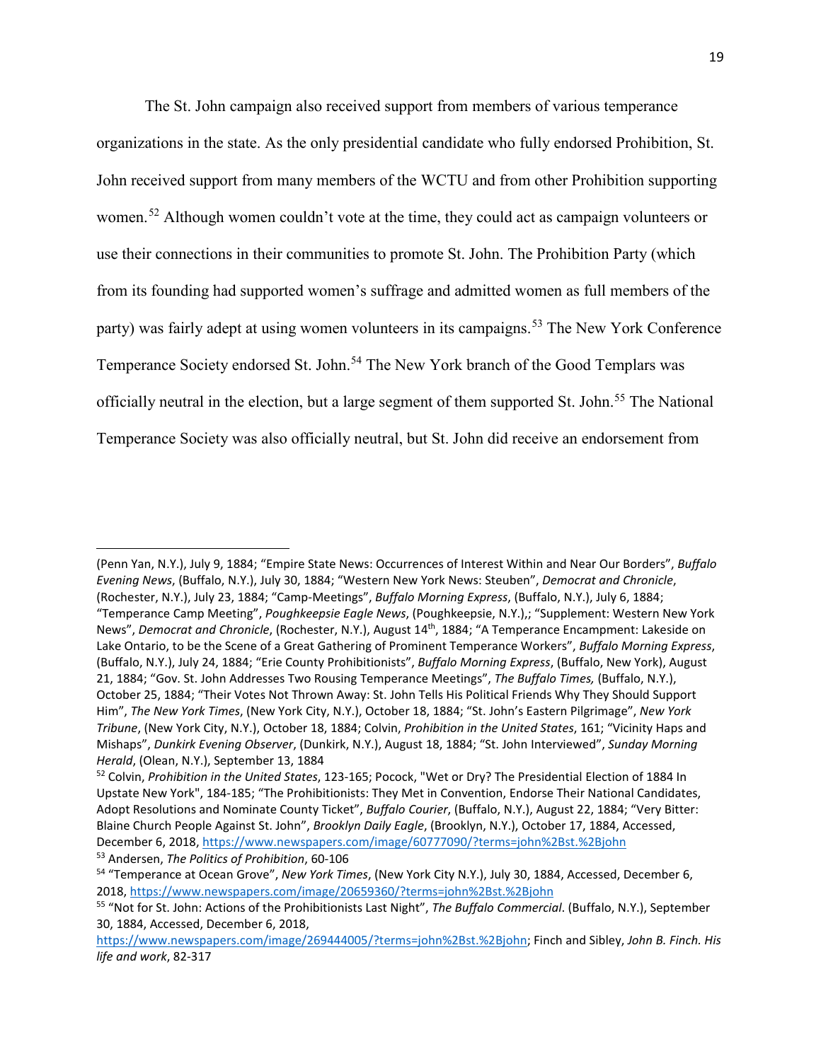The St. John campaign also received support from members of various temperance organizations in the state. As the only presidential candidate who fully endorsed Prohibition, St. John received support from many members of the WCTU and from other Prohibition supporting women.[52] Although women couldn't vote at the time, they could act as campaign volunteers or use their connections in their communities to promote St. John. The Prohibition Party (which from its founding had supported women's suffrage and admitted women as full members of the party) was fairly adept at using women volunteers in its campaigns.[53] The New York Conference Temperance Society endorsed St. John.[54] The New York branch of the Good Templars was officially neutral in the election, but a large segment of them supported St. John.[55] The National Temperance Society was also officially neutral, but St. John did receive an endorsement from

---

(Penn Yan, N.Y.), July 9, 1884; "Empire State News: Occurrences of Interest Within and Near Our Borders", *Buffalo Evening News*, (Buffalo, N.Y.), July 30, 1884; "Western New York News: Steuben", *Democrat and Chronicle*, (Rochester, N.Y.), July 23, 1884; "Camp-Meetings", *Buffalo Morning Express*, (Buffalo, N.Y.), July 6, 1884; "Temperance Camp Meeting", *Poughkeepsie Eagle News*, (Poughkeepsie, N.Y.),; "Supplement: Western New York News", *Democrat and Chronicle*, (Rochester, N.Y.), August 14th, 1884; "A Temperance Encampment: Lakeside on Lake Ontario, to be the Scene of a Great Gathering of Prominent Temperance Workers", *Buffalo Morning Express*, (Buffalo, N.Y.), July 24, 1884; "Erie County Prohibitionists", *Buffalo Morning Express*, (Buffalo, New York), August 21, 1884; "Gov. St. John Addresses Two Rousing Temperance Meetings", *The Buffalo Times,* (Buffalo, N.Y.), October 25, 1884; "Their Votes Not Thrown Away: St. John Tells His Political Friends Why They Should Support Him", *The New York Times*, (New York City, N.Y.), October 18, 1884; "St. John's Eastern Pilgrimage", *New York Tribune*, (New York City, N.Y.), October 18, 1884; Colvin, *Prohibition in the United States*, 161; "Vicinity Haps and Mishaps", *Dunkirk Evening Observer*, (Dunkirk, N.Y.), August 18, 1884; "St. John Interviewed", *Sunday Morning Herald*, (Olean, N.Y.), September 13, 1884

[52] Colvin, *Prohibition in the United States*, 123-165; Pocock, "Wet or Dry? The Presidential Election of 1884 In Upstate New York", 184-185; "The Prohibitionists: They Met in Convention, Endorse Their National Candidates, Adopt Resolutions and Nominate County Ticket", *Buffalo Courier*, (Buffalo, N.Y.), August 22, 1884; "Very Bitter: Blaine Church People Against St. John", *Brooklyn Daily Eagle*, (Brooklyn, N.Y.), October 17, 1884, Accessed, December 6, 2018, https://www.newspapers.com/image/60777090/?terms=john%2Bst.%2Bjohn

[53] Andersen, *The Politics of Prohibition*, 60-106

[54] "Temperance at Ocean Grove", *New York Times*, (New York City N.Y.), July 30, 1884, Accessed, December 6, 2018, https://www.newspapers.com/image/20659360/?terms=john%2Bst.%2Bjohn

[55] "Not for St. John: Actions of the Prohibitionists Last Night", *The Buffalo Commercial*. (Buffalo, N.Y.), September 30, 1884, Accessed, December 6, 2018, https://www.newspapers.com/image/269444005/?terms=john%2Bst.%2Bjohn; Finch and Sibley, *John B. Finch. His life and work*, 82-317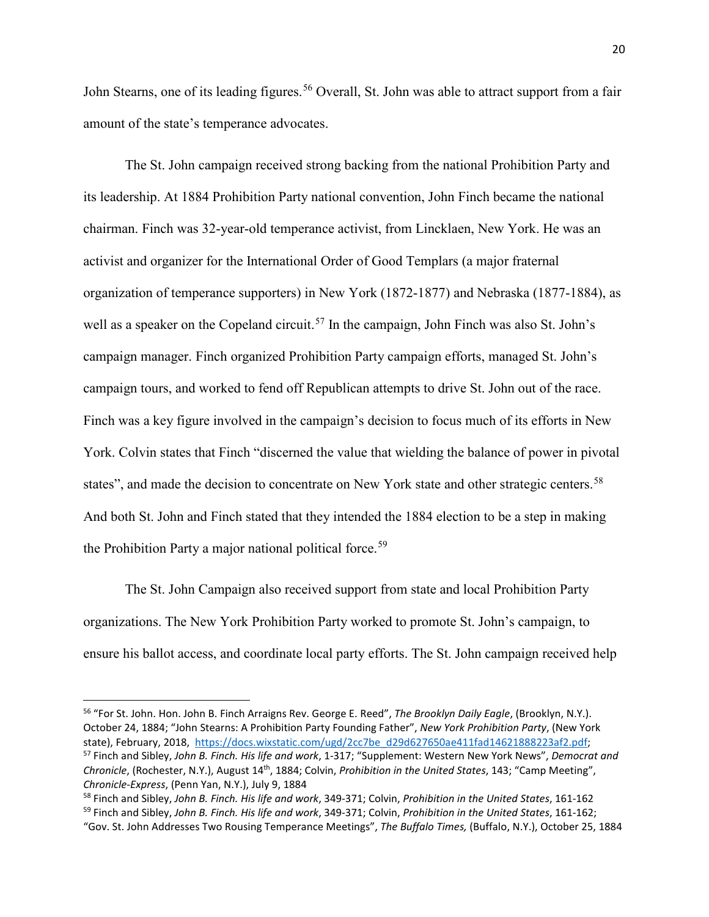John Stearns, one of its leading figures.[56] Overall, St. John was able to attract support from a fair amount of the state's temperance advocates.

The St. John campaign received strong backing from the national Prohibition Party and its leadership. At 1884 Prohibition Party national convention, John Finch became the national chairman. Finch was 32-year-old temperance activist, from Lincklaen, New York. He was an activist and organizer for the International Order of Good Templars (a major fraternal organization of temperance supporters) in New York (1872-1877) and Nebraska (1877-1884), as well as a speaker on the Copeland circuit.[57] In the campaign, John Finch was also St. John's campaign manager. Finch organized Prohibition Party campaign efforts, managed St. John's campaign tours, and worked to fend off Republican attempts to drive St. John out of the race. Finch was a key figure involved in the campaign's decision to focus much of its efforts in New York. Colvin states that Finch "discerned the value that wielding the balance of power in pivotal states", and made the decision to concentrate on New York state and other strategic centers.[58] And both St. John and Finch stated that they intended the 1884 election to be a step in making the Prohibition Party a major national political force.[59]

The St. John Campaign also received support from state and local Prohibition Party organizations. The New York Prohibition Party worked to promote St. John's campaign, to ensure his ballot access, and coordinate local party efforts. The St. John campaign received help

---

[56] "For St. John. Hon. John B. Finch Arraigns Rev. George E. Reed", *The Brooklyn Daily Eagle*, (Brooklyn, N.Y.). October 24, 1884; "John Stearns: A Prohibition Party Founding Father", *New York Prohibition Party*, (New York state), February, 2018, https://docs.wixstatic.com/ugd/2cc7be_d29d627650ae411fad14621888223af2.pdf;

[57] Finch and Sibley, *John B. Finch. His life and work*, 1-317; "Supplement: Western New York News", *Democrat and Chronicle*, (Rochester, N.Y.), August 14th, 1884; Colvin, *Prohibition in the United States*, 143; "Camp Meeting", *Chronicle-Express*, (Penn Yan, N.Y.), July 9, 1884

[58] Finch and Sibley, *John B. Finch. His life and work*, 349-371; Colvin, *Prohibition in the United States*, 161-162

[59] Finch and Sibley, *John B. Finch. His life and work*, 349-371; Colvin, *Prohibition in the United States*, 161-162; "Gov. St. John Addresses Two Rousing Temperance Meetings", *The Buffalo Times,* (Buffalo, N.Y.), October 25, 1884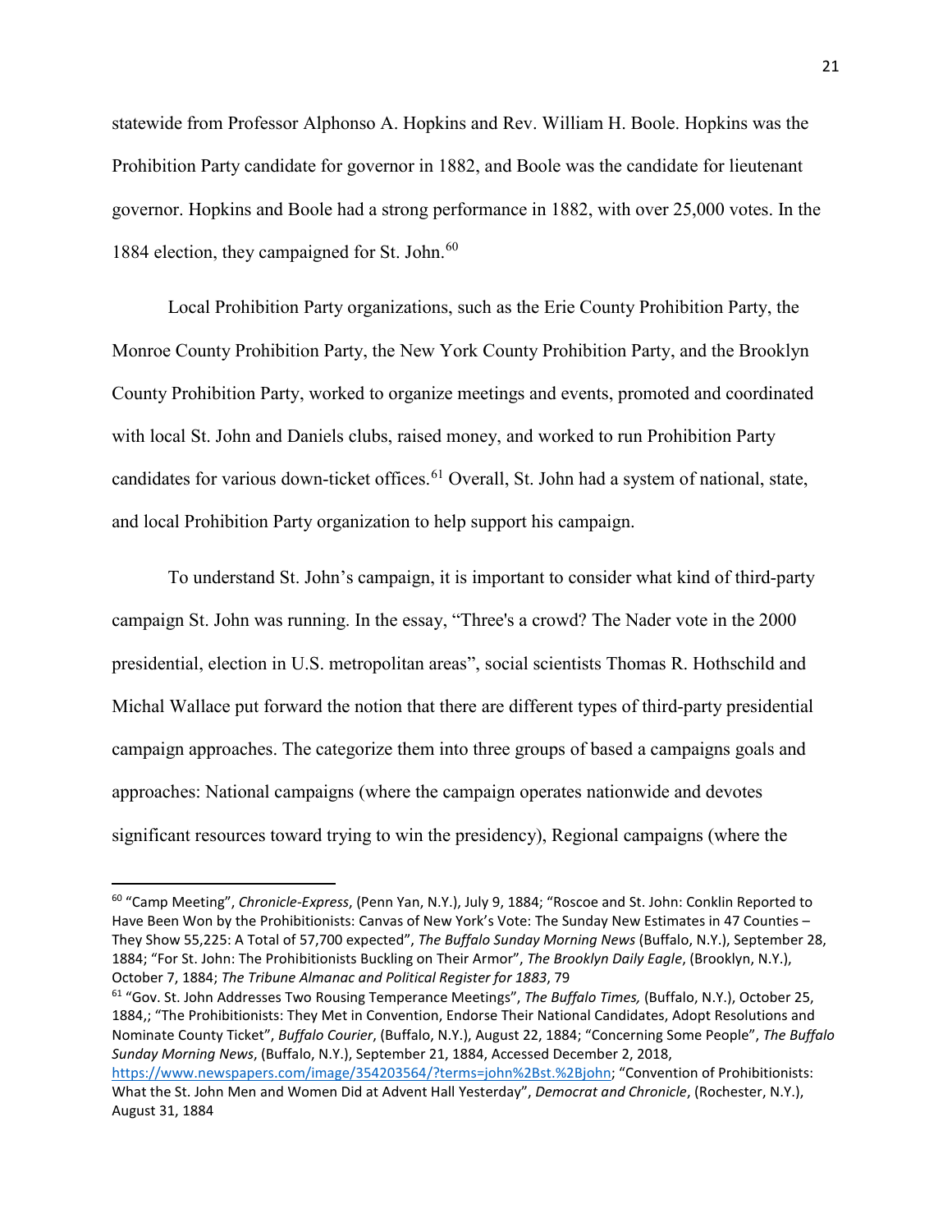statewide from Professor Alphonso A. Hopkins and Rev. William H. Boole. Hopkins was the Prohibition Party candidate for governor in 1882, and Boole was the candidate for lieutenant governor. Hopkins and Boole had a strong performance in 1882, with over 25,000 votes. In the 1884 election, they campaigned for St. John.[60]

Local Prohibition Party organizations, such as the Erie County Prohibition Party, the Monroe County Prohibition Party, the New York County Prohibition Party, and the Brooklyn County Prohibition Party, worked to organize meetings and events, promoted and coordinated with local St. John and Daniels clubs, raised money, and worked to run Prohibition Party candidates for various down-ticket offices.[61] Overall, St. John had a system of national, state, and local Prohibition Party organization to help support his campaign.

To understand St. John's campaign, it is important to consider what kind of third-party campaign St. John was running. In the essay, "Three's a crowd? The Nader vote in the 2000 presidential, election in U.S. metropolitan areas", social scientists Thomas R. Hothschild and Michal Wallace put forward the notion that there are different types of third-party presidential campaign approaches. The categorize them into three groups of based a campaigns goals and approaches: National campaigns (where the campaign operates nationwide and devotes significant resources toward trying to win the presidency), Regional campaigns (where the

---

[60] "Camp Meeting", *Chronicle-Express*, (Penn Yan, N.Y.), July 9, 1884; "Roscoe and St. John: Conklin Reported to Have Been Won by the Prohibitionists: Canvas of New York's Vote: The Sunday New Estimates in 47 Counties – They Show 55,225: A Total of 57,700 expected", *The Buffalo Sunday Morning News* (Buffalo, N.Y.), September 28, 1884; "For St. John: The Prohibitionists Buckling on Their Armor", *The Brooklyn Daily Eagle*, (Brooklyn, N.Y.), October 7, 1884; *The Tribune Almanac and Political Register for 1883*, 79

[61] "Gov. St. John Addresses Two Rousing Temperance Meetings", *The Buffalo Times,* (Buffalo, N.Y.), October 25, 1884,; "The Prohibitionists: They Met in Convention, Endorse Their National Candidates, Adopt Resolutions and Nominate County Ticket", *Buffalo Courier*, (Buffalo, N.Y.), August 22, 1884; "Concerning Some People", *The Buffalo Sunday Morning News*, (Buffalo, N.Y.), September 21, 1884, Accessed December 2, 2018, https://www.newspapers.com/image/354203564/?terms=john%2Bst.%2Bjohn; "Convention of Prohibitionists: What the St. John Men and Women Did at Advent Hall Yesterday", *Democrat and Chronicle*, (Rochester, N.Y.), August 31, 1884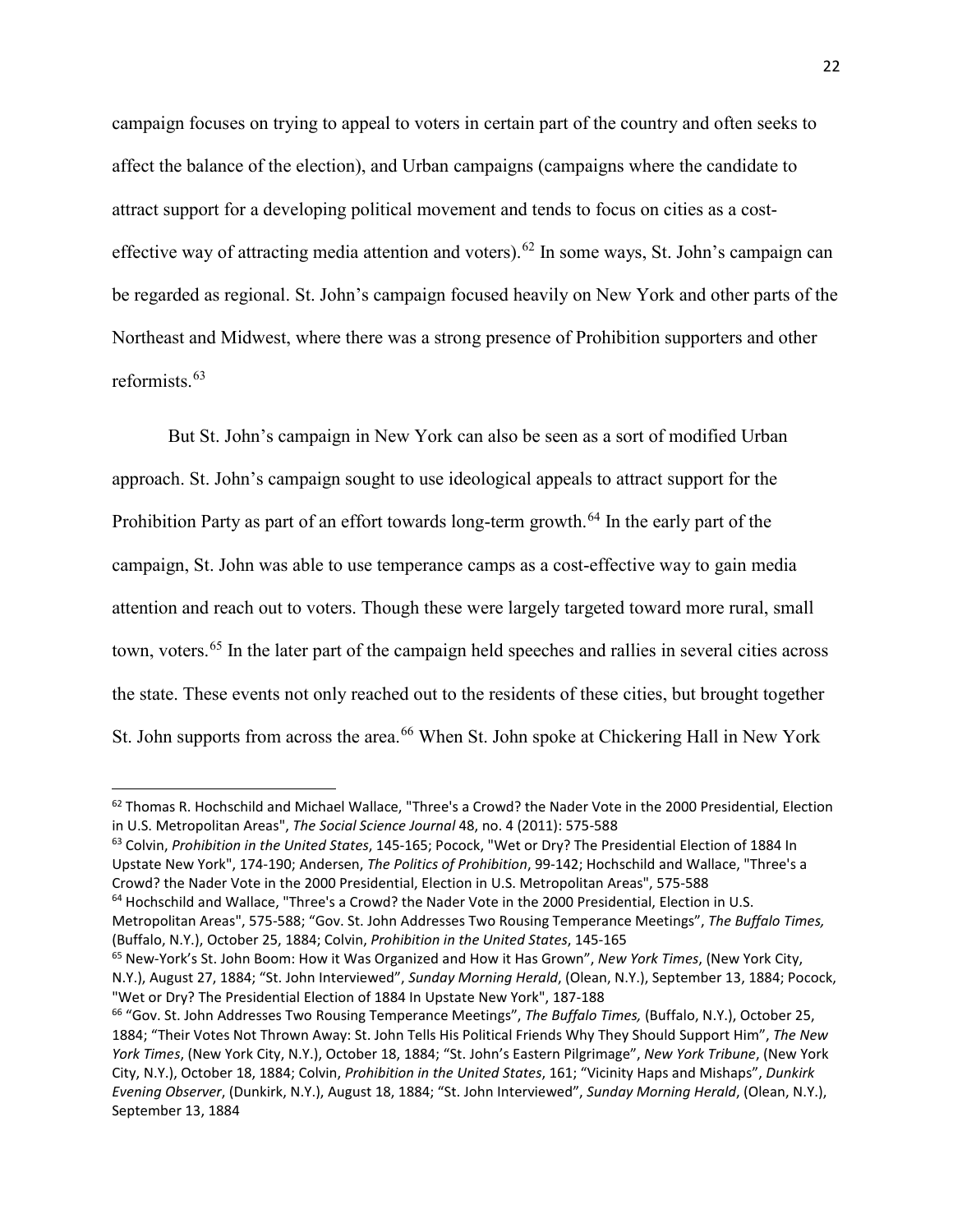campaign focuses on trying to appeal to voters in certain part of the country and often seeks to affect the balance of the election), and Urban campaigns (campaigns where the candidate to attract support for a developing political movement and tends to focus on cities as a cost-effective way of attracting media attention and voters).[62] In some ways, St. John's campaign can be regarded as regional. St. John's campaign focused heavily on New York and other parts of the Northeast and Midwest, where there was a strong presence of Prohibition supporters and other reformists.[63]

But St. John's campaign in New York can also be seen as a sort of modified Urban approach. St. John's campaign sought to use ideological appeals to attract support for the Prohibition Party as part of an effort towards long-term growth.[64] In the early part of the campaign, St. John was able to use temperance camps as a cost-effective way to gain media attention and reach out to voters. Though these were largely targeted toward more rural, small town, voters.[65] In the later part of the campaign held speeches and rallies in several cities across the state. These events not only reached out to the residents of these cities, but brought together St. John supports from across the area.[66] When St. John spoke at Chickering Hall in New York

---

[62] Thomas R. Hochschild and Michael Wallace, "Three's a Crowd? the Nader Vote in the 2000 Presidential, Election in U.S. Metropolitan Areas", *The Social Science Journal* 48, no. 4 (2011): 575-588

[63] Colvin, *Prohibition in the United States*, 145-165; Pocock, "Wet or Dry? The Presidential Election of 1884 In Upstate New York", 174-190; Andersen, *The Politics of Prohibition*, 99-142; Hochschild and Wallace, "Three's a Crowd? the Nader Vote in the 2000 Presidential, Election in U.S. Metropolitan Areas", 575-588

[64] Hochschild and Wallace, "Three's a Crowd? the Nader Vote in the 2000 Presidential, Election in U.S. Metropolitan Areas", 575-588; "Gov. St. John Addresses Two Rousing Temperance Meetings", *The Buffalo Times,* (Buffalo, N.Y.), October 25, 1884; Colvin, *Prohibition in the United States*, 145-165

[65] New-York's St. John Boom: How it Was Organized and How it Has Grown", *New York Times*, (New York City, N.Y.), August 27, 1884; "St. John Interviewed", *Sunday Morning Herald*, (Olean, N.Y.), September 13, 1884; Pocock, "Wet or Dry? The Presidential Election of 1884 In Upstate New York", 187-188

[66] "Gov. St. John Addresses Two Rousing Temperance Meetings", *The Buffalo Times,* (Buffalo, N.Y.), October 25, 1884; "Their Votes Not Thrown Away: St. John Tells His Political Friends Why They Should Support Him", *The New York Times*, (New York City, N.Y.), October 18, 1884; "St. John's Eastern Pilgrimage", *New York Tribune*, (New York City, N.Y.), October 18, 1884; Colvin, *Prohibition in the United States*, 161; "Vicinity Haps and Mishaps", *Dunkirk Evening Observer*, (Dunkirk, N.Y.), August 18, 1884; "St. John Interviewed", *Sunday Morning Herald*, (Olean, N.Y.), September 13, 1884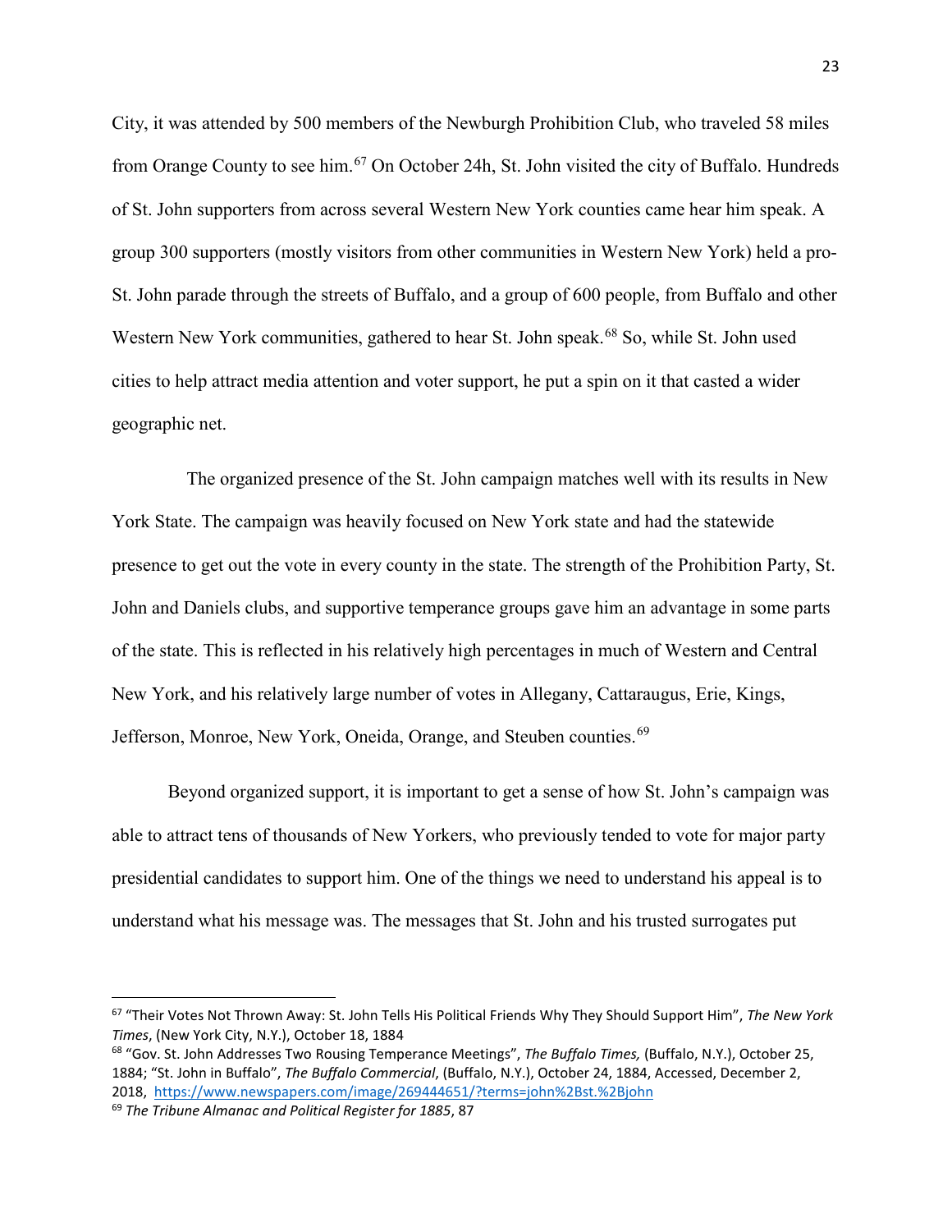City, it was attended by 500 members of the Newburgh Prohibition Club, who traveled 58 miles from Orange County to see him.[67] On October 24h, St. John visited the city of Buffalo. Hundreds of St. John supporters from across several Western New York counties came hear him speak. A group 300 supporters (mostly visitors from other communities in Western New York) held a pro-St. John parade through the streets of Buffalo, and a group of 600 people, from Buffalo and other Western New York communities, gathered to hear St. John speak.[68] So, while St. John used cities to help attract media attention and voter support, he put a spin on it that casted a wider geographic net.

The organized presence of the St. John campaign matches well with its results in New York State. The campaign was heavily focused on New York state and had the statewide presence to get out the vote in every county in the state. The strength of the Prohibition Party, St. John and Daniels clubs, and supportive temperance groups gave him an advantage in some parts of the state. This is reflected in his relatively high percentages in much of Western and Central New York, and his relatively large number of votes in Allegany, Cattaraugus, Erie, Kings, Jefferson, Monroe, New York, Oneida, Orange, and Steuben counties.[69]

Beyond organized support, it is important to get a sense of how St. John's campaign was able to attract tens of thousands of New Yorkers, who previously tended to vote for major party presidential candidates to support him. One of the things we need to understand his appeal is to understand what his message was. The messages that St. John and his trusted surrogates put

---

[67] "Their Votes Not Thrown Away: St. John Tells His Political Friends Why They Should Support Him", *The New York Times*, (New York City, N.Y.), October 18, 1884

[68] "Gov. St. John Addresses Two Rousing Temperance Meetings", *The Buffalo Times,* (Buffalo, N.Y.), October 25, 1884; "St. John in Buffalo", *The Buffalo Commercial*, (Buffalo, N.Y.), October 24, 1884, Accessed, December 2, 2018, https://www.newspapers.com/image/269444651/?terms=john%2Bst.%2Bjohn

[69] *The Tribune Almanac and Political Register for 1885*, 87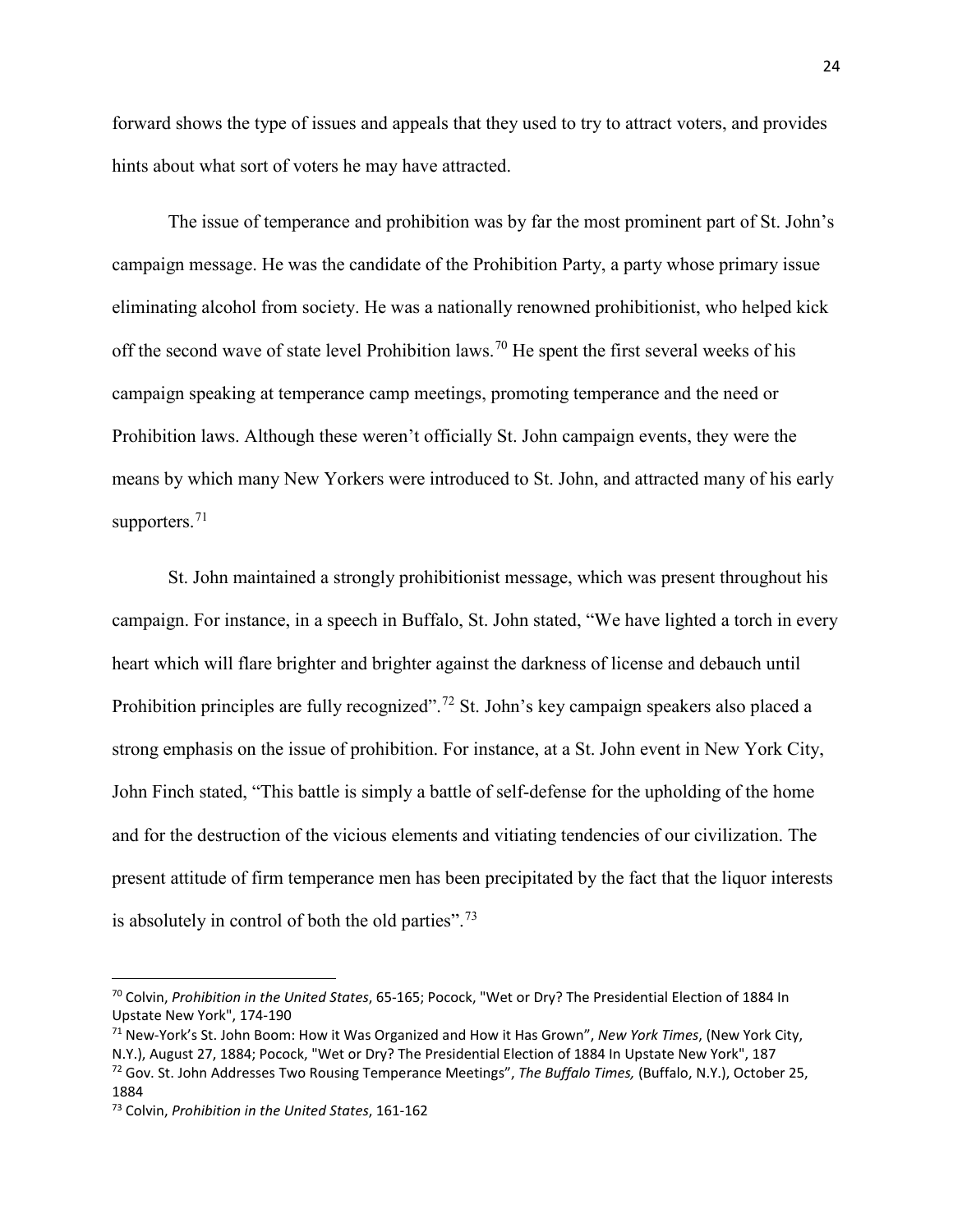forward shows the type of issues and appeals that they used to try to attract voters, and provides hints about what sort of voters he may have attracted.

The issue of temperance and prohibition was by far the most prominent part of St. John's campaign message. He was the candidate of the Prohibition Party, a party whose primary issue eliminating alcohol from society. He was a nationally renowned prohibitionist, who helped kick off the second wave of state level Prohibition laws.[70] He spent the first several weeks of his campaign speaking at temperance camp meetings, promoting temperance and the need or Prohibition laws. Although these weren't officially St. John campaign events, they were the means by which many New Yorkers were introduced to St. John, and attracted many of his early supporters.[71]

St. John maintained a strongly prohibitionist message, which was present throughout his campaign. For instance, in a speech in Buffalo, St. John stated, "We have lighted a torch in every heart which will flare brighter and brighter against the darkness of license and debauch until Prohibition principles are fully recognized".[72] St. John's key campaign speakers also placed a strong emphasis on the issue of prohibition. For instance, at a St. John event in New York City, John Finch stated, "This battle is simply a battle of self-defense for the upholding of the home and for the destruction of the vicious elements and vitiating tendencies of our civilization. The present attitude of firm temperance men has been precipitated by the fact that the liquor interests is absolutely in control of both the old parties".[73]

---

[70] Colvin, *Prohibition in the United States*, 65-165; Pocock, "Wet or Dry? The Presidential Election of 1884 In Upstate New York", 174-190

[71] New-York's St. John Boom: How it Was Organized and How it Has Grown", *New York Times*, (New York City, N.Y.), August 27, 1884; Pocock, "Wet or Dry? The Presidential Election of 1884 In Upstate New York", 187

[72] Gov. St. John Addresses Two Rousing Temperance Meetings", *The Buffalo Times,* (Buffalo, N.Y.), October 25, 1884

[73] Colvin, *Prohibition in the United States*, 161-162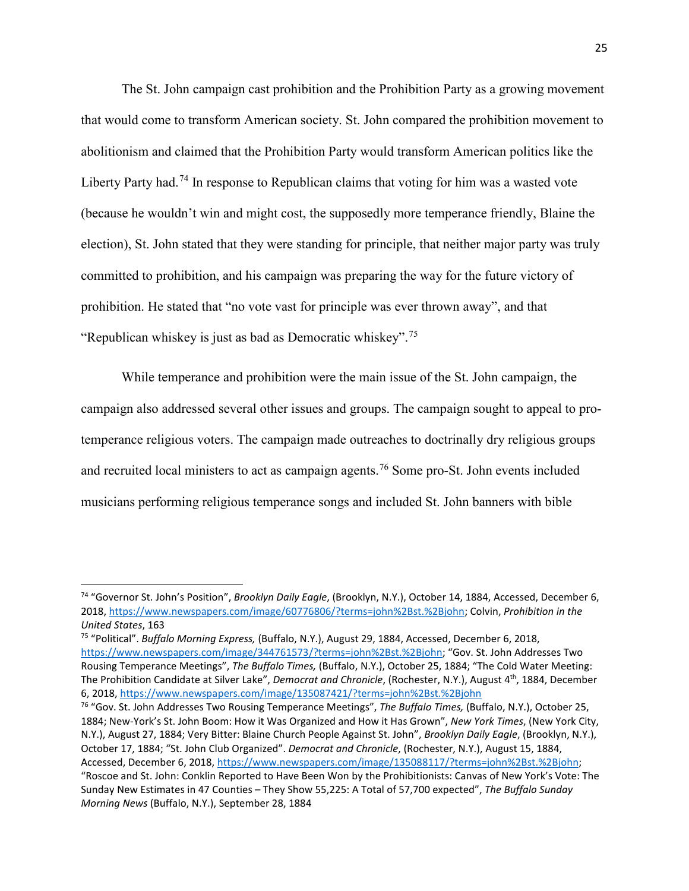The St. John campaign cast prohibition and the Prohibition Party as a growing movement that would come to transform American society. St. John compared the prohibition movement to abolitionism and claimed that the Prohibition Party would transform American politics like the Liberty Party had.[74] In response to Republican claims that voting for him was a wasted vote (because he wouldn't win and might cost, the supposedly more temperance friendly, Blaine the election), St. John stated that they were standing for principle, that neither major party was truly committed to prohibition, and his campaign was preparing the way for the future victory of prohibition. He stated that "no vote vast for principle was ever thrown away", and that "Republican whiskey is just as bad as Democratic whiskey".[75]

While temperance and prohibition were the main issue of the St. John campaign, the campaign also addressed several other issues and groups. The campaign sought to appeal to pro-temperance religious voters. The campaign made outreaches to doctrinally dry religious groups and recruited local ministers to act as campaign agents.[76] Some pro-St. John events included musicians performing religious temperance songs and included St. John banners with bible

---

[74] "Governor St. John's Position", *Brooklyn Daily Eagle*, (Brooklyn, N.Y.), October 14, 1884, Accessed, December 6, 2018, https://www.newspapers.com/image/60776806/?terms=john%2Bst.%2Bjohn; Colvin, *Prohibition in the United States*, 163

[75] "Political". *Buffalo Morning Express,* (Buffalo, N.Y.), August 29, 1884, Accessed, December 6, 2018, https://www.newspapers.com/image/344761573/?terms=john%2Bst.%2Bjohn; "Gov. St. John Addresses Two Rousing Temperance Meetings", *The Buffalo Times,* (Buffalo, N.Y.), October 25, 1884; "The Cold Water Meeting: The Prohibition Candidate at Silver Lake", *Democrat and Chronicle*, (Rochester, N.Y.), August 4th, 1884, December 6, 2018, https://www.newspapers.com/image/135087421/?terms=john%2Bst.%2Bjohn

[76] "Gov. St. John Addresses Two Rousing Temperance Meetings", *The Buffalo Times,* (Buffalo, N.Y.), October 25, 1884; New-York's St. John Boom: How it Was Organized and How it Has Grown", *New York Times*, (New York City, N.Y.), August 27, 1884; Very Bitter: Blaine Church People Against St. John", *Brooklyn Daily Eagle*, (Brooklyn, N.Y.), October 17, 1884; "St. John Club Organized". *Democrat and Chronicle*, (Rochester, N.Y.), August 15, 1884, Accessed, December 6, 2018, https://www.newspapers.com/image/135088117/?terms=john%2Bst.%2Bjohn; "Roscoe and St. John: Conklin Reported to Have Been Won by the Prohibitionists: Canvas of New York's Vote: The Sunday New Estimates in 47 Counties – They Show 55,225: A Total of 57,700 expected", *The Buffalo Sunday Morning News* (Buffalo, N.Y.), September 28, 1884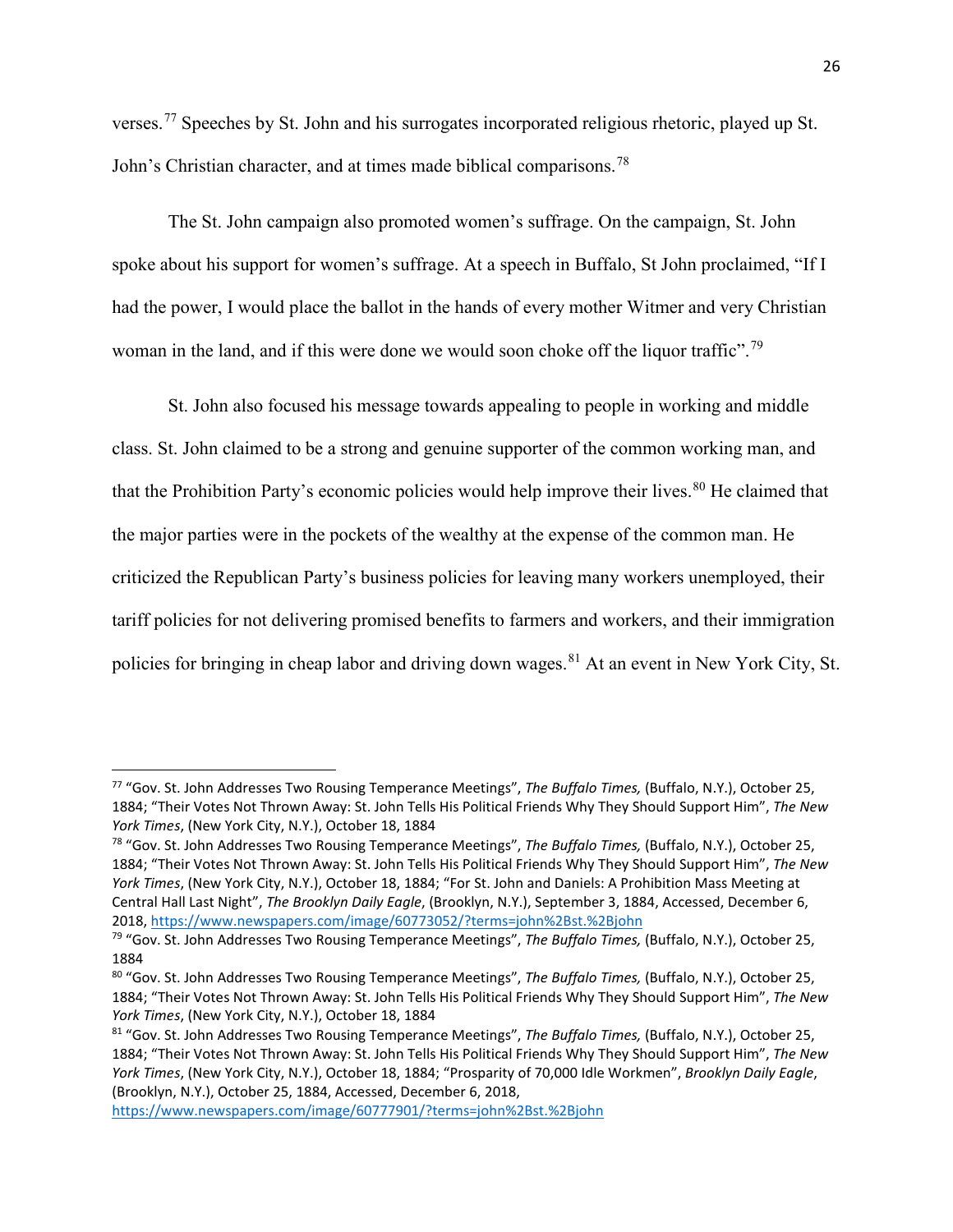verses.[77] Speeches by St. John and his surrogates incorporated religious rhetoric, played up St. John's Christian character, and at times made biblical comparisons.[78]

The St. John campaign also promoted women's suffrage. On the campaign, St. John spoke about his support for women's suffrage. At a speech in Buffalo, St John proclaimed, "If I had the power, I would place the ballot in the hands of every mother Witmer and very Christian woman in the land, and if this were done we would soon choke off the liquor traffic".[79]

St. John also focused his message towards appealing to people in working and middle class. St. John claimed to be a strong and genuine supporter of the common working man, and that the Prohibition Party's economic policies would help improve their lives.[80] He claimed that the major parties were in the pockets of the wealthy at the expense of the common man. He criticized the Republican Party's business policies for leaving many workers unemployed, their tariff policies for not delivering promised benefits to farmers and workers, and their immigration policies for bringing in cheap labor and driving down wages.[81] At an event in New York City, St.

---

[77] "Gov. St. John Addresses Two Rousing Temperance Meetings", *The Buffalo Times,* (Buffalo, N.Y.), October 25, 1884; "Their Votes Not Thrown Away: St. John Tells His Political Friends Why They Should Support Him", *The New York Times*, (New York City, N.Y.), October 18, 1884

[78] "Gov. St. John Addresses Two Rousing Temperance Meetings", *The Buffalo Times,* (Buffalo, N.Y.), October 25, 1884; "Their Votes Not Thrown Away: St. John Tells His Political Friends Why They Should Support Him", *The New York Times*, (New York City, N.Y.), October 18, 1884; "For St. John and Daniels: A Prohibition Mass Meeting at Central Hall Last Night", *The Brooklyn Daily Eagle*, (Brooklyn, N.Y.), September 3, 1884, Accessed, December 6, 2018, https://www.newspapers.com/image/60773052/?terms=john%2Bst.%2Bjohn

[79] "Gov. St. John Addresses Two Rousing Temperance Meetings", *The Buffalo Times,* (Buffalo, N.Y.), October 25, 1884

[80] "Gov. St. John Addresses Two Rousing Temperance Meetings", *The Buffalo Times,* (Buffalo, N.Y.), October 25, 1884; "Their Votes Not Thrown Away: St. John Tells His Political Friends Why They Should Support Him", *The New York Times*, (New York City, N.Y.), October 18, 1884

[81] "Gov. St. John Addresses Two Rousing Temperance Meetings", *The Buffalo Times,* (Buffalo, N.Y.), October 25, 1884; "Their Votes Not Thrown Away: St. John Tells His Political Friends Why They Should Support Him", *The New York Times*, (New York City, N.Y.), October 18, 1884; "Prosparity of 70,000 Idle Workmen", *Brooklyn Daily Eagle*, (Brooklyn, N.Y.), October 25, 1884, Accessed, December 6, 2018, https://www.newspapers.com/image/60777901/?terms=john%2Bst.%2Bjohn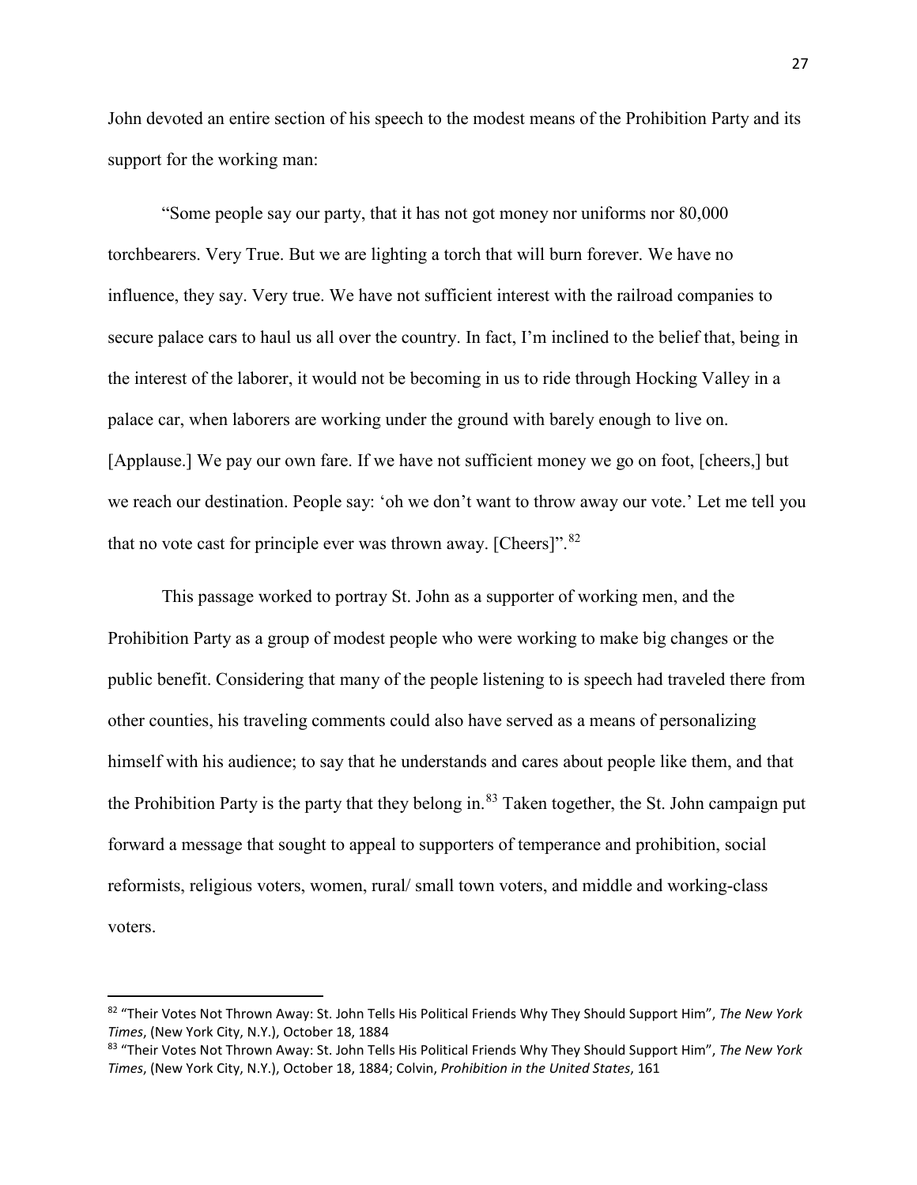John devoted an entire section of his speech to the modest means of the Prohibition Party and its support for the working man:

"Some people say our party, that it has not got money nor uniforms nor 80,000 torchbearers. Very True. But we are lighting a torch that will burn forever. We have no influence, they say. Very true. We have not sufficient interest with the railroad companies to secure palace cars to haul us all over the country. In fact, I'm inclined to the belief that, being in the interest of the laborer, it would not be becoming in us to ride through Hocking Valley in a palace car, when laborers are working under the ground with barely enough to live on. [Applause.] We pay our own fare. If we have not sufficient money we go on foot, [cheers,] but we reach our destination. People say: 'oh we don't want to throw away our vote.' Let me tell you that no vote cast for principle ever was thrown away. [Cheers]".[82]

This passage worked to portray St. John as a supporter of working men, and the Prohibition Party as a group of modest people who were working to make big changes or the public benefit. Considering that many of the people listening to is speech had traveled there from other counties, his traveling comments could also have served as a means of personalizing himself with his audience; to say that he understands and cares about people like them, and that the Prohibition Party is the party that they belong in.[83] Taken together, the St. John campaign put forward a message that sought to appeal to supporters of temperance and prohibition, social reformists, religious voters, women, rural/ small town voters, and middle and working-class voters.

---

[82] "Their Votes Not Thrown Away: St. John Tells His Political Friends Why They Should Support Him", *The New York Times*, (New York City, N.Y.), October 18, 1884

[83] "Their Votes Not Thrown Away: St. John Tells His Political Friends Why They Should Support Him", *The New York Times*, (New York City, N.Y.), October 18, 1884; Colvin, *Prohibition in the United States*, 161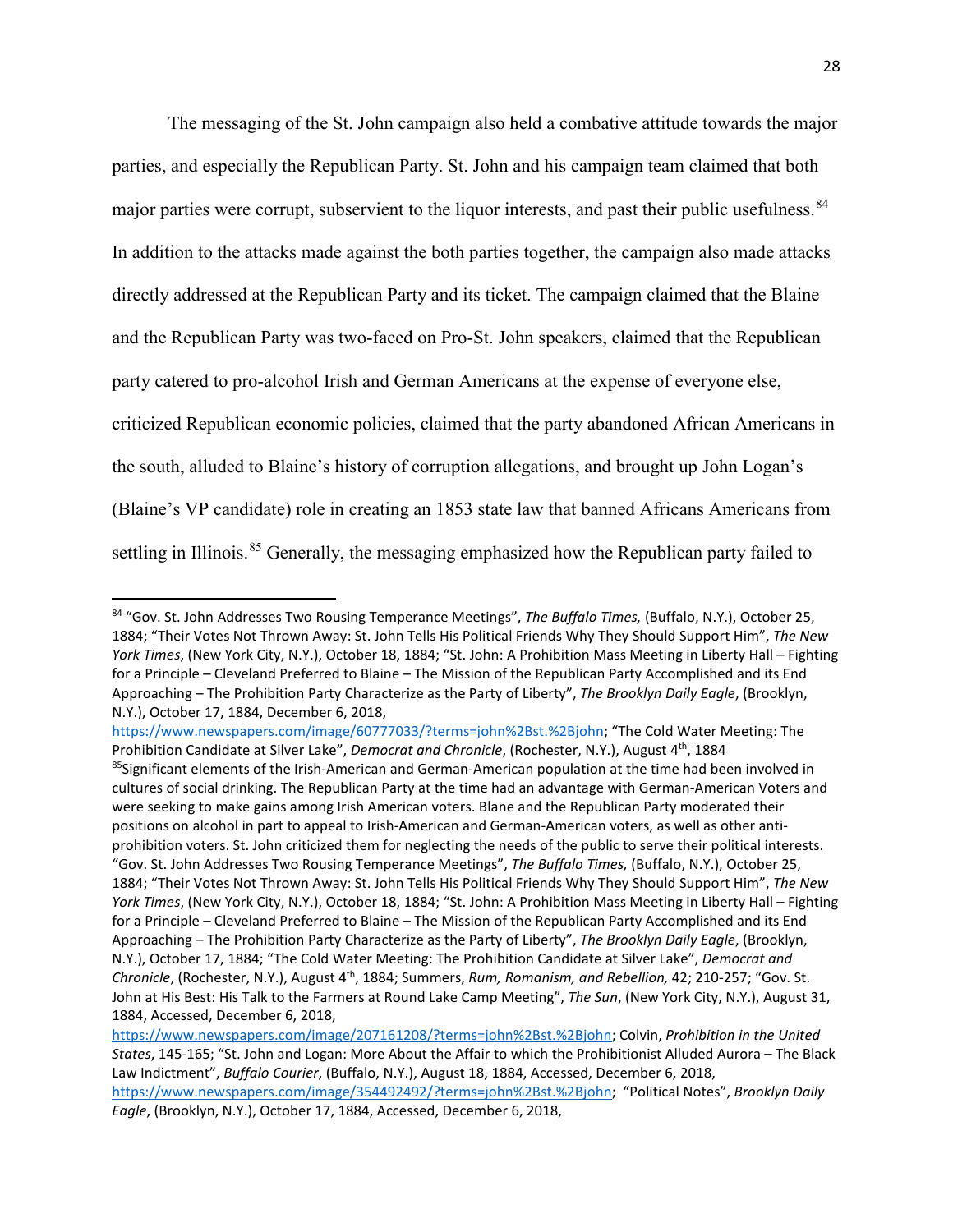The messaging of the St. John campaign also held a combative attitude towards the major parties, and especially the Republican Party. St. John and his campaign team claimed that both major parties were corrupt, subservient to the liquor interests, and past their public usefulness.[84] In addition to the attacks made against the both parties together, the campaign also made attacks directly addressed at the Republican Party and its ticket. The campaign claimed that the Blaine and the Republican Party was two-faced on Pro-St. John speakers, claimed that the Republican party catered to pro-alcohol Irish and German Americans at the expense of everyone else, criticized Republican economic policies, claimed that the party abandoned African Americans in the south, alluded to Blaine's history of corruption allegations, and brought up John Logan's (Blaine's VP candidate) role in creating an 1853 state law that banned Africans Americans from settling in Illinois.[85] Generally, the messaging emphasized how the Republican party failed to

---

[84] "Gov. St. John Addresses Two Rousing Temperance Meetings", *The Buffalo Times,* (Buffalo, N.Y.), October 25, 1884; "Their Votes Not Thrown Away: St. John Tells His Political Friends Why They Should Support Him", *The New York Times*, (New York City, N.Y.), October 18, 1884; "St. John: A Prohibition Mass Meeting in Liberty Hall – Fighting for a Principle – Cleveland Preferred to Blaine – The Mission of the Republican Party Accomplished and its End Approaching – The Prohibition Party Characterize as the Party of Liberty", *The Brooklyn Daily Eagle*, (Brooklyn, N.Y.), October 17, 1884, December 6, 2018, https://www.newspapers.com/image/60777033/?terms=john%2Bst.%2Bjohn; "The Cold Water Meeting: The Prohibition Candidate at Silver Lake", *Democrat and Chronicle*, (Rochester, N.Y.), August 4th, 1884

[85] Significant elements of the Irish-American and German-American population at the time had been involved in cultures of social drinking. The Republican Party at the time had an advantage with German-American Voters and were seeking to make gains among Irish American voters. Blane and the Republican Party moderated their positions on alcohol in part to appeal to Irish-American and German-American voters, as well as other anti-prohibition voters. St. John criticized them for neglecting the needs of the public to serve their political interests. "Gov. St. John Addresses Two Rousing Temperance Meetings", *The Buffalo Times,* (Buffalo, N.Y.), October 25, 1884; "Their Votes Not Thrown Away: St. John Tells His Political Friends Why They Should Support Him", *The New York Times*, (New York City, N.Y.), October 18, 1884; "St. John: A Prohibition Mass Meeting in Liberty Hall – Fighting for a Principle – Cleveland Preferred to Blaine – The Mission of the Republican Party Accomplished and its End Approaching – The Prohibition Party Characterize as the Party of Liberty", *The Brooklyn Daily Eagle*, (Brooklyn, N.Y.), October 17, 1884; "The Cold Water Meeting: The Prohibition Candidate at Silver Lake", *Democrat and Chronicle*, (Rochester, N.Y.), August 4th, 1884; Summers, *Rum, Romanism, and Rebellion,* 42; 210-257; "Gov. St. John at His Best: His Talk to the Farmers at Round Lake Camp Meeting", *The Sun*, (New York City, N.Y.), August 31, 1884, Accessed, December 6, 2018, https://www.newspapers.com/image/207161208/?terms=john%2Bst.%2Bjohn; Colvin, *Prohibition in the United States*, 145-165; "St. John and Logan: More About the Affair to which the Prohibitionist Alluded Aurora – The Black Law Indictment", *Buffalo Courier*, (Buffalo, N.Y.), August 18, 1884, Accessed, December 6, 2018, https://www.newspapers.com/image/354492492/?terms=john%2Bst.%2Bjohn; "Political Notes", *Brooklyn Daily Eagle*, (Brooklyn, N.Y.), October 17, 1884, Accessed, December 6, 2018,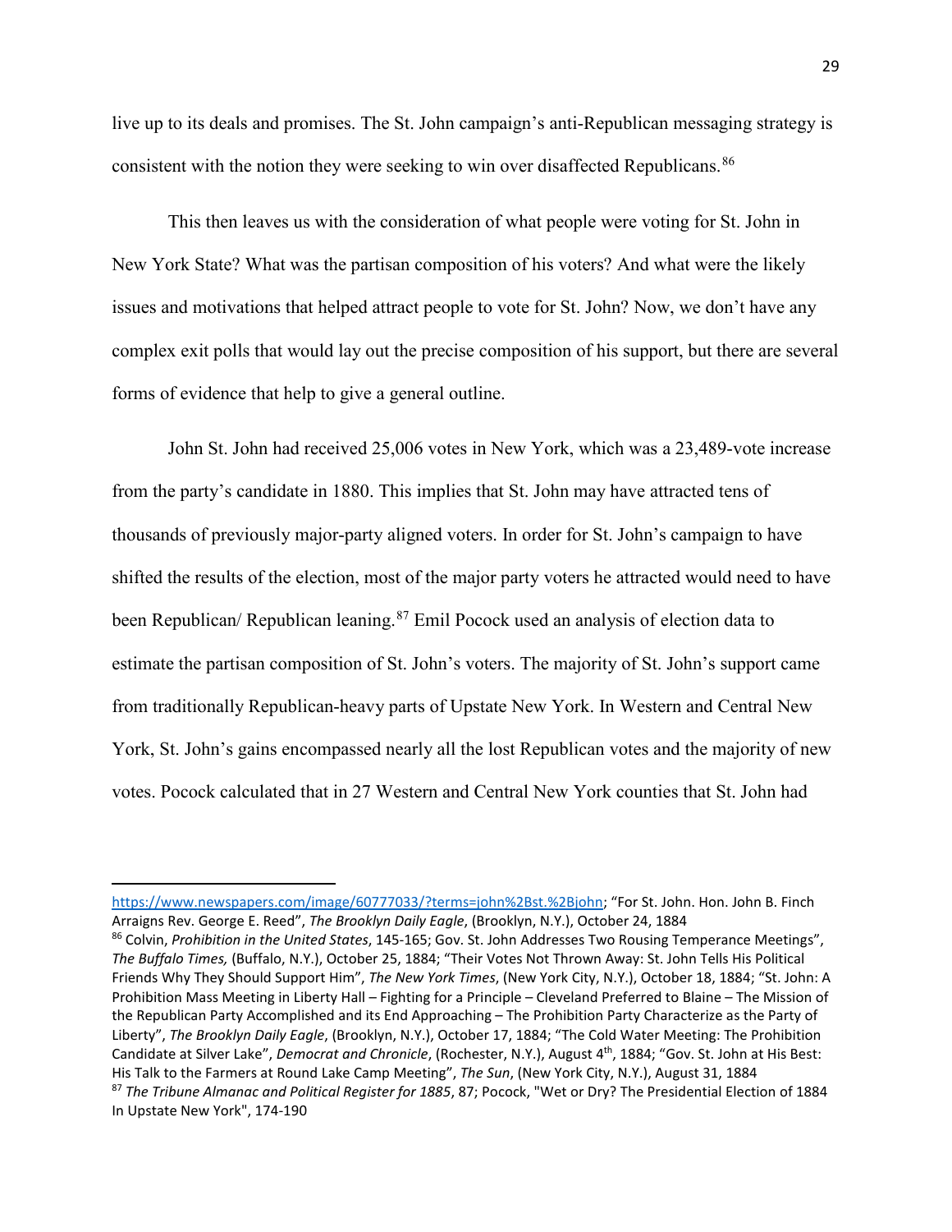live up to its deals and promises. The St. John campaign's anti-Republican messaging strategy is consistent with the notion they were seeking to win over disaffected Republicans.[86]

This then leaves us with the consideration of what people were voting for St. John in New York State? What was the partisan composition of his voters? And what were the likely issues and motivations that helped attract people to vote for St. John? Now, we don't have any complex exit polls that would lay out the precise composition of his support, but there are several forms of evidence that help to give a general outline.

John St. John had received 25,006 votes in New York, which was a 23,489-vote increase from the party's candidate in 1880. This implies that St. John may have attracted tens of thousands of previously major-party aligned voters. In order for St. John's campaign to have shifted the results of the election, most of the major party voters he attracted would need to have been Republican/ Republican leaning.[87] Emil Pocock used an analysis of election data to estimate the partisan composition of St. John's voters. The majority of St. John's support came from traditionally Republican-heavy parts of Upstate New York. In Western and Central New York, St. John's gains encompassed nearly all the lost Republican votes and the majority of new votes. Pocock calculated that in 27 Western and Central New York counties that St. John had

---

https://www.newspapers.com/image/60777033/?terms=john%2Bst.%2Bjohn; "For St. John. Hon. John B. Finch Arraigns Rev. George E. Reed", *The Brooklyn Daily Eagle*, (Brooklyn, N.Y.), October 24, 1884

[86] Colvin, *Prohibition in the United States*, 145-165; Gov. St. John Addresses Two Rousing Temperance Meetings", *The Buffalo Times,* (Buffalo, N.Y.), October 25, 1884; "Their Votes Not Thrown Away: St. John Tells His Political Friends Why They Should Support Him", *The New York Times*, (New York City, N.Y.), October 18, 1884; "St. John: A Prohibition Mass Meeting in Liberty Hall – Fighting for a Principle – Cleveland Preferred to Blaine – The Mission of the Republican Party Accomplished and its End Approaching – The Prohibition Party Characterize as the Party of Liberty", *The Brooklyn Daily Eagle*, (Brooklyn, N.Y.), October 17, 1884; "The Cold Water Meeting: The Prohibition Candidate at Silver Lake", *Democrat and Chronicle*, (Rochester, N.Y.), August 4th, 1884; "Gov. St. John at His Best: His Talk to the Farmers at Round Lake Camp Meeting", *The Sun*, (New York City, N.Y.), August 31, 1884

[87] *The Tribune Almanac and Political Register for 1885*, 87; Pocock, "Wet or Dry? The Presidential Election of 1884 In Upstate New York", 174-190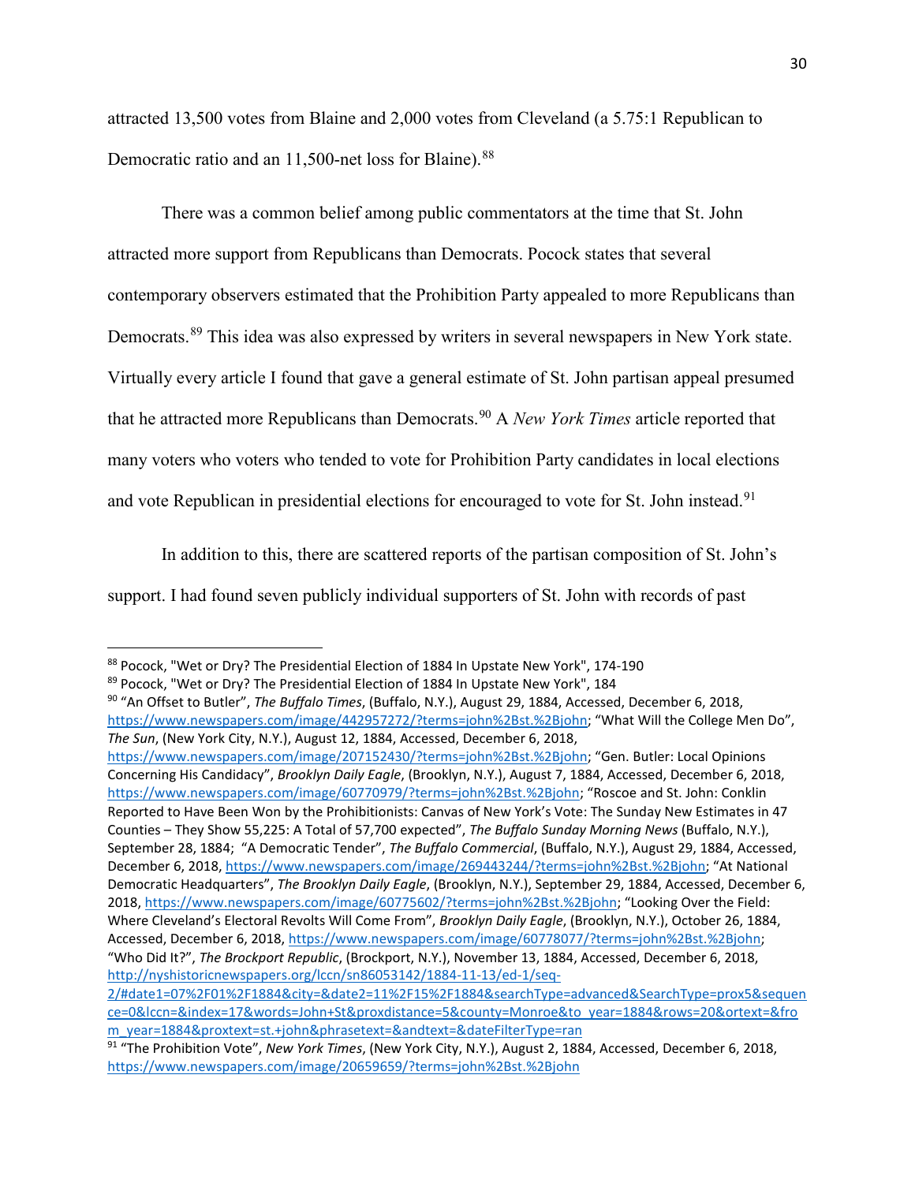attracted 13,500 votes from Blaine and 2,000 votes from Cleveland (a 5.75:1 Republican to Democratic ratio and an 11,500-net loss for Blaine).[88]

There was a common belief among public commentators at the time that St. John attracted more support from Republicans than Democrats. Pocock states that several contemporary observers estimated that the Prohibition Party appealed to more Republicans than Democrats.[89] This idea was also expressed by writers in several newspapers in New York state. Virtually every article I found that gave a general estimate of St. John partisan appeal presumed that he attracted more Republicans than Democrats.[90] A *New York Times* article reported that many voters who voters who tended to vote for Prohibition Party candidates in local elections and vote Republican in presidential elections for encouraged to vote for St. John instead.[91]

In addition to this, there are scattered reports of the partisan composition of St. John's support. I had found seven publicly individual supporters of St. John with records of past

---

[88] Pocock, "Wet or Dry? The Presidential Election of 1884 In Upstate New York", 174-190

[89] Pocock, "Wet or Dry? The Presidential Election of 1884 In Upstate New York", 184

[90] "An Offset to Butler", *The Buffalo Times*, (Buffalo, N.Y.), August 29, 1884, Accessed, December 6, 2018, https://www.newspapers.com/image/442957272/?terms=john%2Bst.%2Bjohn; "What Will the College Men Do", *The Sun*, (New York City, N.Y.), August 12, 1884, Accessed, December 6, 2018, https://www.newspapers.com/image/207152430/?terms=john%2Bst.%2Bjohn; "Gen. Butler: Local Opinions Concerning His Candidacy", *Brooklyn Daily Eagle*, (Brooklyn, N.Y.), August 7, 1884, Accessed, December 6, 2018, https://www.newspapers.com/image/60770979/?terms=john%2Bst.%2Bjohn; "Roscoe and St. John: Conklin Reported to Have Been Won by the Prohibitionists: Canvas of New York's Vote: The Sunday New Estimates in 47 Counties – They Show 55,225: A Total of 57,700 expected", *The Buffalo Sunday Morning News* (Buffalo, N.Y.), September 28, 1884; "A Democratic Tender", *The Buffalo Commercial*, (Buffalo, N.Y.), August 29, 1884, Accessed, December 6, 2018, https://www.newspapers.com/image/269443244/?terms=john%2Bst.%2Bjohn; "At National Democratic Headquarters", *The Brooklyn Daily Eagle*, (Brooklyn, N.Y.), September 29, 1884, Accessed, December 6, 2018, https://www.newspapers.com/image/60775602/?terms=john%2Bst.%2Bjohn; "Looking Over the Field: Where Cleveland's Electoral Revolts Will Come From", *Brooklyn Daily Eagle*, (Brooklyn, N.Y.), October 26, 1884, Accessed, December 6, 2018, https://www.newspapers.com/image/60778077/?terms=john%2Bst.%2Bjohn; "Who Did It?", *The Brockport Republic*, (Brockport, N.Y.), November 13, 1884, Accessed, December 6, 2018, http://nyshistoricnewspapers.org/lccn/sn86053142/1884-11-13/ed-1/seq-2/#date1=07%2F01%2F1884&city=&date2=11%2F15%2F1884&searchType=advanced&SearchType=prox5&sequence=0&lccn=&index=17&words=John+St&proxdistance=5&county=Monroe&to_year=1884&rows=20&ortext=&from_year=1884&proxtext=st.+john&phrasetext=&andtext=&dateFilterType=ran

[91] "The Prohibition Vote", *New York Times*, (New York City, N.Y.), August 2, 1884, Accessed, December 6, 2018, https://www.newspapers.com/image/20659659/?terms=john%2Bst.%2Bjohn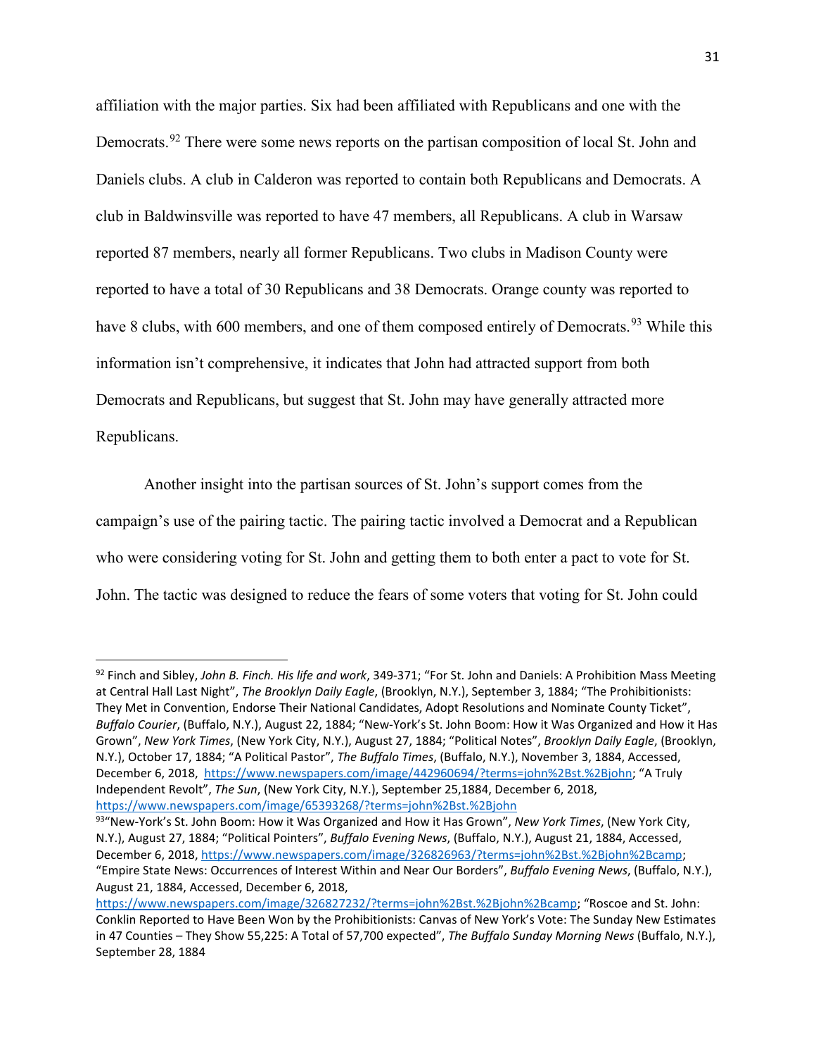affiliation with the major parties. Six had been affiliated with Republicans and one with the Democrats.[92] There were some news reports on the partisan composition of local St. John and Daniels clubs. A club in Calderon was reported to contain both Republicans and Democrats. A club in Baldwinsville was reported to have 47 members, all Republicans. A club in Warsaw reported 87 members, nearly all former Republicans. Two clubs in Madison County were reported to have a total of 30 Republicans and 38 Democrats. Orange county was reported to have 8 clubs, with 600 members, and one of them composed entirely of Democrats.[93] While this information isn't comprehensive, it indicates that John had attracted support from both Democrats and Republicans, but suggest that St. John may have generally attracted more Republicans.

Another insight into the partisan sources of St. John's support comes from the campaign's use of the pairing tactic. The pairing tactic involved a Democrat and a Republican who were considering voting for St. John and getting them to both enter a pact to vote for St. John. The tactic was designed to reduce the fears of some voters that voting for St. John could

---

[92] Finch and Sibley, *John B. Finch. His life and work*, 349-371; "For St. John and Daniels: A Prohibition Mass Meeting at Central Hall Last Night", *The Brooklyn Daily Eagle*, (Brooklyn, N.Y.), September 3, 1884; "The Prohibitionists: They Met in Convention, Endorse Their National Candidates, Adopt Resolutions and Nominate County Ticket", *Buffalo Courier*, (Buffalo, N.Y.), August 22, 1884; "New-York's St. John Boom: How it Was Organized and How it Has Grown", *New York Times*, (New York City, N.Y.), August 27, 1884; "Political Notes", *Brooklyn Daily Eagle*, (Brooklyn, N.Y.), October 17, 1884; "A Political Pastor", *The Buffalo Times*, (Buffalo, N.Y.), November 3, 1884, Accessed, December 6, 2018, https://www.newspapers.com/image/442960694/?terms=john%2Bst.%2Bjohn; "A Truly Independent Revolt", *The Sun*, (New York City, N.Y.), September 25,1884, December 6, 2018, https://www.newspapers.com/image/65393268/?terms=john%2Bst.%2Bjohn

[93] "New-York's St. John Boom: How it Was Organized and How it Has Grown", *New York Times*, (New York City, N.Y.), August 27, 1884; "Political Pointers", *Buffalo Evening News*, (Buffalo, N.Y.), August 21, 1884, Accessed, December 6, 2018, https://www.newspapers.com/image/326826963/?terms=john%2Bst.%2Bjohn%2Bcamp; "Empire State News: Occurrences of Interest Within and Near Our Borders", *Buffalo Evening News*, (Buffalo, N.Y.), August 21, 1884, Accessed, December 6, 2018, https://www.newspapers.com/image/326827232/?terms=john%2Bst.%2Bjohn%2Bcamp; "Roscoe and St. John: Conklin Reported to Have Been Won by the Prohibitionists: Canvas of New York's Vote: The Sunday New Estimates in 47 Counties – They Show 55,225: A Total of 57,700 expected", *The Buffalo Sunday Morning News* (Buffalo, N.Y.), September 28, 1884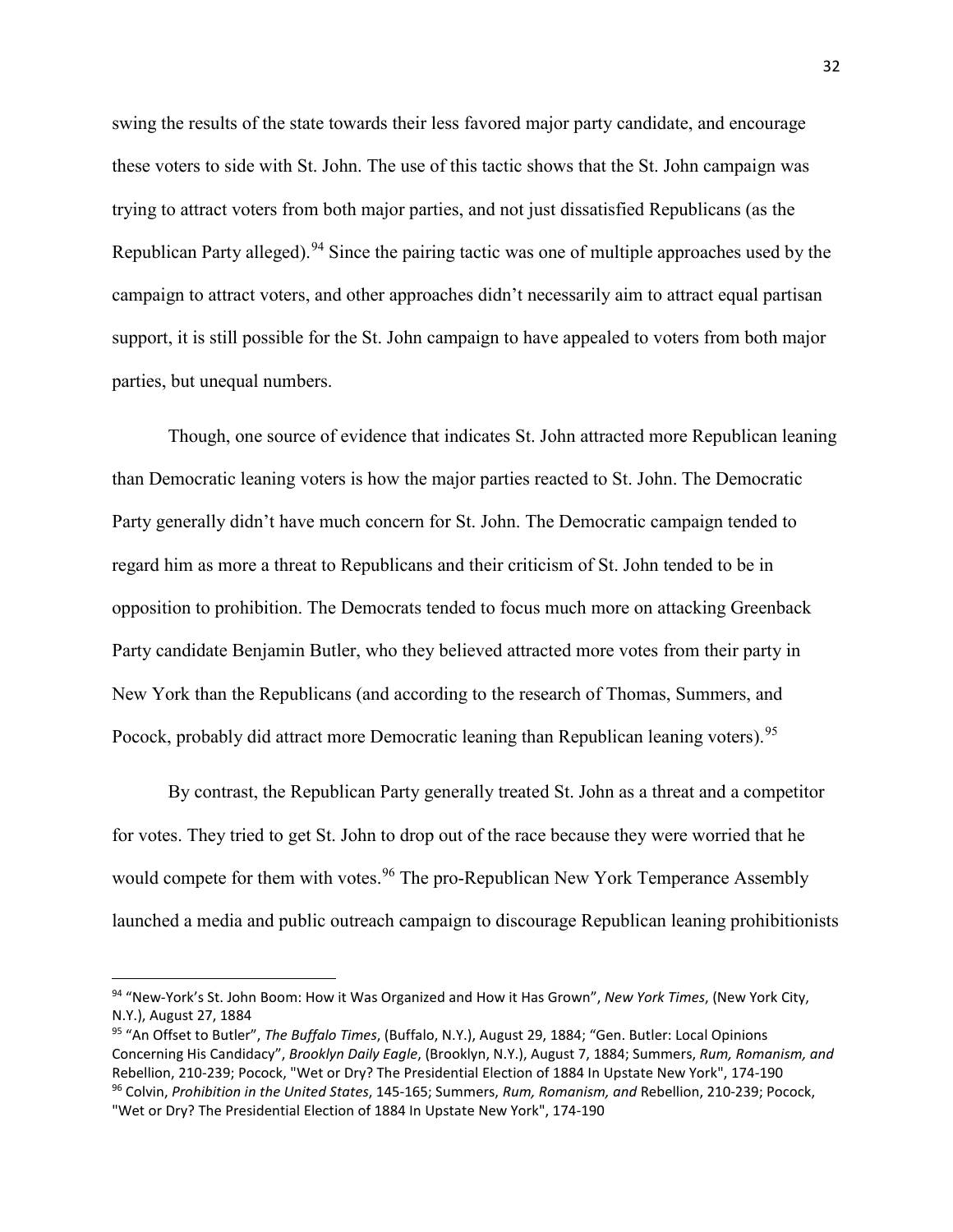swing the results of the state towards their less favored major party candidate, and encourage these voters to side with St. John. The use of this tactic shows that the St. John campaign was trying to attract voters from both major parties, and not just dissatisfied Republicans (as the Republican Party alleged).[94] Since the pairing tactic was one of multiple approaches used by the campaign to attract voters, and other approaches didn't necessarily aim to attract equal partisan support, it is still possible for the St. John campaign to have appealed to voters from both major parties, but unequal numbers.

Though, one source of evidence that indicates St. John attracted more Republican leaning than Democratic leaning voters is how the major parties reacted to St. John. The Democratic Party generally didn't have much concern for St. John. The Democratic campaign tended to regard him as more a threat to Republicans and their criticism of St. John tended to be in opposition to prohibition. The Democrats tended to focus much more on attacking Greenback Party candidate Benjamin Butler, who they believed attracted more votes from their party in New York than the Republicans (and according to the research of Thomas, Summers, and Pocock, probably did attract more Democratic leaning than Republican leaning voters).[95]

By contrast, the Republican Party generally treated St. John as a threat and a competitor for votes. They tried to get St. John to drop out of the race because they were worried that he would compete for them with votes.[96] The pro-Republican New York Temperance Assembly launched a media and public outreach campaign to discourage Republican leaning prohibitionists

---

[94] "New-York's St. John Boom: How it Was Organized and How it Has Grown", *New York Times*, (New York City, N.Y.), August 27, 1884

[95] "An Offset to Butler", *The Buffalo Times*, (Buffalo, N.Y.), August 29, 1884; "Gen. Butler: Local Opinions Concerning His Candidacy", *Brooklyn Daily Eagle*, (Brooklyn, N.Y.), August 7, 1884; Summers, *Rum, Romanism, and* Rebellion, 210-239; Pocock, "Wet or Dry? The Presidential Election of 1884 In Upstate New York", 174-190

[96] Colvin, *Prohibition in the United States*, 145-165; Summers, *Rum, Romanism, and* Rebellion, 210-239; Pocock, "Wet or Dry? The Presidential Election of 1884 In Upstate New York", 174-190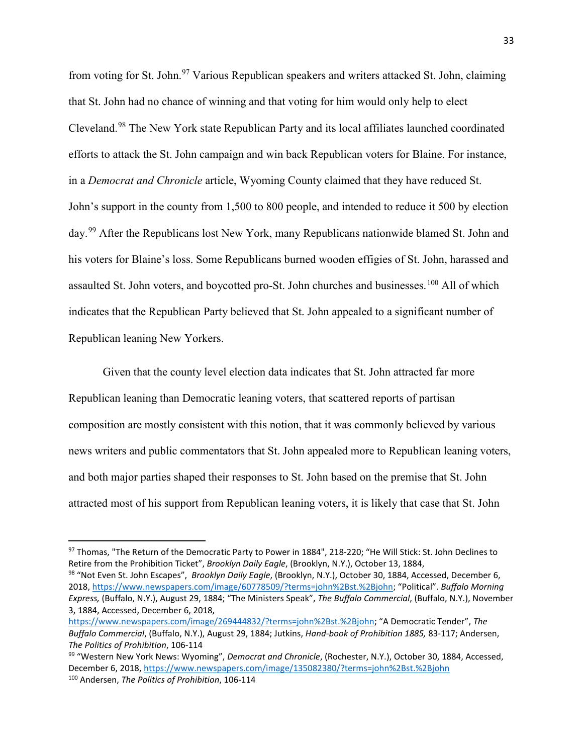from voting for St. John.[97] Various Republican speakers and writers attacked St. John, claiming that St. John had no chance of winning and that voting for him would only help to elect Cleveland.[98] The New York state Republican Party and its local affiliates launched coordinated efforts to attack the St. John campaign and win back Republican voters for Blaine. For instance, in a *Democrat and Chronicle* article, Wyoming County claimed that they have reduced St. John's support in the county from 1,500 to 800 people, and intended to reduce it 500 by election day.[99] After the Republicans lost New York, many Republicans nationwide blamed St. John and his voters for Blaine's loss. Some Republicans burned wooden effigies of St. John, harassed and assaulted St. John voters, and boycotted pro-St. John churches and businesses.[100] All of which indicates that the Republican Party believed that St. John appealed to a significant number of Republican leaning New Yorkers.

Given that the county level election data indicates that St. John attracted far more Republican leaning than Democratic leaning voters, that scattered reports of partisan composition are mostly consistent with this notion, that it was commonly believed by various news writers and public commentators that St. John appealed more to Republican leaning voters, and both major parties shaped their responses to St. John based on the premise that St. John attracted most of his support from Republican leaning voters, it is likely that case that St. John

---

[97] Thomas, "The Return of the Democratic Party to Power in 1884", 218-220; "He Will Stick: St. John Declines to Retire from the Prohibition Ticket", *Brooklyn Daily Eagle*, (Brooklyn, N.Y.), October 13, 1884,

[98] "Not Even St. John Escapes", *Brooklyn Daily Eagle*, (Brooklyn, N.Y.), October 30, 1884, Accessed, December 6, 2018, https://www.newspapers.com/image/60778509/?terms=john%2Bst.%2Bjohn; "Political". *Buffalo Morning Express,* (Buffalo, N.Y.), August 29, 1884; "The Ministers Speak", *The Buffalo Commercial*, (Buffalo, N.Y.), November 3, 1884, Accessed, December 6, 2018, https://www.newspapers.com/image/269444832/?terms=john%2Bst.%2Bjohn; "A Democratic Tender", *The Buffalo Commercial*, (Buffalo, N.Y.), August 29, 1884; Jutkins, *Hand-book of Prohibition 1885,* 83-117; Andersen, *The Politics of Prohibition*, 106-114

[99] "Western New York News: Wyoming", *Democrat and Chronicle*, (Rochester, N.Y.), October 30, 1884, Accessed, December 6, 2018, https://www.newspapers.com/image/135082380/?terms=john%2Bst.%2Bjohn

[100] Andersen, *The Politics of Prohibition*, 106-114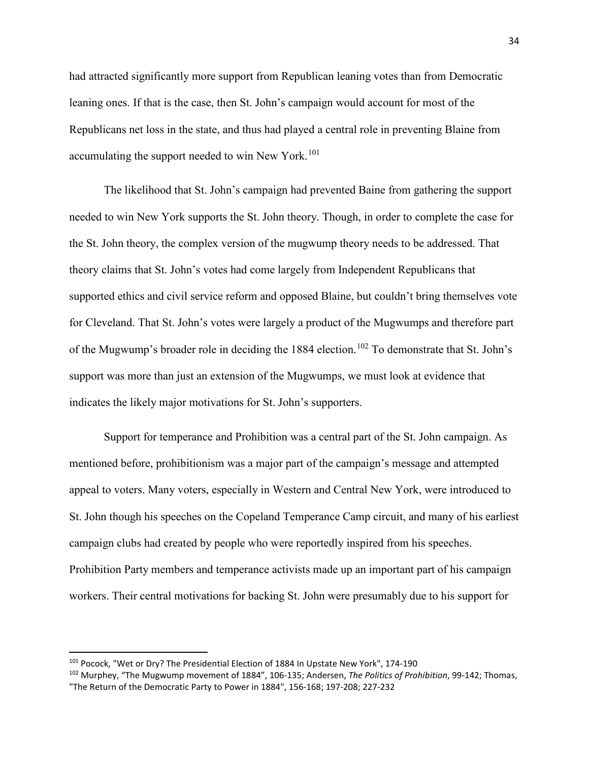had attracted significantly more support from Republican leaning votes than from Democratic leaning ones. If that is the case, then St. John's campaign would account for most of the Republicans net loss in the state, and thus had played a central role in preventing Blaine from accumulating the support needed to win New York.[101]

The likelihood that St. John's campaign had prevented Baine from gathering the support needed to win New York supports the St. John theory. Though, in order to complete the case for the St. John theory, the complex version of the mugwump theory needs to be addressed. That theory claims that St. John's votes had come largely from Independent Republicans that supported ethics and civil service reform and opposed Blaine, but couldn't bring themselves vote for Cleveland. That St. John's votes were largely a product of the Mugwumps and therefore part of the Mugwump's broader role in deciding the 1884 election.[102] To demonstrate that St. John's support was more than just an extension of the Mugwumps, we must look at evidence that indicates the likely major motivations for St. John's supporters.

Support for temperance and Prohibition was a central part of the St. John campaign. As mentioned before, prohibitionism was a major part of the campaign's message and attempted appeal to voters. Many voters, especially in Western and Central New York, were introduced to St. John though his speeches on the Copeland Temperance Camp circuit, and many of his earliest campaign clubs had created by people who were reportedly inspired from his speeches. Prohibition Party members and temperance activists made up an important part of his campaign workers. Their central motivations for backing St. John were presumably due to his support for

---

[101] Pocock, "Wet or Dry? The Presidential Election of 1884 In Upstate New York", 174-190

[102] Murphey, "The Mugwump movement of 1884", 106-135; Andersen, *The Politics of Prohibition*, 99-142; Thomas, "The Return of the Democratic Party to Power in 1884", 156-168; 197-208; 227-232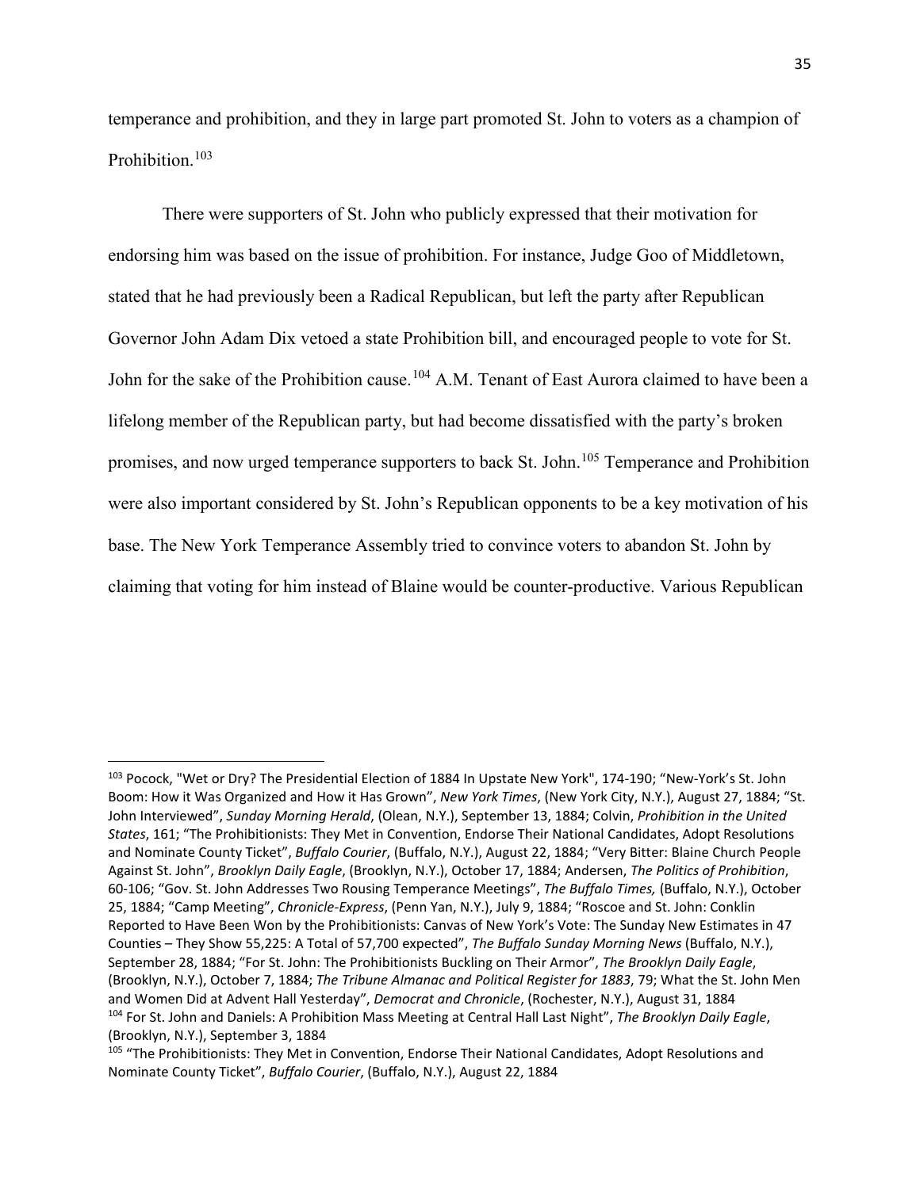temperance and prohibition, and they in large part promoted St. John to voters as a champion of Prohibition.[103]

There were supporters of St. John who publicly expressed that their motivation for endorsing him was based on the issue of prohibition. For instance, Judge Goo of Middletown, stated that he had previously been a Radical Republican, but left the party after Republican Governor John Adam Dix vetoed a state Prohibition bill, and encouraged people to vote for St. John for the sake of the Prohibition cause.[104] A.M. Tenant of East Aurora claimed to have been a lifelong member of the Republican party, but had become dissatisfied with the party's broken promises, and now urged temperance supporters to back St. John.[105] Temperance and Prohibition were also important considered by St. John's Republican opponents to be a key motivation of his base. The New York Temperance Assembly tried to convince voters to abandon St. John by claiming that voting for him instead of Blaine would be counter-productive. Various Republican

---

[103] Pocock, "Wet or Dry? The Presidential Election of 1884 In Upstate New York", 174-190; "New-York's St. John Boom: How it Was Organized and How it Has Grown", *New York Times*, (New York City, N.Y.), August 27, 1884; "St. John Interviewed", *Sunday Morning Herald*, (Olean, N.Y.), September 13, 1884; Colvin, *Prohibition in the United States*, 161; "The Prohibitionists: They Met in Convention, Endorse Their National Candidates, Adopt Resolutions and Nominate County Ticket", *Buffalo Courier*, (Buffalo, N.Y.), August 22, 1884; "Very Bitter: Blaine Church People Against St. John", *Brooklyn Daily Eagle*, (Brooklyn, N.Y.), October 17, 1884; Andersen, *The Politics of Prohibition*, 60-106; "Gov. St. John Addresses Two Rousing Temperance Meetings", *The Buffalo Times,* (Buffalo, N.Y.), October 25, 1884; "Camp Meeting", *Chronicle-Express*, (Penn Yan, N.Y.), July 9, 1884; "Roscoe and St. John: Conklin Reported to Have Been Won by the Prohibitionists: Canvas of New York's Vote: The Sunday New Estimates in 47 Counties – They Show 55,225: A Total of 57,700 expected", *The Buffalo Sunday Morning News* (Buffalo, N.Y.), September 28, 1884; "For St. John: The Prohibitionists Buckling on Their Armor", *The Brooklyn Daily Eagle*, (Brooklyn, N.Y.), October 7, 1884; *The Tribune Almanac and Political Register for 1883*, 79; What the St. John Men and Women Did at Advent Hall Yesterday", *Democrat and Chronicle*, (Rochester, N.Y.), August 31, 1884

[104] For St. John and Daniels: A Prohibition Mass Meeting at Central Hall Last Night", *The Brooklyn Daily Eagle*, (Brooklyn, N.Y.), September 3, 1884

[105] "The Prohibitionists: They Met in Convention, Endorse Their National Candidates, Adopt Resolutions and Nominate County Ticket", *Buffalo Courier*, (Buffalo, N.Y.), August 22, 1884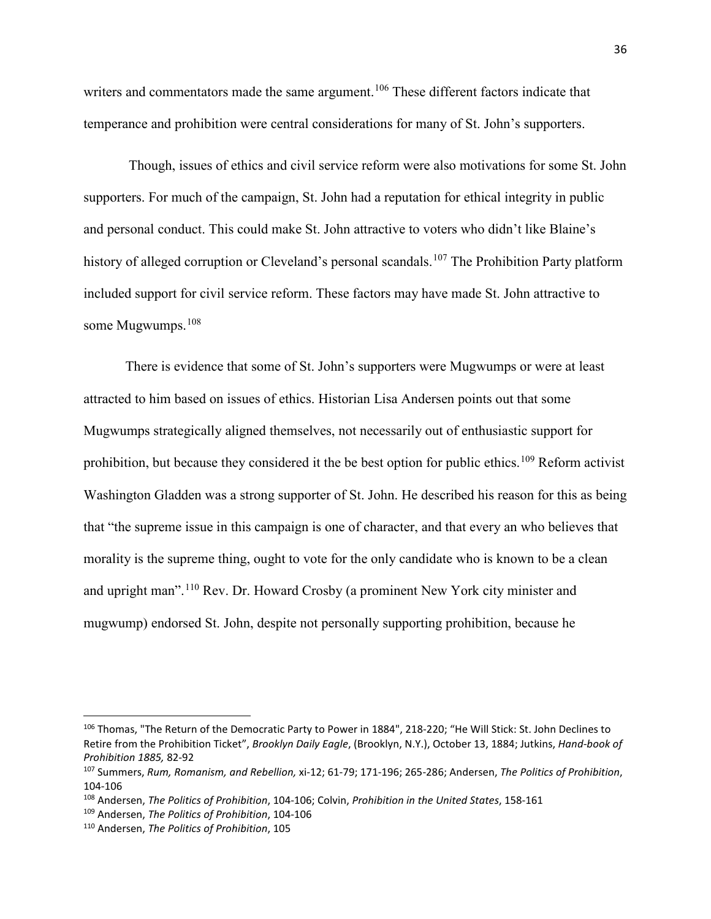writers and commentators made the same argument.[106] These different factors indicate that temperance and prohibition were central considerations for many of St. John's supporters.

Though, issues of ethics and civil service reform were also motivations for some St. John supporters. For much of the campaign, St. John had a reputation for ethical integrity in public and personal conduct. This could make St. John attractive to voters who didn't like Blaine's history of alleged corruption or Cleveland's personal scandals.[107] The Prohibition Party platform included support for civil service reform. These factors may have made St. John attractive to some Mugwumps.[108]

There is evidence that some of St. John's supporters were Mugwumps or were at least attracted to him based on issues of ethics. Historian Lisa Andersen points out that some Mugwumps strategically aligned themselves, not necessarily out of enthusiastic support for prohibition, but because they considered it the be best option for public ethics.[109] Reform activist Washington Gladden was a strong supporter of St. John. He described his reason for this as being that "the supreme issue in this campaign is one of character, and that every an who believes that morality is the supreme thing, ought to vote for the only candidate who is known to be a clean and upright man".[110] Rev. Dr. Howard Crosby (a prominent New York city minister and mugwump) endorsed St. John, despite not personally supporting prohibition, because he

---

[106] Thomas, "The Return of the Democratic Party to Power in 1884", 218-220; "He Will Stick: St. John Declines to Retire from the Prohibition Ticket", *Brooklyn Daily Eagle*, (Brooklyn, N.Y.), October 13, 1884; Jutkins, *Hand-book of Prohibition 1885,* 82-92

[107] Summers, *Rum, Romanism, and Rebellion,* xi-12; 61-79; 171-196; 265-286; Andersen, *The Politics of Prohibition*, 104-106

[108] Andersen, *The Politics of Prohibition*, 104-106; Colvin, *Prohibition in the United States*, 158-161

[109] Andersen, *The Politics of Prohibition*, 104-106

[110] Andersen, *The Politics of Prohibition*, 105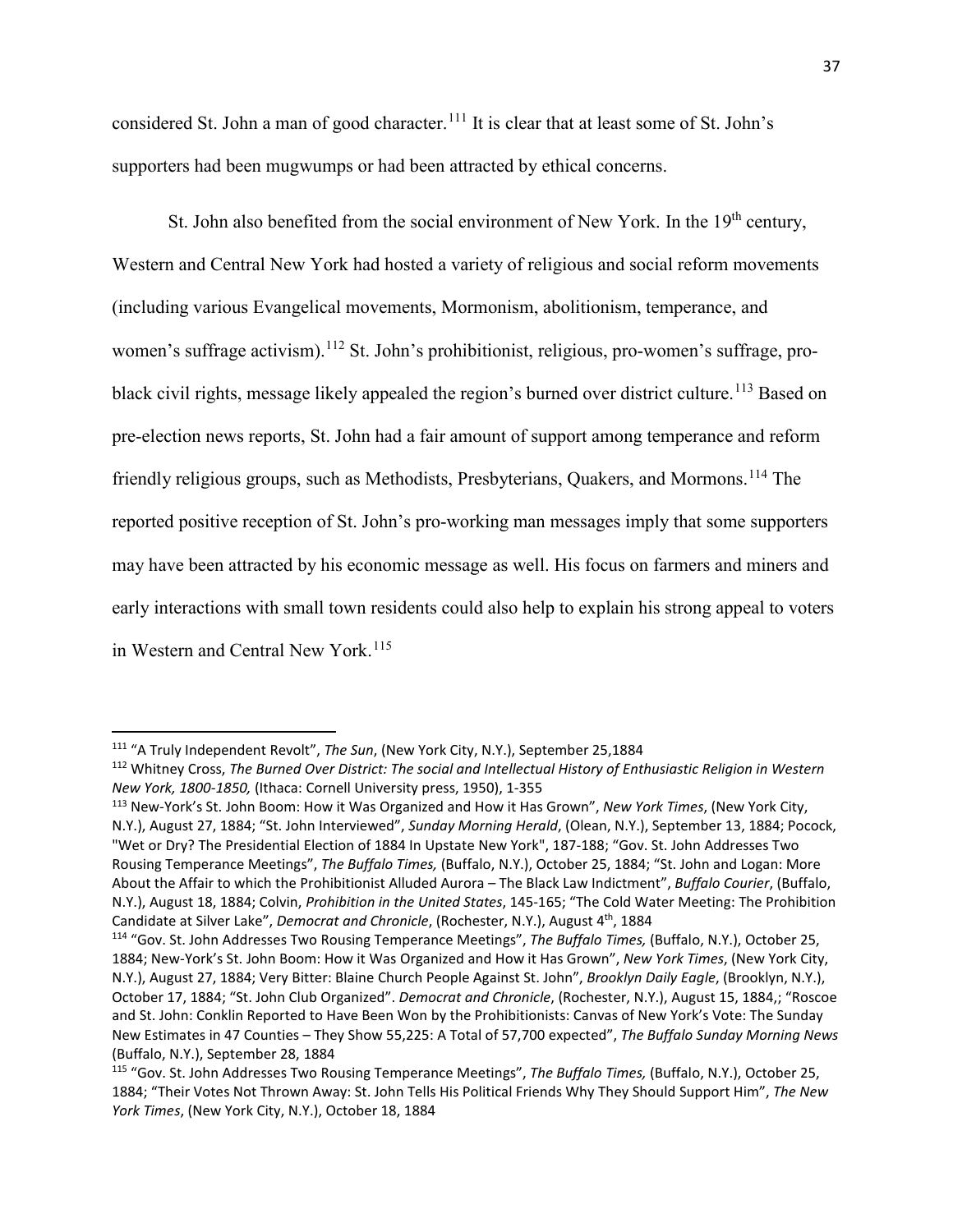considered St. John a man of good character.[111] It is clear that at least some of St. John's supporters had been mugwumps or had been attracted by ethical concerns.

St. John also benefited from the social environment of New York. In the 19th century, Western and Central New York had hosted a variety of religious and social reform movements (including various Evangelical movements, Mormonism, abolitionism, temperance, and women's suffrage activism).[112] St. John's prohibitionist, religious, pro-women's suffrage, pro-black civil rights, message likely appealed the region's burned over district culture.[113] Based on pre-election news reports, St. John had a fair amount of support among temperance and reform friendly religious groups, such as Methodists, Presbyterians, Quakers, and Mormons.[114] The reported positive reception of St. John's pro-working man messages imply that some supporters may have been attracted by his economic message as well. His focus on farmers and miners and early interactions with small town residents could also help to explain his strong appeal to voters in Western and Central New York.[115]

---

[111] "A Truly Independent Revolt", *The Sun*, (New York City, N.Y.), September 25,1884

[112] Whitney Cross, *The Burned Over District: The social and Intellectual History of Enthusiastic Religion in Western New York, 1800-1850,* (Ithaca: Cornell University press, 1950), 1-355

[113] New-York's St. John Boom: How it Was Organized and How it Has Grown", *New York Times*, (New York City, N.Y.), August 27, 1884; "St. John Interviewed", *Sunday Morning Herald*, (Olean, N.Y.), September 13, 1884; Pocock, "Wet or Dry? The Presidential Election of 1884 In Upstate New York", 187-188; "Gov. St. John Addresses Two Rousing Temperance Meetings", *The Buffalo Times,* (Buffalo, N.Y.), October 25, 1884; "St. John and Logan: More About the Affair to which the Prohibitionist Alluded Aurora – The Black Law Indictment", *Buffalo Courier*, (Buffalo, N.Y.), August 18, 1884; Colvin, *Prohibition in the United States*, 145-165; "The Cold Water Meeting: The Prohibition Candidate at Silver Lake", *Democrat and Chronicle*, (Rochester, N.Y.), August 4th, 1884

[114] "Gov. St. John Addresses Two Rousing Temperance Meetings", *The Buffalo Times,* (Buffalo, N.Y.), October 25, 1884; New-York's St. John Boom: How it Was Organized and How it Has Grown", *New York Times*, (New York City, N.Y.), August 27, 1884; Very Bitter: Blaine Church People Against St. John", *Brooklyn Daily Eagle*, (Brooklyn, N.Y.), October 17, 1884; "St. John Club Organized". *Democrat and Chronicle*, (Rochester, N.Y.), August 15, 1884,; "Roscoe and St. John: Conklin Reported to Have Been Won by the Prohibitionists: Canvas of New York's Vote: The Sunday New Estimates in 47 Counties – They Show 55,225: A Total of 57,700 expected", *The Buffalo Sunday Morning News* (Buffalo, N.Y.), September 28, 1884

[115] "Gov. St. John Addresses Two Rousing Temperance Meetings", *The Buffalo Times,* (Buffalo, N.Y.), October 25, 1884; "Their Votes Not Thrown Away: St. John Tells His Political Friends Why They Should Support Him", *The New York Times*, (New York City, N.Y.), October 18, 1884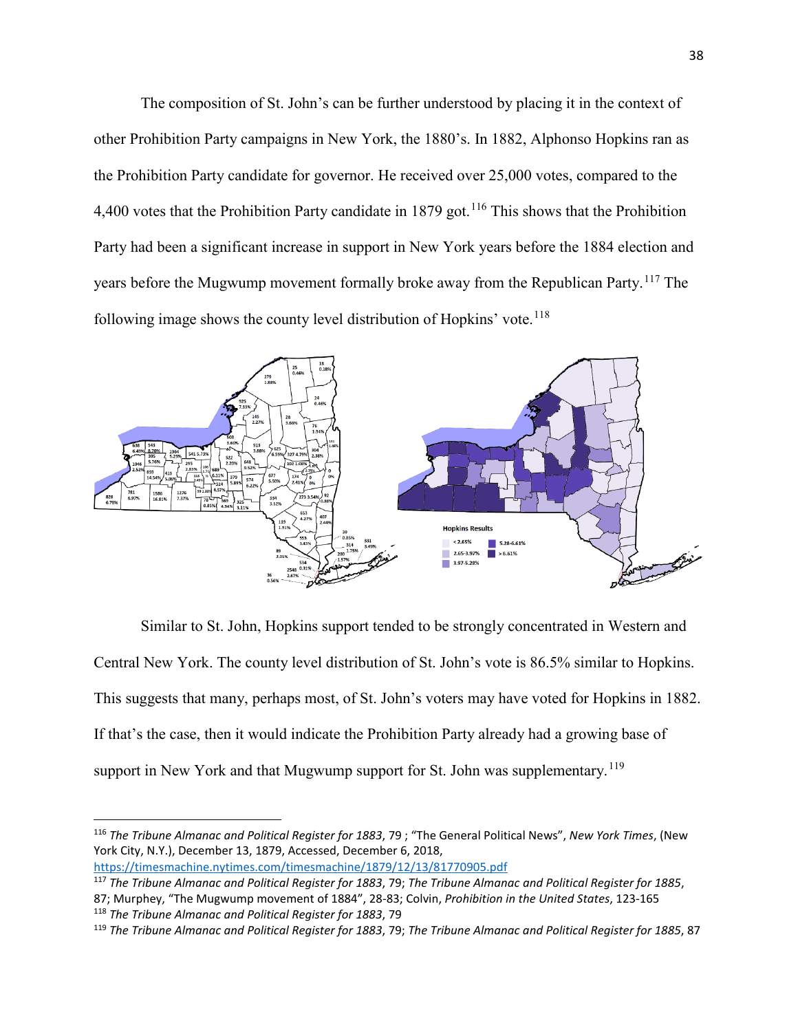The composition of St. John's can be further understood by placing it in the context of other Prohibition Party campaigns in New York, the 1880's. In 1882, Alphonso Hopkins ran as the Prohibition Party candidate for governor. He received over 25,000 votes, compared to the 4,400 votes that the Prohibition Party candidate in 1879 got.[116] This shows that the Prohibition Party had been a significant increase in support in New York years before the 1884 election and years before the Mugwump movement formally broke away from the Republican Party.[117] The following image shows the county level distribution of Hopkins' vote.[118]

Similar to St. John, Hopkins support tended to be strongly concentrated in Western and Central New York. The county level distribution of St. John's vote is 86.5% similar to Hopkins. This suggests that many, perhaps most, of St. John's voters may have voted for Hopkins in 1882. If that's the case, then it would indicate the Prohibition Party already had a growing base of support in New York and that Mugwump support for St. John was supplementary.[119]

---

[116] *The Tribune Almanac and Political Register for 1883*, 79 ; "The General Political News", *New York Times*, (New York City, N.Y.), December 13, 1879, Accessed, December 6, 2018, https://timesmachine.nytimes.com/timesmachine/1879/12/13/81770905.pdf

[117] *The Tribune Almanac and Political Register for 1883*, 79; *The Tribune Almanac and Political Register for 1885*, 87; Murphey, "The Mugwump movement of 1884", 28-83; Colvin, *Prohibition in the United States*, 123-165

[118] *The Tribune Almanac and Political Register for 1883*, 79

[119] *The Tribune Almanac and Political Register for 1883*, 79; *The Tribune Almanac and Political Register for 1885*, 87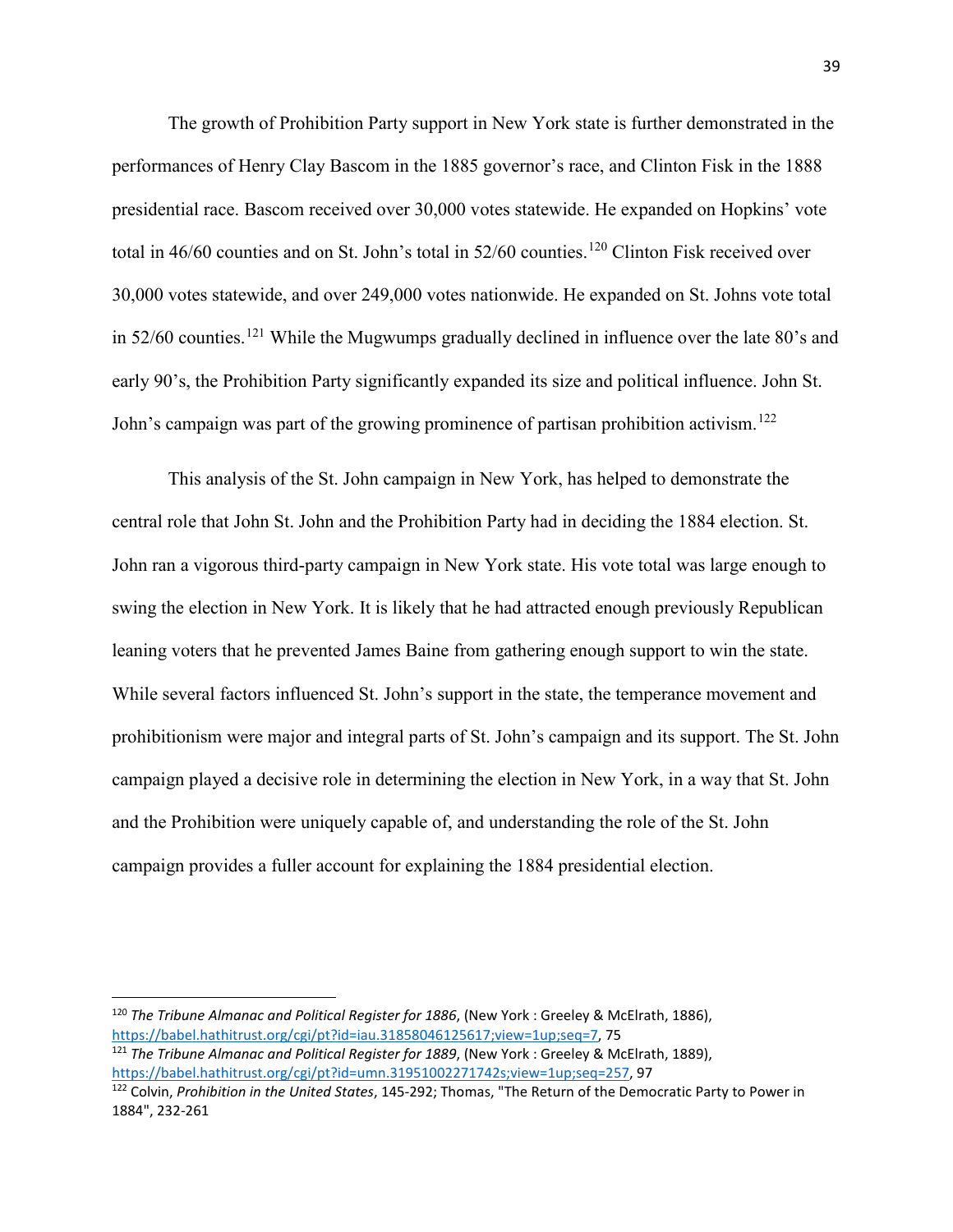The growth of Prohibition Party support in New York state is further demonstrated in the performances of Henry Clay Bascom in the 1885 governor's race, and Clinton Fisk in the 1888 presidential race. Bascom received over 30,000 votes statewide. He expanded on Hopkins' vote total in 46/60 counties and on St. John's total in 52/60 counties.[120] Clinton Fisk received over 30,000 votes statewide, and over 249,000 votes nationwide. He expanded on St. Johns vote total in 52/60 counties.[121] While the Mugwumps gradually declined in influence over the late 80's and early 90's, the Prohibition Party significantly expanded its size and political influence. John St. John's campaign was part of the growing prominence of partisan prohibition activism.[122]

This analysis of the St. John campaign in New York, has helped to demonstrate the central role that John St. John and the Prohibition Party had in deciding the 1884 election. St. John ran a vigorous third-party campaign in New York state. His vote total was large enough to swing the election in New York. It is likely that he had attracted enough previously Republican leaning voters that he prevented James Baine from gathering enough support to win the state. While several factors influenced St. John's support in the state, the temperance movement and prohibitionism were major and integral parts of St. John's campaign and its support. The St. John campaign played a decisive role in determining the election in New York, in a way that St. John and the Prohibition were uniquely capable of, and understanding the role of the St. John campaign provides a fuller account for explaining the 1884 presidential election.

---

[120] *The Tribune Almanac and Political Register for 1886*, (New York : Greeley & McElrath, 1886), https://babel.hathitrust.org/cgi/pt?id=iau.31858046125617;view=1up;seq=7, 75

[121] *The Tribune Almanac and Political Register for 1889*, (New York : Greeley & McElrath, 1889), https://babel.hathitrust.org/cgi/pt?id=umn.31951002271742s;view=1up;seq=257, 97

[122] Colvin, *Prohibition in the United States*, 145-292; Thomas, "The Return of the Democratic Party to Power in 1884", 232-261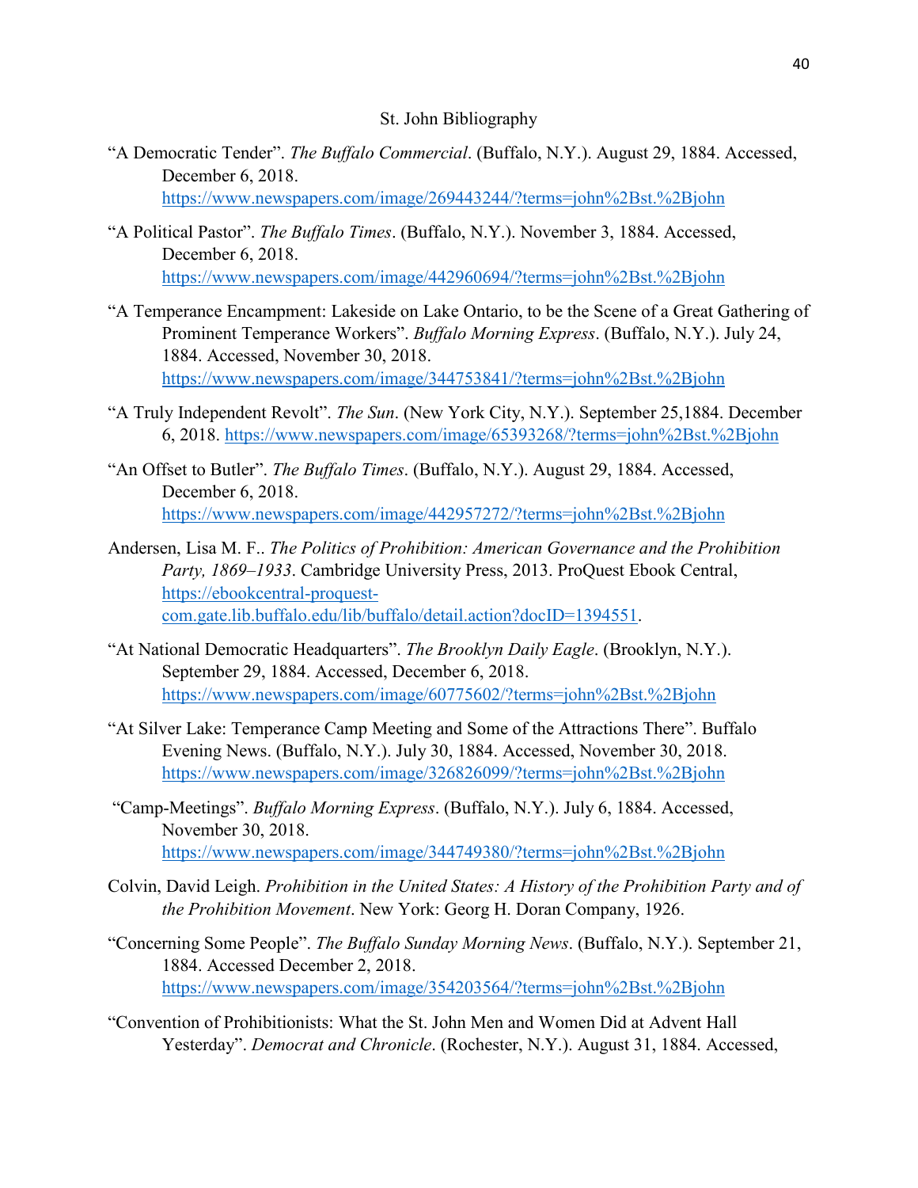St. John Bibliography

"A Democratic Tender". *The Buffalo Commercial*. (Buffalo, N.Y.). August 29, 1884. Accessed, December 6, 2018. https://www.newspapers.com/image/269443244/?terms=john%2Bst.%2Bjohn

"A Political Pastor". *The Buffalo Times*. (Buffalo, N.Y.). November 3, 1884. Accessed, December 6, 2018. https://www.newspapers.com/image/442960694/?terms=john%2Bst.%2Bjohn

"A Temperance Encampment: Lakeside on Lake Ontario, to be the Scene of a Great Gathering of Prominent Temperance Workers". *Buffalo Morning Express*. (Buffalo, N.Y.). July 24, 1884. Accessed, November 30, 2018. https://www.newspapers.com/image/344753841/?terms=john%2Bst.%2Bjohn

"A Truly Independent Revolt". *The Sun*. (New York City, N.Y.). September 25,1884. December 6, 2018. https://www.newspapers.com/image/65393268/?terms=john%2Bst.%2Bjohn

"An Offset to Butler". *The Buffalo Times*. (Buffalo, N.Y.). August 29, 1884. Accessed, December 6, 2018. https://www.newspapers.com/image/442957272/?terms=john%2Bst.%2Bjohn

Andersen, Lisa M. F.. *The Politics of Prohibition: American Governance and the Prohibition Party, 1869–1933*. Cambridge University Press, 2013. ProQuest Ebook Central, https://ebookcentral-proquest-com.gate.lib.buffalo.edu/lib/buffalo/detail.action?docID=1394551.

"At National Democratic Headquarters". *The Brooklyn Daily Eagle*. (Brooklyn, N.Y.). September 29, 1884. Accessed, December 6, 2018. https://www.newspapers.com/image/60775602/?terms=john%2Bst.%2Bjohn

"At Silver Lake: Temperance Camp Meeting and Some of the Attractions There". Buffalo Evening News. (Buffalo, N.Y.). July 30, 1884. Accessed, November 30, 2018. https://www.newspapers.com/image/326826099/?terms=john%2Bst.%2Bjohn

"Camp-Meetings". *Buffalo Morning Express*. (Buffalo, N.Y.). July 6, 1884. Accessed, November 30, 2018. https://www.newspapers.com/image/344749380/?terms=john%2Bst.%2Bjohn

Colvin, David Leigh. *Prohibition in the United States: A History of the Prohibition Party and of the Prohibition Movement*. New York: Georg H. Doran Company, 1926.

"Concerning Some People". *The Buffalo Sunday Morning News*. (Buffalo, N.Y.). September 21, 1884. Accessed December 2, 2018. https://www.newspapers.com/image/354203564/?terms=john%2Bst.%2Bjohn

"Convention of Prohibitionists: What the St. John Men and Women Did at Advent Hall Yesterday". *Democrat and Chronicle*. (Rochester, N.Y.). August 31, 1884. Accessed,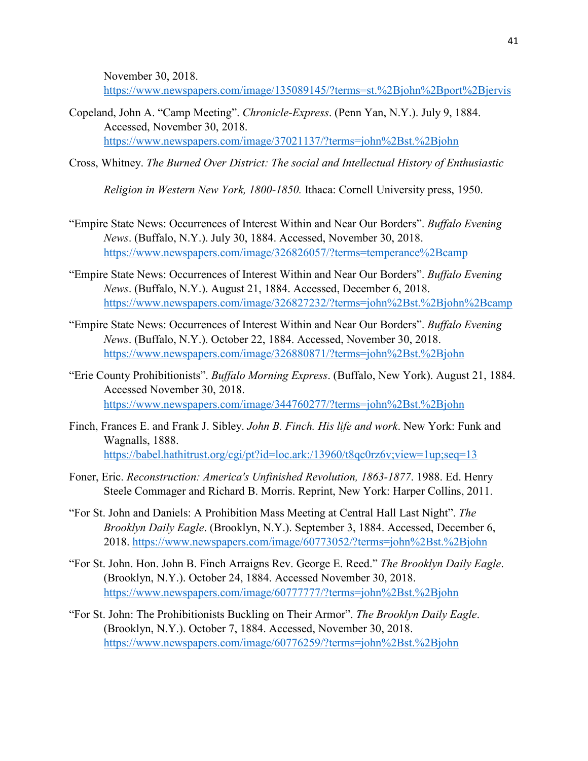November 30, 2018. https://www.newspapers.com/image/135089145/?terms=st.%2Bjohn%2Bport%2Bjervis

Copeland, John A. "Camp Meeting". *Chronicle-Express*. (Penn Yan, N.Y.). July 9, 1884. Accessed, November 30, 2018. https://www.newspapers.com/image/37021137/?terms=john%2Bst.%2Bjohn

Cross, Whitney. *The Burned Over District: The social and Intellectual History of Enthusiastic Religion in Western New York, 1800-1850.* Ithaca: Cornell University press, 1950.

"Empire State News: Occurrences of Interest Within and Near Our Borders". *Buffalo Evening News*. (Buffalo, N.Y.). July 30, 1884. Accessed, November 30, 2018. https://www.newspapers.com/image/326826057/?terms=temperance%2Bcamp

"Empire State News: Occurrences of Interest Within and Near Our Borders". *Buffalo Evening News*. (Buffalo, N.Y.). August 21, 1884. Accessed, December 6, 2018. https://www.newspapers.com/image/326827232/?terms=john%2Bst.%2Bjohn%2Bcamp

"Empire State News: Occurrences of Interest Within and Near Our Borders". *Buffalo Evening News*. (Buffalo, N.Y.). October 22, 1884. Accessed, November 30, 2018. https://www.newspapers.com/image/326880871/?terms=john%2Bst.%2Bjohn

"Erie County Prohibitionists". *Buffalo Morning Express*. (Buffalo, New York). August 21, 1884. Accessed November 30, 2018. https://www.newspapers.com/image/344760277/?terms=john%2Bst.%2Bjohn

Finch, Frances E. and Frank J. Sibley. *John B. Finch. His life and work*. New York: Funk and Wagnalls, 1888. https://babel.hathitrust.org/cgi/pt?id=loc.ark:/13960/t8qc0rz6v;view=1up;seq=13

Foner, Eric. *Reconstruction: America's Unfinished Revolution, 1863-1877*. 1988. Ed. Henry Steele Commager and Richard B. Morris. Reprint, New York: Harper Collins, 2011.

"For St. John and Daniels: A Prohibition Mass Meeting at Central Hall Last Night". *The Brooklyn Daily Eagle*. (Brooklyn, N.Y.). September 3, 1884. Accessed, December 6, 2018. https://www.newspapers.com/image/60773052/?terms=john%2Bst.%2Bjohn

"For St. John. Hon. John B. Finch Arraigns Rev. George E. Reed." *The Brooklyn Daily Eagle*. (Brooklyn, N.Y.). October 24, 1884. Accessed November 30, 2018. https://www.newspapers.com/image/60777777/?terms=john%2Bst.%2Bjohn

"For St. John: The Prohibitionists Buckling on Their Armor". *The Brooklyn Daily Eagle*. (Brooklyn, N.Y.). October 7, 1884. Accessed, November 30, 2018. https://www.newspapers.com/image/60776259/?terms=john%2Bst.%2Bjohn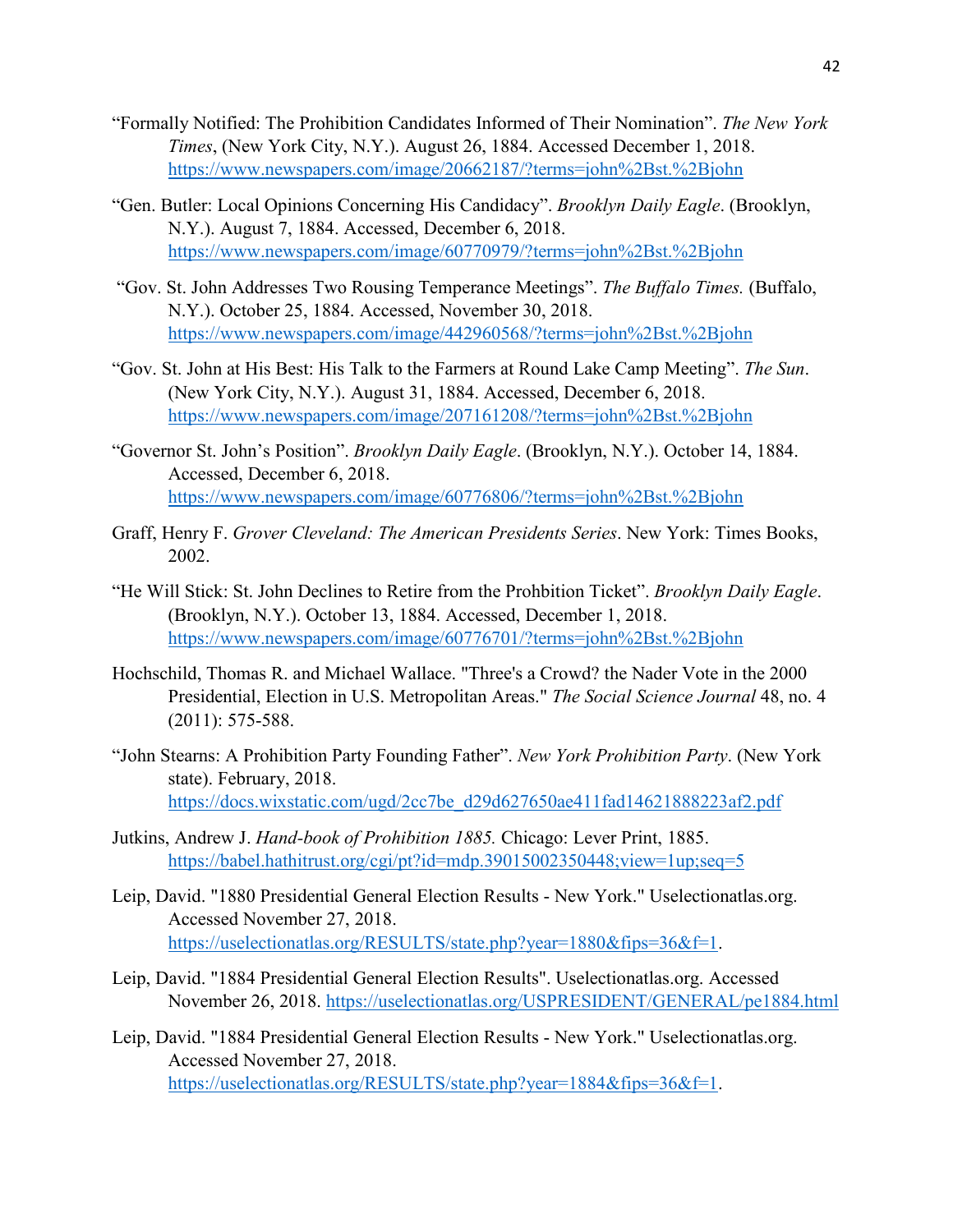“Formally Notified: The Prohibition Candidates Informed of Their Nomination”. *The New York Times*, (New York City, N.Y.). August 26, 1884. Accessed December 1, 2018. https://www.newspapers.com/image/20662187/?terms=john%2Bst.%2Bjohn

“Gen. Butler: Local Opinions Concerning His Candidacy”. *Brooklyn Daily Eagle*. (Brooklyn, N.Y.). August 7, 1884. Accessed, December 6, 2018. https://www.newspapers.com/image/60770979/?terms=john%2Bst.%2Bjohn

“Gov. St. John Addresses Two Rousing Temperance Meetings”. *The Buffalo Times.* (Buffalo, N.Y.). October 25, 1884. Accessed, November 30, 2018. https://www.newspapers.com/image/442960568/?terms=john%2Bst.%2Bjohn

“Gov. St. John at His Best: His Talk to the Farmers at Round Lake Camp Meeting”. *The Sun*. (New York City, N.Y.). August 31, 1884. Accessed, December 6, 2018. https://www.newspapers.com/image/207161208/?terms=john%2Bst.%2Bjohn

“Governor St. John’s Position”. *Brooklyn Daily Eagle*. (Brooklyn, N.Y.). October 14, 1884. Accessed, December 6, 2018. https://www.newspapers.com/image/60776806/?terms=john%2Bst.%2Bjohn

Graff, Henry F. *Grover Cleveland: The American Presidents Series*. New York: Times Books, 2002.

“He Will Stick: St. John Declines to Retire from the Prohbition Ticket”. *Brooklyn Daily Eagle*. (Brooklyn, N.Y.). October 13, 1884. Accessed, December 1, 2018. https://www.newspapers.com/image/60776701/?terms=john%2Bst.%2Bjohn

Hochschild, Thomas R. and Michael Wallace. "Three's a Crowd? the Nader Vote in the 2000 Presidential, Election in U.S. Metropolitan Areas." *The Social Science Journal* 48, no. 4 (2011): 575-588.

“John Stearns: A Prohibition Party Founding Father”. *New York Prohibition Party*. (New York state). February, 2018. https://docs.wixstatic.com/ugd/2cc7be_d29d627650ae411fad14621888223af2.pdf

Jutkins, Andrew J. *Hand-book of Prohibition 1885.* Chicago: Lever Print, 1885. https://babel.hathitrust.org/cgi/pt?id=mdp.39015002350448;view=1up;seq=5

Leip, David. "1880 Presidential General Election Results - New York." Uselectionatlas.org. Accessed November 27, 2018. https://uselectionatlas.org/RESULTS/state.php?year=1880&fips=36&f=1.

Leip, David. "1884 Presidential General Election Results". Uselectionatlas.org. Accessed November 26, 2018. https://uselectionatlas.org/USPRESIDENT/GENERAL/pe1884.html

Leip, David. "1884 Presidential General Election Results - New York." Uselectionatlas.org. Accessed November 27, 2018. https://uselectionatlas.org/RESULTS/state.php?year=1884&fips=36&f=1.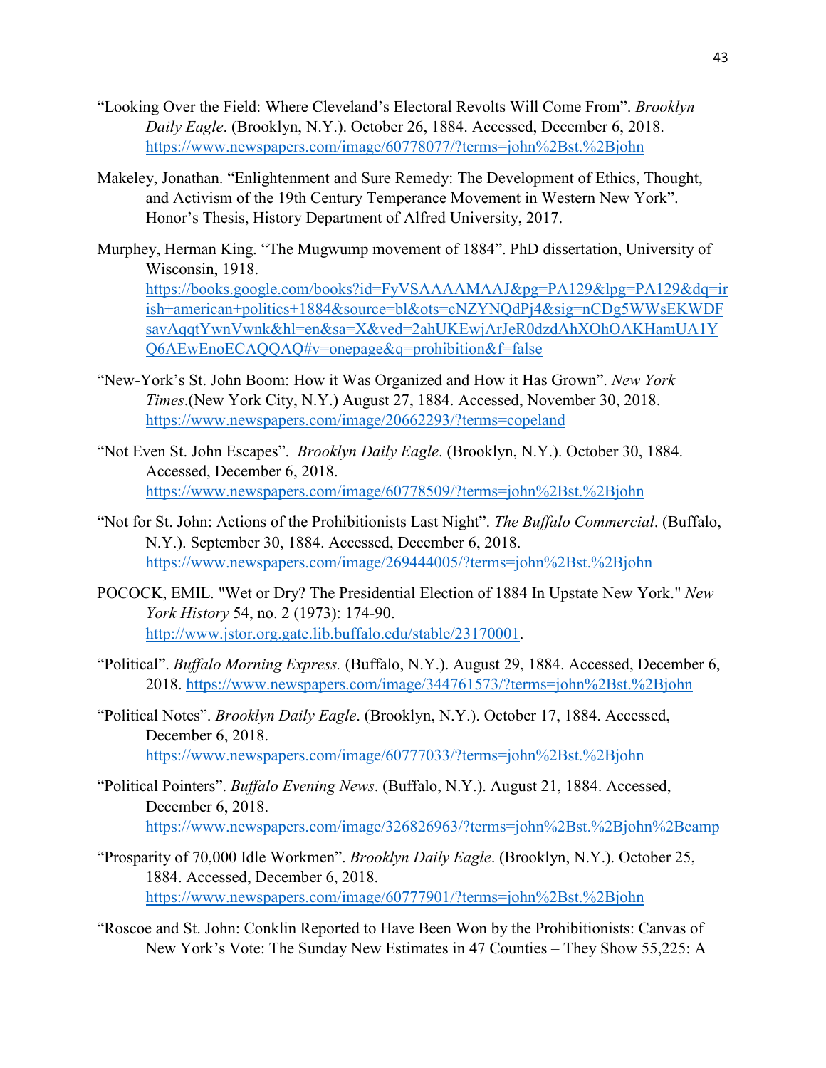"Looking Over the Field: Where Cleveland's Electoral Revolts Will Come From". *Brooklyn Daily Eagle*. (Brooklyn, N.Y.). October 26, 1884. Accessed, December 6, 2018. https://www.newspapers.com/image/60778077/?terms=john%2Bst.%2Bjohn

Makeley, Jonathan. "Enlightenment and Sure Remedy: The Development of Ethics, Thought, and Activism of the 19th Century Temperance Movement in Western New York". Honor's Thesis, History Department of Alfred University, 2017.

Murphey, Herman King. "The Mugwump movement of 1884". PhD dissertation, University of Wisconsin, 1918. https://books.google.com/books?id=FyVSAAAAMAAJ&pg=PA129&lpg=PA129&dq=irish+american+politics+1884&source=bl&ots=cNZYNQdPj4&sig=nCDg5WWsEKWDFsavAqqtYwnVwnk&hl=en&sa=X&ved=2ahUKEwjArJeR0dzdAhXOhOAKHamUA1YQ6AEwEnoECAQQAQ#v=onepage&q=prohibition&f=false

"New-York's St. John Boom: How it Was Organized and How it Has Grown". *New York Times*.(New York City, N.Y.) August 27, 1884. Accessed, November 30, 2018. https://www.newspapers.com/image/20662293/?terms=copeland

"Not Even St. John Escapes". *Brooklyn Daily Eagle*. (Brooklyn, N.Y.). October 30, 1884. Accessed, December 6, 2018. https://www.newspapers.com/image/60778509/?terms=john%2Bst.%2Bjohn

"Not for St. John: Actions of the Prohibitionists Last Night". *The Buffalo Commercial*. (Buffalo, N.Y.). September 30, 1884. Accessed, December 6, 2018. https://www.newspapers.com/image/269444005/?terms=john%2Bst.%2Bjohn

POCOCK, EMIL. "Wet or Dry? The Presidential Election of 1884 In Upstate New York." *New York History* 54, no. 2 (1973): 174-90. http://www.jstor.org.gate.lib.buffalo.edu/stable/23170001.

"Political". *Buffalo Morning Express.* (Buffalo, N.Y.). August 29, 1884. Accessed, December 6, 2018. https://www.newspapers.com/image/344761573/?terms=john%2Bst.%2Bjohn

"Political Notes". *Brooklyn Daily Eagle*. (Brooklyn, N.Y.). October 17, 1884. Accessed, December 6, 2018. https://www.newspapers.com/image/60777033/?terms=john%2Bst.%2Bjohn

"Political Pointers". *Buffalo Evening News*. (Buffalo, N.Y.). August 21, 1884. Accessed, December 6, 2018. https://www.newspapers.com/image/326826963/?terms=john%2Bst.%2Bjohn%2Bcamp

"Prosparity of 70,000 Idle Workmen". *Brooklyn Daily Eagle*. (Brooklyn, N.Y.). October 25, 1884. Accessed, December 6, 2018. https://www.newspapers.com/image/60777901/?terms=john%2Bst.%2Bjohn

"Roscoe and St. John: Conklin Reported to Have Been Won by the Prohibitionists: Canvas of New York's Vote: The Sunday New Estimates in 47 Counties – They Show 55,225: A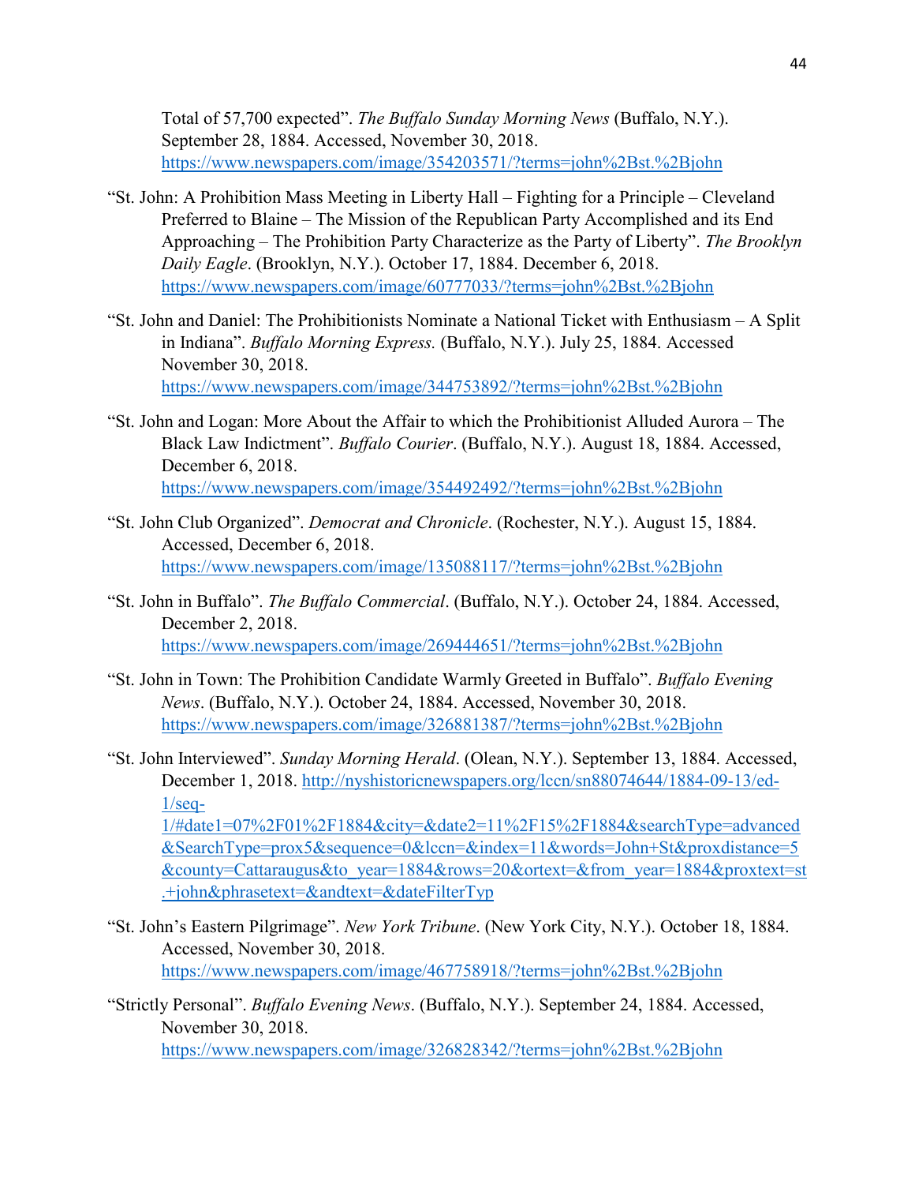Total of 57,700 expected". *The Buffalo Sunday Morning News* (Buffalo, N.Y.). September 28, 1884. Accessed, November 30, 2018. https://www.newspapers.com/image/354203571/?terms=john%2Bst.%2Bjohn

"St. John: A Prohibition Mass Meeting in Liberty Hall – Fighting for a Principle – Cleveland Preferred to Blaine – The Mission of the Republican Party Accomplished and its End Approaching – The Prohibition Party Characterize as the Party of Liberty". *The Brooklyn Daily Eagle*. (Brooklyn, N.Y.). October 17, 1884. December 6, 2018. https://www.newspapers.com/image/60777033/?terms=john%2Bst.%2Bjohn

"St. John and Daniel: The Prohibitionists Nominate a National Ticket with Enthusiasm – A Split in Indiana". *Buffalo Morning Express.* (Buffalo, N.Y.). July 25, 1884. Accessed November 30, 2018. https://www.newspapers.com/image/344753892/?terms=john%2Bst.%2Bjohn

"St. John and Logan: More About the Affair to which the Prohibitionist Alluded Aurora – The Black Law Indictment". *Buffalo Courier*. (Buffalo, N.Y.). August 18, 1884. Accessed, December 6, 2018. https://www.newspapers.com/image/354492492/?terms=john%2Bst.%2Bjohn

"St. John Club Organized". *Democrat and Chronicle*. (Rochester, N.Y.). August 15, 1884. Accessed, December 6, 2018. https://www.newspapers.com/image/135088117/?terms=john%2Bst.%2Bjohn

"St. John in Buffalo". *The Buffalo Commercial*. (Buffalo, N.Y.). October 24, 1884. Accessed, December 2, 2018. https://www.newspapers.com/image/269444651/?terms=john%2Bst.%2Bjohn

"St. John in Town: The Prohibition Candidate Warmly Greeted in Buffalo". *Buffalo Evening News*. (Buffalo, N.Y.). October 24, 1884. Accessed, November 30, 2018. https://www.newspapers.com/image/326881387/?terms=john%2Bst.%2Bjohn

"St. John Interviewed". *Sunday Morning Herald*. (Olean, N.Y.). September 13, 1884. Accessed, December 1, 2018. http://nyshistoricnewspapers.org/lccn/sn88074644/1884-09-13/ed-1/seq-1/#date1=07%2F01%2F1884&city=&date2=11%2F15%2F1884&searchType=advanced&SearchType=prox5&sequence=0&lccn=&index=11&words=John+St&proxdistance=5&county=Cattaraugus&to_year=1884&rows=20&ortext=&from_year=1884&proxtext=st.+john&phrasetext=&andtext=&dateFilterTyp

"St. John's Eastern Pilgrimage". *New York Tribune*. (New York City, N.Y.). October 18, 1884. Accessed, November 30, 2018. https://www.newspapers.com/image/467758918/?terms=john%2Bst.%2Bjohn

"Strictly Personal". *Buffalo Evening News*. (Buffalo, N.Y.). September 24, 1884. Accessed, November 30, 2018. https://www.newspapers.com/image/326828342/?terms=john%2Bst.%2Bjohn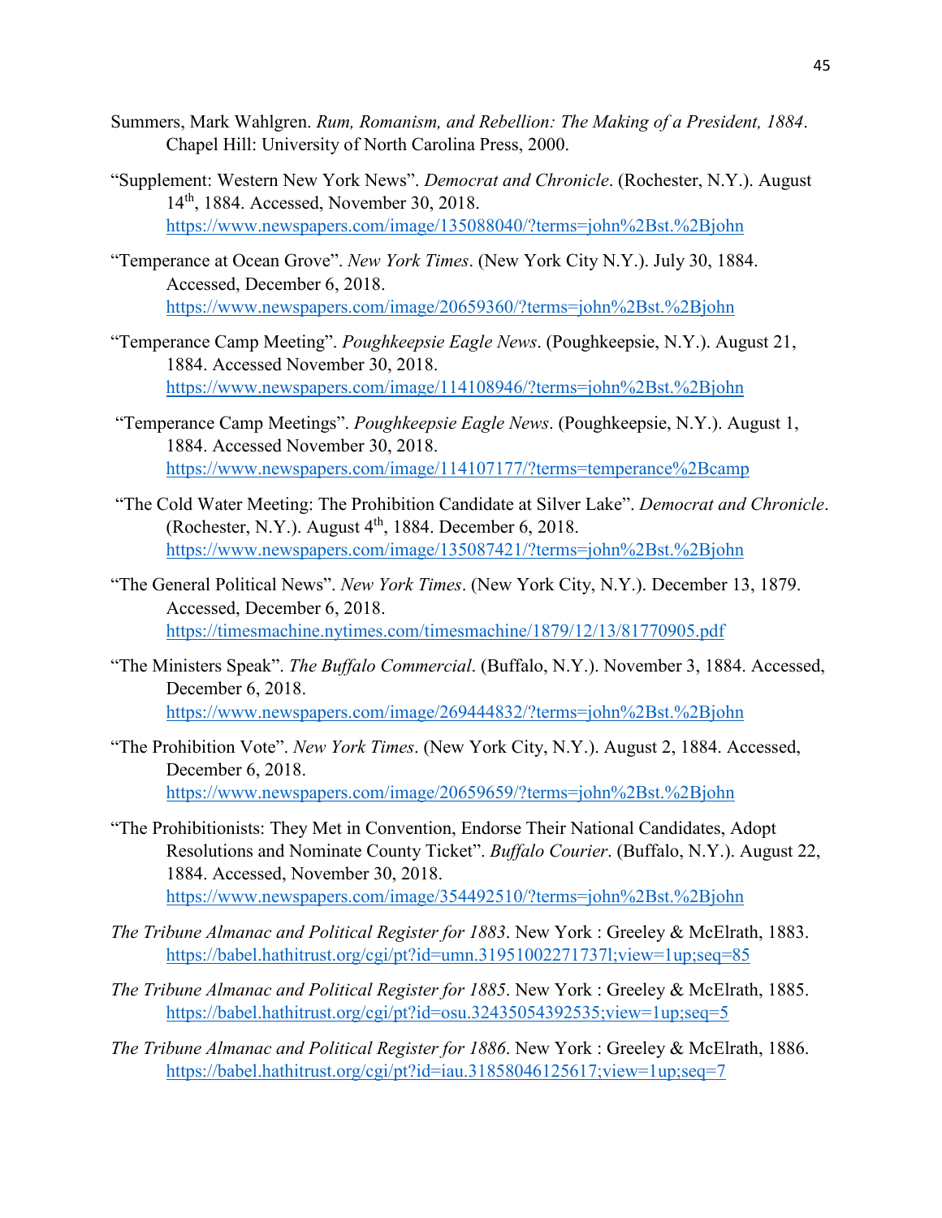Summers, Mark Wahlgren. *Rum, Romanism, and Rebellion: The Making of a President, 1884*. Chapel Hill: University of North Carolina Press, 2000.

"Supplement: Western New York News". *Democrat and Chronicle*. (Rochester, N.Y.). August 14th, 1884. Accessed, November 30, 2018. https://www.newspapers.com/image/135088040/?terms=john%2Bst.%2Bjohn

"Temperance at Ocean Grove". *New York Times*. (New York City N.Y.). July 30, 1884. Accessed, December 6, 2018. https://www.newspapers.com/image/20659360/?terms=john%2Bst.%2Bjohn

"Temperance Camp Meeting". *Poughkeepsie Eagle News*. (Poughkeepsie, N.Y.). August 21, 1884. Accessed November 30, 2018. https://www.newspapers.com/image/114108946/?terms=john%2Bst.%2Bjohn

"Temperance Camp Meetings". *Poughkeepsie Eagle News*. (Poughkeepsie, N.Y.). August 1, 1884. Accessed November 30, 2018. https://www.newspapers.com/image/114107177/?terms=temperance%2Bcamp

"The Cold Water Meeting: The Prohibition Candidate at Silver Lake". *Democrat and Chronicle*. (Rochester, N.Y.). August 4th, 1884. December 6, 2018. https://www.newspapers.com/image/135087421/?terms=john%2Bst.%2Bjohn

"The General Political News". *New York Times*. (New York City, N.Y.). December 13, 1879. Accessed, December 6, 2018. https://timesmachine.nytimes.com/timesmachine/1879/12/13/81770905.pdf

"The Ministers Speak". *The Buffalo Commercial*. (Buffalo, N.Y.). November 3, 1884. Accessed, December 6, 2018. https://www.newspapers.com/image/269444832/?terms=john%2Bst.%2Bjohn

"The Prohibition Vote". *New York Times*. (New York City, N.Y.). August 2, 1884. Accessed, December 6, 2018. https://www.newspapers.com/image/20659659/?terms=john%2Bst.%2Bjohn

"The Prohibitionists: They Met in Convention, Endorse Their National Candidates, Adopt Resolutions and Nominate County Ticket". *Buffalo Courier*. (Buffalo, N.Y.). August 22, 1884. Accessed, November 30, 2018. https://www.newspapers.com/image/354492510/?terms=john%2Bst.%2Bjohn

*The Tribune Almanac and Political Register for 1883*. New York : Greeley & McElrath, 1883. https://babel.hathitrust.org/cgi/pt?id=umn.31951002271737l;view=1up;seq=85

*The Tribune Almanac and Political Register for 1885*. New York : Greeley & McElrath, 1885. https://babel.hathitrust.org/cgi/pt?id=osu.32435054392535;view=1up;seq=5

*The Tribune Almanac and Political Register for 1886*. New York : Greeley & McElrath, 1886. https://babel.hathitrust.org/cgi/pt?id=iau.31858046125617;view=1up;seq=7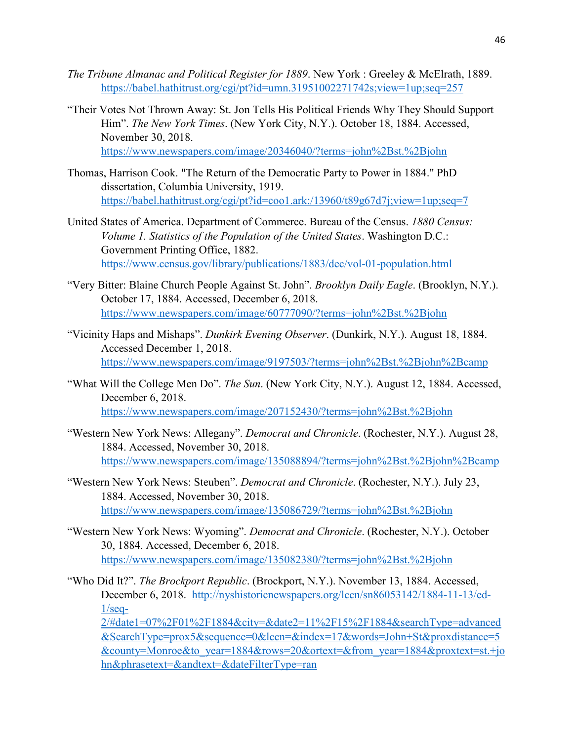*The Tribune Almanac and Political Register for 1889*. New York : Greeley & McElrath, 1889. https://babel.hathitrust.org/cgi/pt?id=umn.31951002271742s;view=1up;seq=257

"Their Votes Not Thrown Away: St. Jon Tells His Political Friends Why They Should Support Him". *The New York Times*. (New York City, N.Y.). October 18, 1884. Accessed, November 30, 2018. https://www.newspapers.com/image/20346040/?terms=john%2Bst.%2Bjohn

Thomas, Harrison Cook. "The Return of the Democratic Party to Power in 1884." PhD dissertation, Columbia University, 1919. https://babel.hathitrust.org/cgi/pt?id=coo1.ark:/13960/t89g67d7j;view=1up;seq=7

United States of America. Department of Commerce. Bureau of the Census. *1880 Census: Volume 1. Statistics of the Population of the United States*. Washington D.C.: Government Printing Office, 1882. https://www.census.gov/library/publications/1883/dec/vol-01-population.html

"Very Bitter: Blaine Church People Against St. John". *Brooklyn Daily Eagle*. (Brooklyn, N.Y.). October 17, 1884. Accessed, December 6, 2018. https://www.newspapers.com/image/60777090/?terms=john%2Bst.%2Bjohn

"Vicinity Haps and Mishaps". *Dunkirk Evening Observer*. (Dunkirk, N.Y.). August 18, 1884. Accessed December 1, 2018. https://www.newspapers.com/image/9197503/?terms=john%2Bst.%2Bjohn%2Bcamp

"What Will the College Men Do". *The Sun*. (New York City, N.Y.). August 12, 1884. Accessed, December 6, 2018. https://www.newspapers.com/image/207152430/?terms=john%2Bst.%2Bjohn

"Western New York News: Allegany". *Democrat and Chronicle*. (Rochester, N.Y.). August 28, 1884. Accessed, November 30, 2018. https://www.newspapers.com/image/135088894/?terms=john%2Bst.%2Bjohn%2Bcamp

"Western New York News: Steuben". *Democrat and Chronicle*. (Rochester, N.Y.). July 23, 1884. Accessed, November 30, 2018. https://www.newspapers.com/image/135086729/?terms=john%2Bst.%2Bjohn

"Western New York News: Wyoming". *Democrat and Chronicle*. (Rochester, N.Y.). October 30, 1884. Accessed, December 6, 2018. https://www.newspapers.com/image/135082380/?terms=john%2Bst.%2Bjohn

"Who Did It?". *The Brockport Republic*. (Brockport, N.Y.). November 13, 1884. Accessed, December 6, 2018. http://nyshistoricnewspapers.org/lccn/sn86053142/1884-11-13/ed-1/seq-2/#date1=07%2F01%2F1884&city=&date2=11%2F15%2F1884&searchType=advanced&SearchType=prox5&sequence=0&lccn=&index=17&words=John+St&proxdistance=5&county=Monroe&to_year=1884&rows=20&ortext=&from_year=1884&proxtext=st.+john&phrasetext=&andtext=&dateFilterType=ran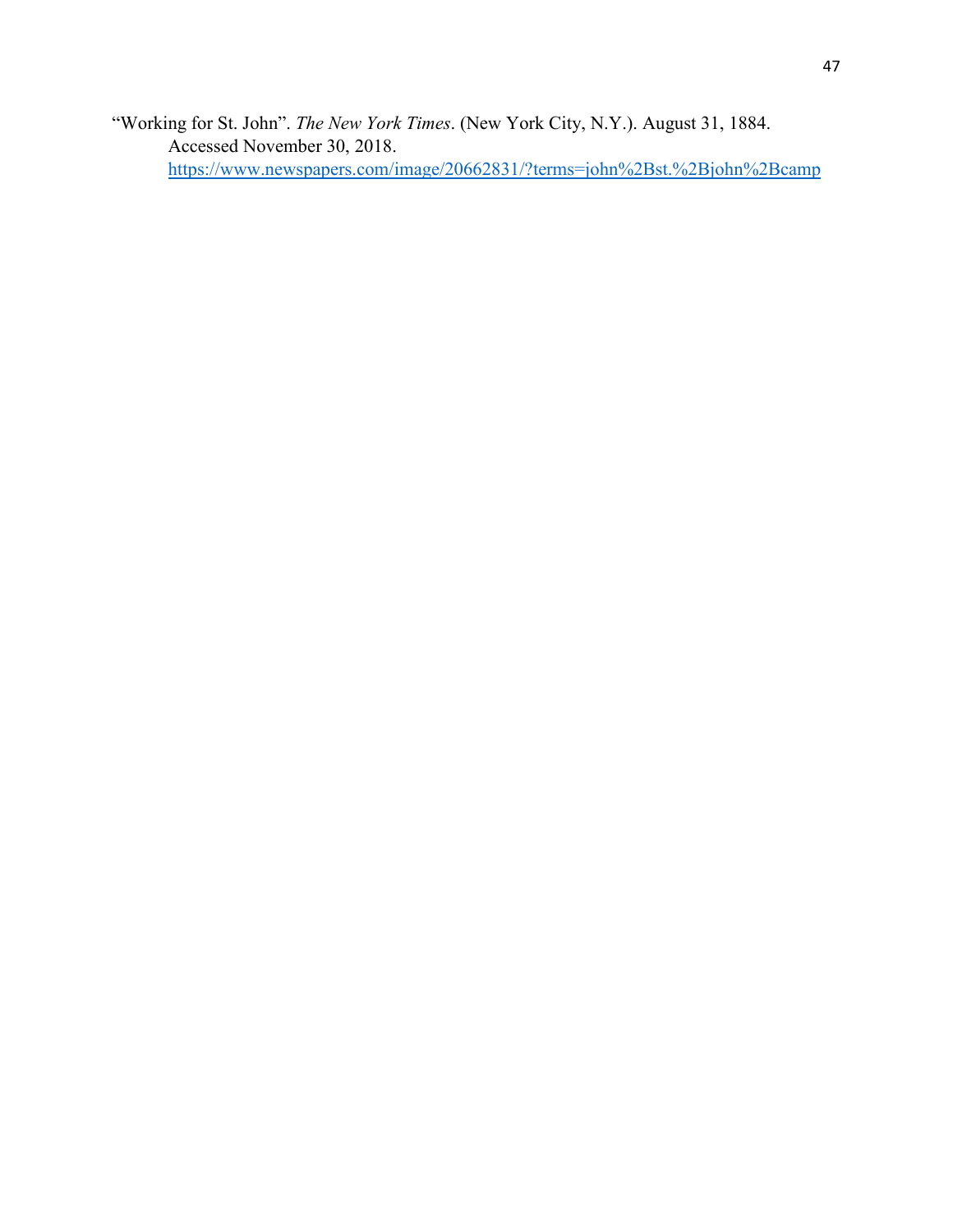"Working for St. John". *The New York Times*. (New York City, N.Y.). August 31, 1884. Accessed November 30, 2018. https://www.newspapers.com/image/20662831/?terms=john%2Bst.%2Bjohn%2Bcamp